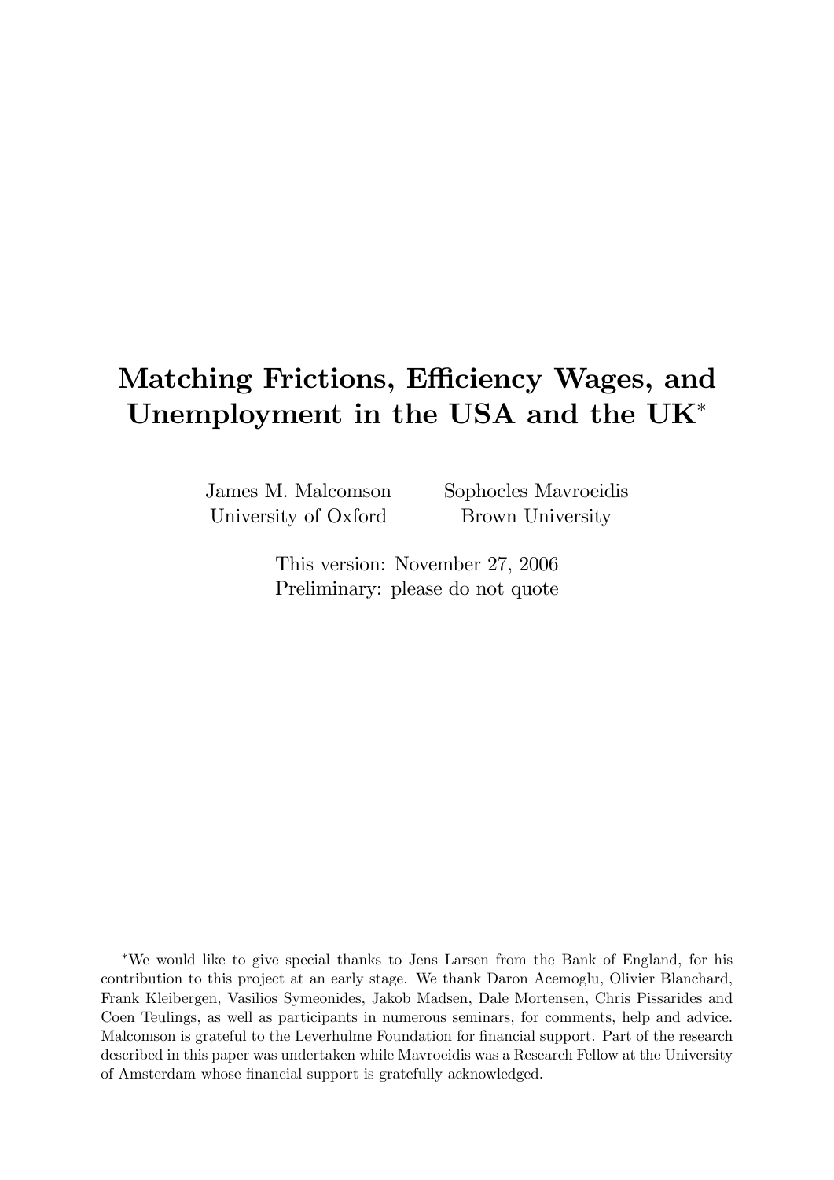# Matching Frictions, Efficiency Wages, and Unemployment in the USA and the UK*

James M. Malcomson
University of Oxford

Sophocles Mavroeidis
Brown University

This version: November 27, 2006
Preliminary: please do not quote

*We would like to give special thanks to Jens Larsen from the Bank of England, for his contribution to this project at an early stage. We thank Daron Acemoglu, Olivier Blanchard, Frank Kleibergen, Vasilios Symeonides, Jakob Madsen, Dale Mortensen, Chris Pissarides and Coen Teulings, as well as participants in numerous seminars, for comments, help and advice. Malcomson is grateful to the Leverhulme Foundation for financial support. Part of the research described in this paper was undertaken while Mavroeidis was a Research Fellow at the University of Amsterdam whose financial support is gratefully acknowledged.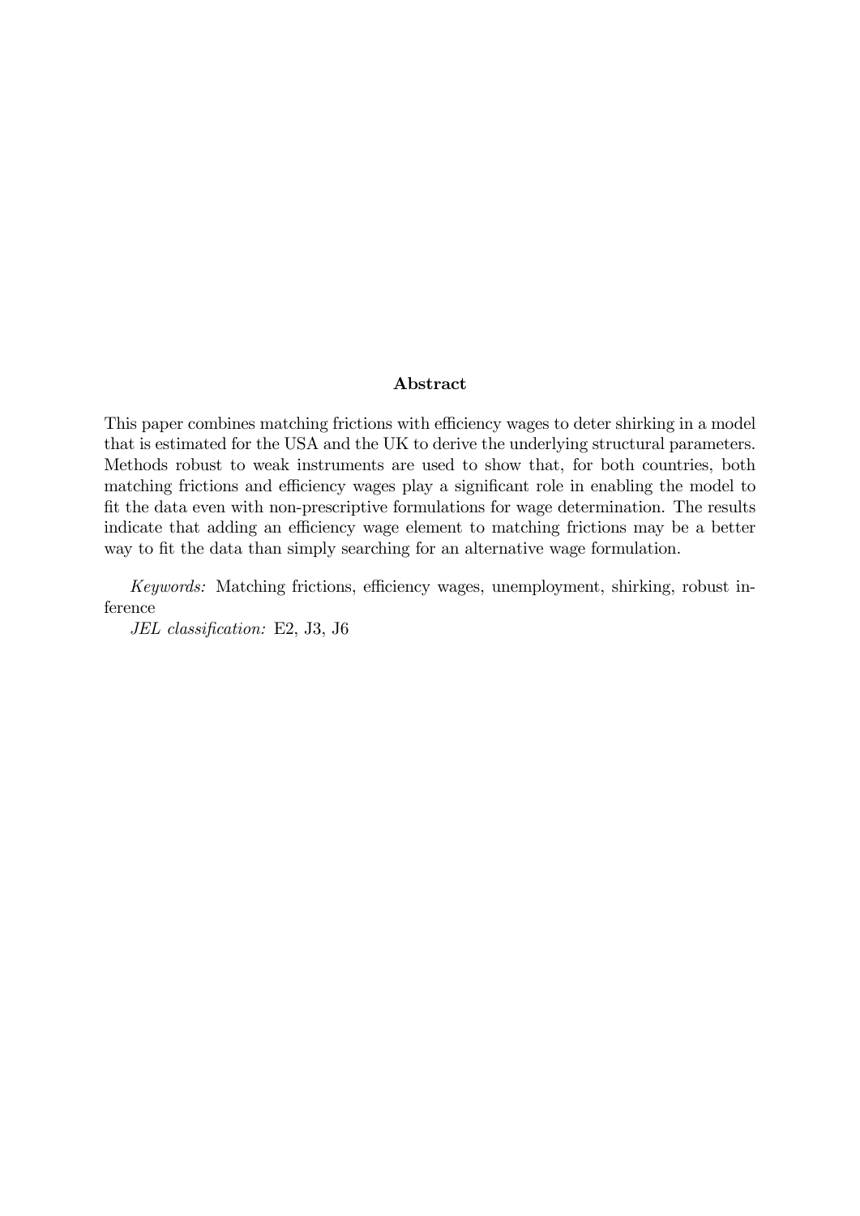## Abstract

This paper combines matching frictions with efficiency wages to deter shirking in a model that is estimated for the USA and the UK to derive the underlying structural parameters. Methods robust to weak instruments are used to show that, for both countries, both matching frictions and efficiency wages play a significant role in enabling the model to fit the data even with non-prescriptive formulations for wage determination. The results indicate that adding an efficiency wage element to matching frictions may be a better way to fit the data than simply searching for an alternative wage formulation.

*Keywords:* Matching frictions, efficiency wages, unemployment, shirking, robust inference

*JEL classification:* E2, J3, J6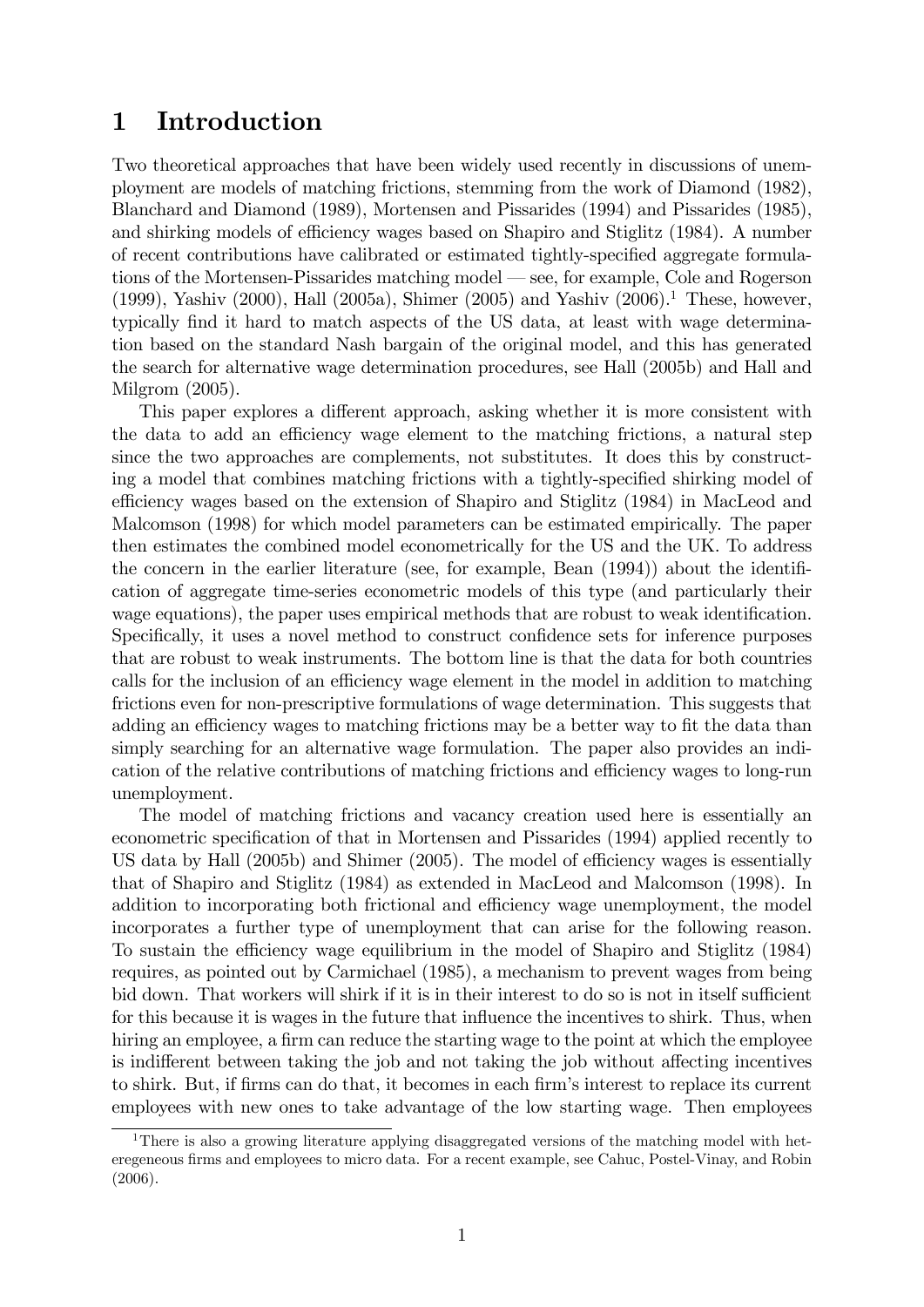# 1 Introduction

Two theoretical approaches that have been widely used recently in discussions of unemployment are models of matching frictions, stemming from the work of Diamond (1982), Blanchard and Diamond (1989), Mortensen and Pissarides (1994) and Pissarides (1985), and shirking models of efficiency wages based on Shapiro and Stiglitz (1984). A number of recent contributions have calibrated or estimated tightly-specified aggregate formulations of the Mortensen-Pissarides matching model — see, for example, Cole and Rogerson (1999), Yashiv (2000), Hall (2005a), Shimer (2005) and Yashiv (2006).[1] These, however, typically find it hard to match aspects of the US data, at least with wage determination based on the standard Nash bargain of the original model, and this has generated the search for alternative wage determination procedures, see Hall (2005b) and Hall and Milgrom (2005).

This paper explores a different approach, asking whether it is more consistent with the data to add an efficiency wage element to the matching frictions, a natural step since the two approaches are complements, not substitutes. It does this by constructing a model that combines matching frictions with a tightly-specified shirking model of efficiency wages based on the extension of Shapiro and Stiglitz (1984) in MacLeod and Malcomson (1998) for which model parameters can be estimated empirically. The paper then estimates the combined model econometrically for the US and the UK. To address the concern in the earlier literature (see, for example, Bean (1994)) about the identification of aggregate time-series econometric models of this type (and particularly their wage equations), the paper uses empirical methods that are robust to weak identification. Specifically, it uses a novel method to construct confidence sets for inference purposes that are robust to weak instruments. The bottom line is that the data for both countries calls for the inclusion of an efficiency wage element in the model in addition to matching frictions even for non-prescriptive formulations of wage determination. This suggests that adding an efficiency wages to matching frictions may be a better way to fit the data than simply searching for an alternative wage formulation. The paper also provides an indication of the relative contributions of matching frictions and efficiency wages to long-run unemployment.

The model of matching frictions and vacancy creation used here is essentially an econometric specification of that in Mortensen and Pissarides (1994) applied recently to US data by Hall (2005b) and Shimer (2005). The model of efficiency wages is essentially that of Shapiro and Stiglitz (1984) as extended in MacLeod and Malcomson (1998). In addition to incorporating both frictional and efficiency wage unemployment, the model incorporates a further type of unemployment that can arise for the following reason. To sustain the efficiency wage equilibrium in the model of Shapiro and Stiglitz (1984) requires, as pointed out by Carmichael (1985), a mechanism to prevent wages from being bid down. That workers will shirk if it is in their interest to do so is not in itself sufficient for this because it is wages in the future that influence the incentives to shirk. Thus, when hiring an employee, a firm can reduce the starting wage to the point at which the employee is indifferent between taking the job and not taking the job without affecting incentives to shirk. But, if firms can do that, it becomes in each firm's interest to replace its current employees with new ones to take advantage of the low starting wage. Then employees

[1] There is also a growing literature applying disaggregated versions of the matching model with heteregeneous firms and employees to micro data. For a recent example, see Cahuc, Postel-Vinay, and Robin (2006).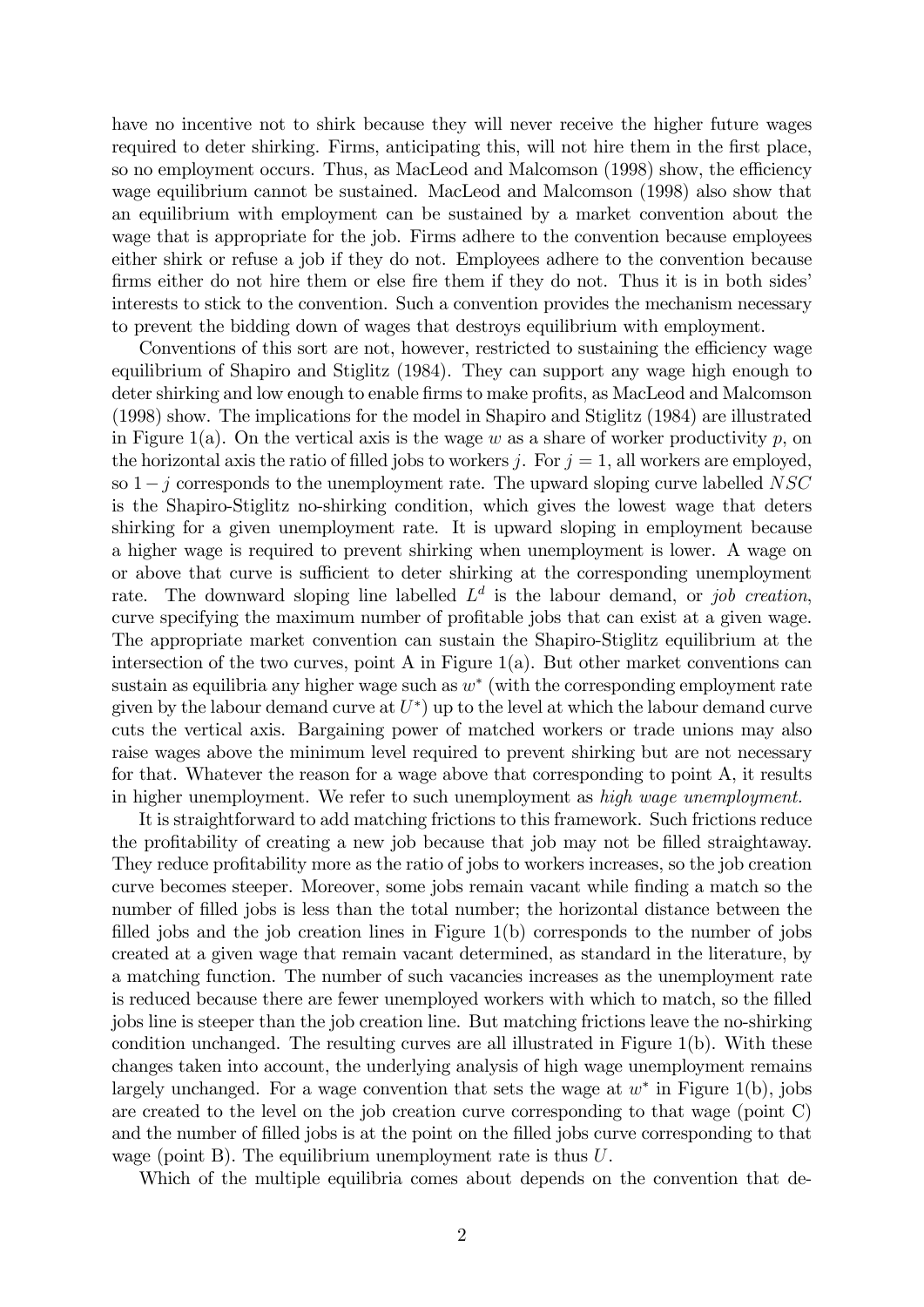have no incentive not to shirk because they will never receive the higher future wages required to deter shirking. Firms, anticipating this, will not hire them in the first place, so no employment occurs. Thus, as MacLeod and Malcomson (1998) show, the efficiency wage equilibrium cannot be sustained. MacLeod and Malcomson (1998) also show that an equilibrium with employment can be sustained by a market convention about the wage that is appropriate for the job. Firms adhere to the convention because employees either shirk or refuse a job if they do not. Employees adhere to the convention because firms either do not hire them or else fire them if they do not. Thus it is in both sides' interests to stick to the convention. Such a convention provides the mechanism necessary to prevent the bidding down of wages that destroys equilibrium with employment.

Conventions of this sort are not, however, restricted to sustaining the efficiency wage equilibrium of Shapiro and Stiglitz (1984). They can support any wage high enough to deter shirking and low enough to enable firms to make profits, as MacLeod and Malcomson (1998) show. The implications for the model in Shapiro and Stiglitz (1984) are illustrated in Figure 1(a). On the vertical axis is the wage $w$ as a share of worker productivity $p$, on the horizontal axis the ratio of filled jobs to workers $j$. For $j = 1$, all workers are employed, so $1 - j$ corresponds to the unemployment rate. The upward sloping curve labelled $NSC$ is the Shapiro-Stiglitz no-shirking condition, which gives the lowest wage that deters shirking for a given unemployment rate. It is upward sloping in employment because a higher wage is required to prevent shirking when unemployment is lower. A wage on or above that curve is sufficient to deter shirking at the corresponding unemployment rate. The downward sloping line labelled $L^d$ is the labour demand, or *job creation*, curve specifying the maximum number of profitable jobs that can exist at a given wage. The appropriate market convention can sustain the Shapiro-Stiglitz equilibrium at the intersection of the two curves, point A in Figure 1(a). But other market conventions can sustain as equilibria any higher wage such as $w^*$ (with the corresponding employment rate given by the labour demand curve at $U^*$) up to the level at which the labour demand curve cuts the vertical axis. Bargaining power of matched workers or trade unions may also raise wages above the minimum level required to prevent shirking but are not necessary for that. Whatever the reason for a wage above that corresponding to point A, it results in higher unemployment. We refer to such unemployment as *high wage unemployment.*

It is straightforward to add matching frictions to this framework. Such frictions reduce the profitability of creating a new job because that job may not be filled straightaway. They reduce profitability more as the ratio of jobs to workers increases, so the job creation curve becomes steeper. Moreover, some jobs remain vacant while finding a match so the number of filled jobs is less than the total number; the horizontal distance between the filled jobs and the job creation lines in Figure 1(b) corresponds to the number of jobs created at a given wage that remain vacant determined, as standard in the literature, by a matching function. The number of such vacancies increases as the unemployment rate is reduced because there are fewer unemployed workers with which to match, so the filled jobs line is steeper than the job creation line. But matching frictions leave the no-shirking condition unchanged. The resulting curves are all illustrated in Figure 1(b). With these changes taken into account, the underlying analysis of high wage unemployment remains largely unchanged. For a wage convention that sets the wage at $w^*$ in Figure 1(b), jobs are created to the level on the job creation curve corresponding to that wage (point C) and the number of filled jobs is at the point on the filled jobs curve corresponding to that wage (point B). The equilibrium unemployment rate is thus $U$.

Which of the multiple equilibria comes about depends on the convention that de-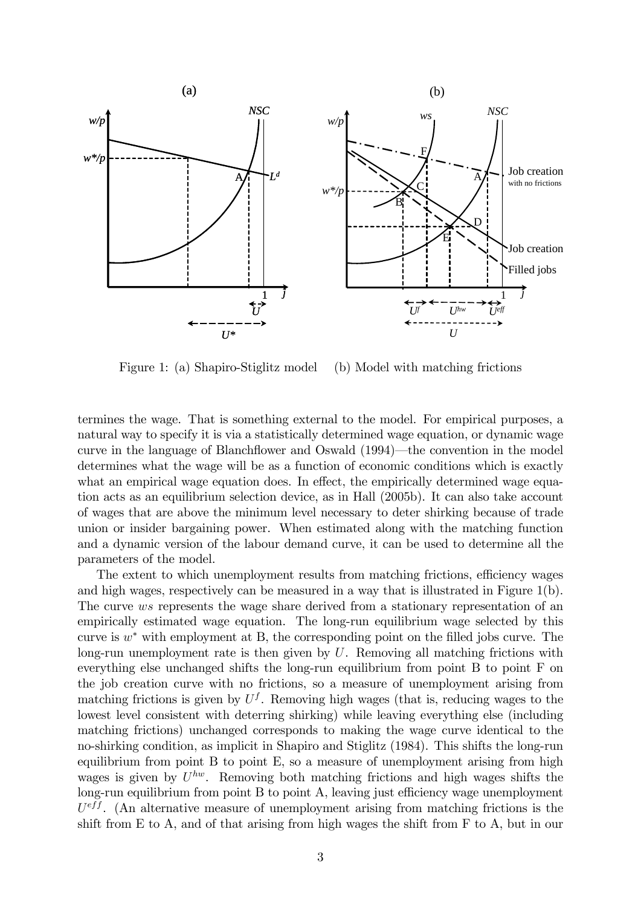Figure 1: (a) Shapiro-Stiglitz model (b) Model with matching frictions

termines the wage. That is something external to the model. For empirical purposes, a natural way to specify it is via a statistically determined wage equation, or dynamic wage curve in the language of Blanchflower and Oswald (1994)—the convention in the model determines what the wage will be as a function of economic conditions which is exactly what an empirical wage equation does. In effect, the empirically determined wage equation acts as an equilibrium selection device, as in Hall (2005b). It can also take account of wages that are above the minimum level necessary to deter shirking because of trade union or insider bargaining power. When estimated along with the matching function and a dynamic version of the labour demand curve, it can be used to determine all the parameters of the model.

The extent to which unemployment results from matching frictions, efficiency wages and high wages, respectively can be measured in a way that is illustrated in Figure 1(b). The curve $ws$ represents the wage share derived from a stationary representation of an empirically estimated wage equation. The long-run equilibrium wage selected by this curve is $w^*$ with employment at B, the corresponding point on the filled jobs curve. The long-run unemployment rate is then given by $U$. Removing all matching frictions with everything else unchanged shifts the long-run equilibrium from point B to point F on the job creation curve with no frictions, so a measure of unemployment arising from matching frictions is given by $U^f$. Removing high wages (that is, reducing wages to the lowest level consistent with deterring shirking) while leaving everything else (including matching frictions) unchanged corresponds to making the wage curve identical to the no-shirking condition, as implicit in Shapiro and Stiglitz (1984). This shifts the long-run equilibrium from point B to point E, so a measure of unemployment arising from high wages is given by $U^{hw}$. Removing both matching frictions and high wages shifts the long-run equilibrium from point B to point A, leaving just efficiency wage unemployment $U^{eff}$. (An alternative measure of unemployment arising from matching frictions is the shift from E to A, and of that arising from high wages the shift from F to A, but in our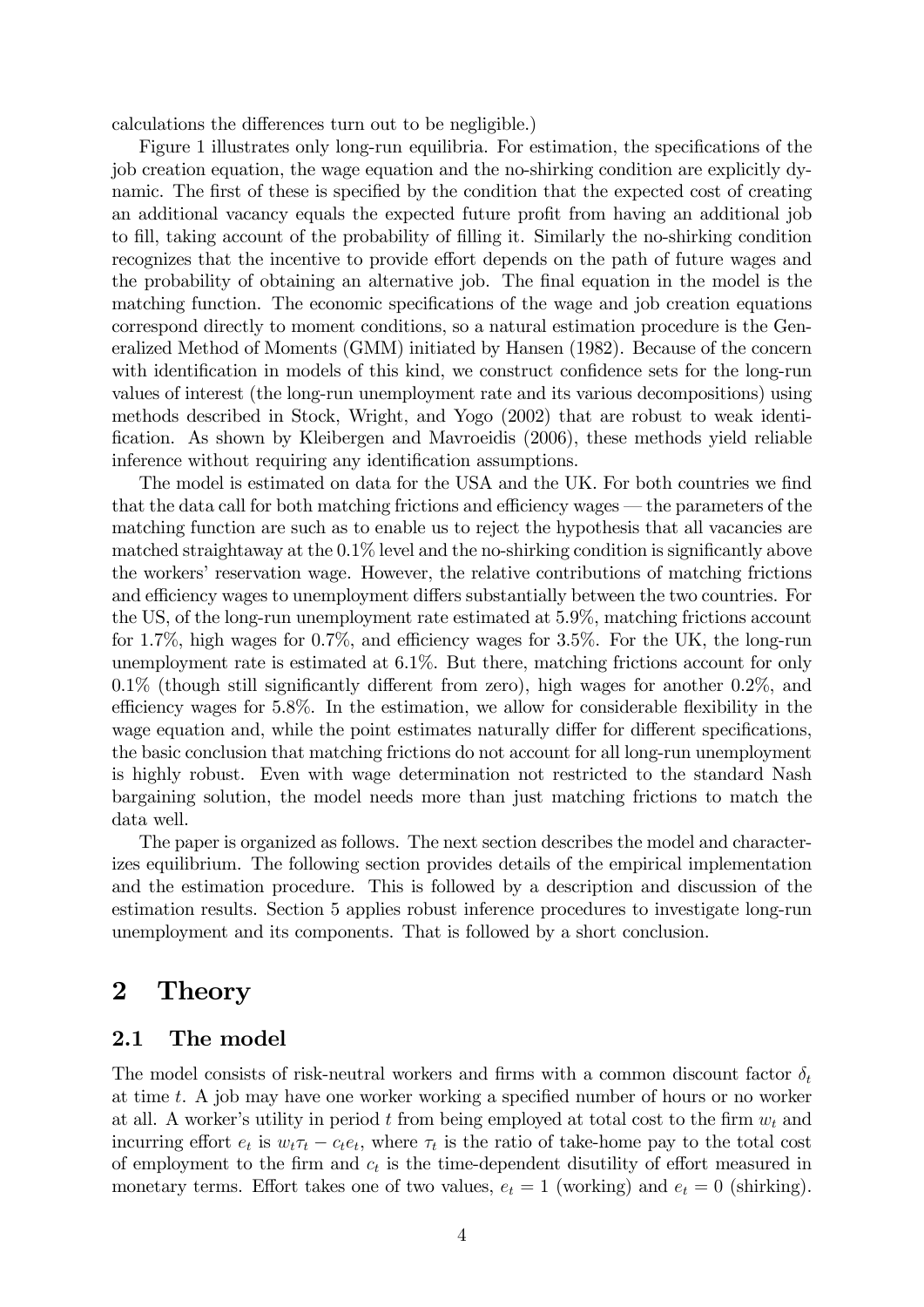calculations the differences turn out to be negligible.)

Figure 1 illustrates only long-run equilibria. For estimation, the specifications of the job creation equation, the wage equation and the no-shirking condition are explicitly dynamic. The first of these is specified by the condition that the expected cost of creating an additional vacancy equals the expected future profit from having an additional job to fill, taking account of the probability of filling it. Similarly the no-shirking condition recognizes that the incentive to provide effort depends on the path of future wages and the probability of obtaining an alternative job. The final equation in the model is the matching function. The economic specifications of the wage and job creation equations correspond directly to moment conditions, so a natural estimation procedure is the Generalized Method of Moments (GMM) initiated by Hansen (1982). Because of the concern with identification in models of this kind, we construct confidence sets for the long-run values of interest (the long-run unemployment rate and its various decompositions) using methods described in Stock, Wright, and Yogo (2002) that are robust to weak identification. As shown by Kleibergen and Mavroeidis (2006), these methods yield reliable inference without requiring any identification assumptions.

The model is estimated on data for the USA and the UK. For both countries we find that the data call for both matching frictions and efficiency wages — the parameters of the matching function are such as to enable us to reject the hypothesis that all vacancies are matched straightaway at the 0.1% level and the no-shirking condition is significantly above the workers' reservation wage. However, the relative contributions of matching frictions and efficiency wages to unemployment differs substantially between the two countries. For the US, of the long-run unemployment rate estimated at 5.9%, matching frictions account for 1.7%, high wages for 0.7%, and efficiency wages for 3.5%. For the UK, the long-run unemployment rate is estimated at 6.1%. But there, matching frictions account for only 0.1% (though still significantly different from zero), high wages for another 0.2%, and efficiency wages for 5.8%. In the estimation, we allow for considerable flexibility in the wage equation and, while the point estimates naturally differ for different specifications, the basic conclusion that matching frictions do not account for all long-run unemployment is highly robust. Even with wage determination not restricted to the standard Nash bargaining solution, the model needs more than just matching frictions to match the data well.

The paper is organized as follows. The next section describes the model and characterizes equilibrium. The following section provides details of the empirical implementation and the estimation procedure. This is followed by a description and discussion of the estimation results. Section 5 applies robust inference procedures to investigate long-run unemployment and its components. That is followed by a short conclusion.

# 2 Theory

## 2.1 The model

The model consists of risk-neutral workers and firms with a common discount factor $\delta_t$ at time $t$. A job may have one worker working a specified number of hours or no worker at all. A worker's utility in period $t$ from being employed at total cost to the firm $w_t$ and incurring effort $e_t$ is $w_t\tau_t - c_t e_t$, where $\tau_t$ is the ratio of take-home pay to the total cost of employment to the firm and $c_t$ is the time-dependent disutility of effort measured in monetary terms. Effort takes one of two values, $e_t = 1$ (working) and $e_t = 0$ (shirking).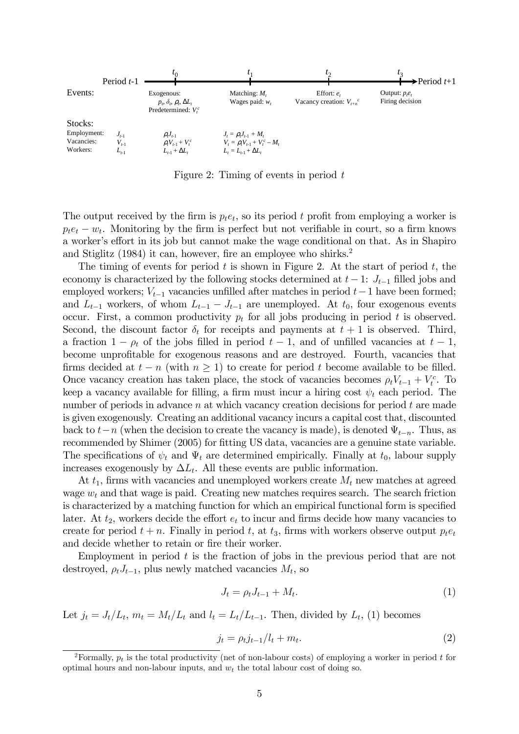| | Period $t$-1 | $t_0$ | $t_1$ | $t_2$ | $t_3$ → Period $t$+1 |
|---|---|---|---|---|---|
| Events: | | Exogenous: $p_t$, $\delta_t$, $\rho_t$, $\Delta L_t$; Predetermined: $V_t^c$ | Matching: $M_t$; Wages paid: $w_t$ | Effort: $e_t$; Vacancy creation: $V_{t+n}^c$ | Output: $p_t e_t$; Firing decision |
| Stocks: | | | | | |
| Employment: | $J_{t-1}$ | $\rho_t J_{t-1}$ | $J_t = \rho_t J_{t-1} + M_t$ | | |
| Vacancies: | $V_{t-1}$ | $\rho_t V_{t-1} + V_t^c$ | $V_t = \rho_t V_{t-1} + V_t^c - M_t$ | | |
| Workers: | $L_{t-1}$ | $L_{t-1} + \Delta L_t$ | $L_t = L_{t-1} + \Delta L_t$ | | |

Figure 2: Timing of events in period $t$

The output received by the firm is $p_t e_t$, so its period $t$ profit from employing a worker is $p_t e_t - w_t$. Monitoring by the firm is perfect but not verifiable in court, so a firm knows a worker's effort in its job but cannot make the wage conditional on that. As in Shapiro and Stiglitz (1984) it can, however, fire an employee who shirks.[2]

The timing of events for period $t$ is shown in Figure 2. At the start of period $t$, the economy is characterized by the following stocks determined at $t-1$: $J_{t-1}$ filled jobs and employed workers; $V_{t-1}$ vacancies unfilled after matches in period $t-1$ have been formed; and $L_{t-1}$ workers, of whom $L_{t-1} - J_{t-1}$ are unemployed. At $t_0$, four exogenous events occur. First, a common productivity $p_t$ for all jobs producing in period $t$ is observed. Second, the discount factor $\delta_t$ for receipts and payments at $t+1$ is observed. Third, a fraction $1 - \rho_t$ of the jobs filled in period $t-1$, and of unfilled vacancies at $t-1$, become unprofitable for exogenous reasons and are destroyed. Fourth, vacancies that firms decided at $t-n$ (with $n \geq 1$) to create for period $t$ become available to be filled. Once vacancy creation has taken place, the stock of vacancies becomes $\rho_t V_{t-1} + V_t^c$. To keep a vacancy available for filling, a firm must incur a hiring cost $\psi_t$ each period. The number of periods in advance $n$ at which vacancy creation decisions for period $t$ are made is given exogenously. Creating an additional vacancy incurs a capital cost that, discounted back to $t-n$ (when the decision to create the vacancy is made), is denoted $\Psi_{t-n}$. Thus, as recommended by Shimer (2005) for fitting US data, vacancies are a genuine state variable. The specifications of $\psi_t$ and $\Psi_t$ are determined empirically. Finally at $t_0$, labour supply increases exogenously by $\Delta L_t$. All these events are public information.

At $t_1$, firms with vacancies and unemployed workers create $M_t$ new matches at agreed wage $w_t$ and that wage is paid. Creating new matches requires search. The search friction is characterized by a matching function for which an empirical functional form is specified later. At $t_2$, workers decide the effort $e_t$ to incur and firms decide how many vacancies to create for period $t+n$. Finally in period $t$, at $t_3$, firms with workers observe output $p_t e_t$ and decide whether to retain or fire their worker.

Employment in period $t$ is the fraction of jobs in the previous period that are not destroyed, $\rho_t J_{t-1}$, plus newly matched vacancies $M_t$, so

$$J_t = \rho_t J_{t-1} + M_t. \tag{1}$$

Let $j_t = J_t / L_t$, $m_t = M_t / L_t$ and $l_t = L_t / L_{t-1}$. Then, divided by $L_t$, (1) becomes

$$j_t = \rho_t j_{t-1} / l_t + m_t. \tag{2}$$

[2]Formally, $p_t$ is the total productivity (net of non-labour costs) of employing a worker in period $t$ for optimal hours and non-labour inputs, and $w_t$ the total labour cost of doing so.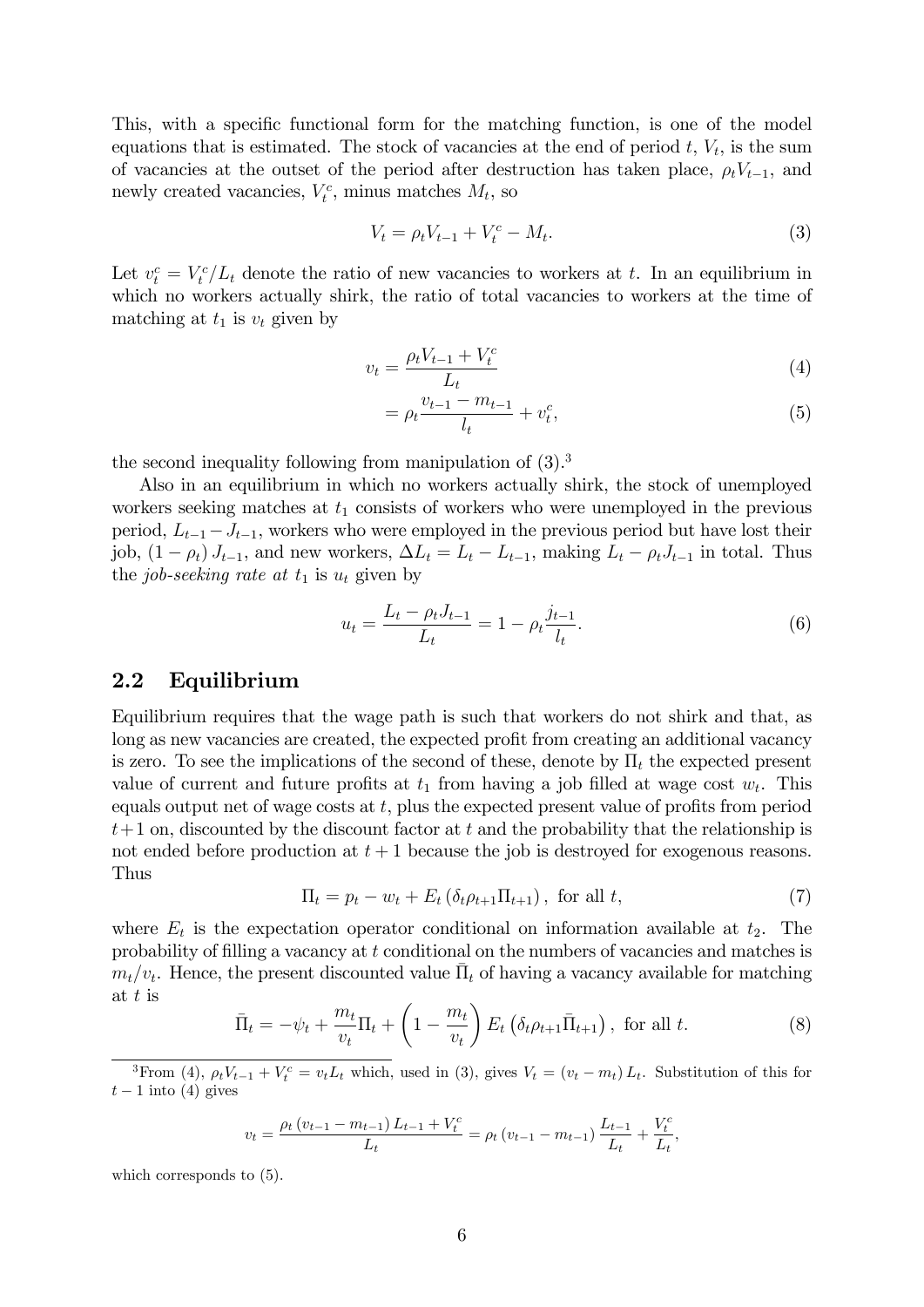This, with a specific functional form for the matching function, is one of the model equations that is estimated. The stock of vacancies at the end of period $t$, $V_t$, is the sum of vacancies at the outset of the period after destruction has taken place, $\rho_t V_{t-1}$, and newly created vacancies, $V_t^c$, minus matches $M_t$, so

$$V_t = \rho_t V_{t-1} + V_t^c - M_t. \tag{3}$$

Let $v_t^c = V_t^c / L_t$ denote the ratio of new vacancies to workers at $t$. In an equilibrium in which no workers actually shirk, the ratio of total vacancies to workers at the time of matching at $t_1$ is $v_t$ given by

$$v_t = \frac{\rho_t V_{t-1} + V_t^c}{L_t} \tag{4}$$

$$= \rho_t \frac{v_{t-1} - m_{t-1}}{l_t} + v_t^c, \tag{5}$$

the second inequality following from manipulation of (3).[3]

Also in an equilibrium in which no workers actually shirk, the stock of unemployed workers seeking matches at $t_1$ consists of workers who were unemployed in the previous period, $L_{t-1} - J_{t-1}$, workers who were employed in the previous period but have lost their job, $(1-\rho_t) J_{t-1}$, and new workers, $\Delta L_t = L_t - L_{t-1}$, making $L_t - \rho_t J_{t-1}$ in total. Thus the *job-seeking rate at $t_1$* is $u_t$ given by

$$u_t = \frac{L_t - \rho_t J_{t-1}}{L_t} = 1 - \rho_t \frac{j_{t-1}}{l_t}. \tag{6}$$

## 2.2 Equilibrium

Equilibrium requires that the wage path is such that workers do not shirk and that, as long as new vacancies are created, the expected profit from creating an additional vacancy is zero. To see the implications of the second of these, denote by $\Pi_t$ the expected present value of current and future profits at $t_1$ from having a job filled at wage cost $w_t$. This equals output net of wage costs at $t$, plus the expected present value of profits from period $t+1$ on, discounted by the discount factor at $t$ and the probability that the relationship is not ended before production at $t+1$ because the job is destroyed for exogenous reasons. Thus

$$\Pi_t = p_t - w_t + E_t \left( \delta_t \rho_{t+1} \Pi_{t+1} \right), \text{ for all } t, \tag{7}$$

where $E_t$ is the expectation operator conditional on information available at $t_2$. The probability of filling a vacancy at $t$ conditional on the numbers of vacancies and matches is $m_t / v_t$. Hence, the present discounted value $\bar{\Pi}_t$ of having a vacancy available for matching at $t$ is

$$\bar{\Pi}_t = -\psi_t + \frac{m_t}{v_t} \Pi_t + \left( 1 - \frac{m_t}{v_t} \right) E_t \left( \delta_t \rho_{t+1} \bar{\Pi}_{t+1} \right), \text{ for all } t. \tag{8}$$

---

[3] From (4), $\rho_t V_{t-1} + V_t^c = v_t L_t$ which, used in (3), gives $V_t = (v_t - m_t) L_t$. Substitution of this for $t-1$ into (4) gives

$$v_t = \frac{\rho_t (v_{t-1} - m_{t-1}) L_{t-1} + V_t^c}{L_t} = \rho_t (v_{t-1} - m_{t-1}) \frac{L_{t-1}}{L_t} + \frac{V_t^c}{L_t},$$

which corresponds to (5).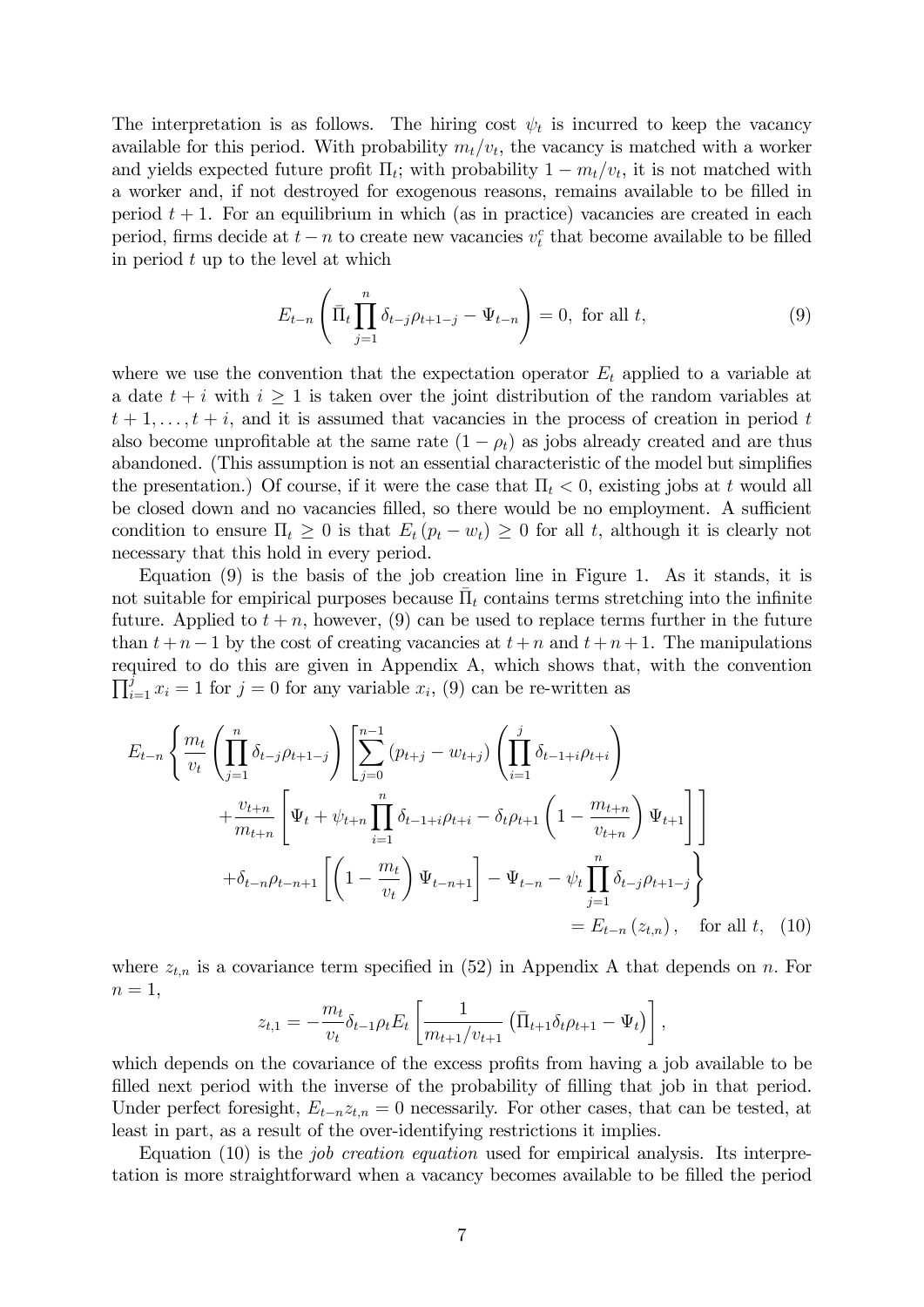The interpretation is as follows. The hiring cost $\psi_t$ is incurred to keep the vacancy available for this period. With probability $m_t/v_t$, the vacancy is matched with a worker and yields expected future profit $\Pi_t$; with probability $1 - m_t/v_t$, it is not matched with a worker and, if not destroyed for exogenous reasons, remains available to be filled in period $t+1$. For an equilibrium in which (as in practice) vacancies are created in each period, firms decide at $t-n$ to create new vacancies $v_t^c$ that become available to be filled in period $t$ up to the level at which

$$E_{t-n}\left(\bar{\Pi}_t \prod_{j=1}^{n} \delta_{t-j}\rho_{t+1-j} - \Psi_{t-n}\right) = 0, \text{ for all } t, \tag{9}$$

where we use the convention that the expectation operator $E_t$ applied to a variable at a date $t+i$ with $i \geq 1$ is taken over the joint distribution of the random variables at $t+1, \ldots, t+i$, and it is assumed that vacancies in the process of creation in period $t$ also become unprofitable at the same rate $(1-\rho_t)$ as jobs already created and are thus abandoned. (This assumption is not an essential characteristic of the model but simplifies the presentation.) Of course, if it were the case that $\Pi_t < 0$, existing jobs at $t$ would all be closed down and no vacancies filled, so there would be no employment. A sufficient condition to ensure $\Pi_t \geq 0$ is that $E_t(p_t - w_t) \geq 0$ for all $t$, although it is clearly not necessary that this hold in every period.

Equation (9) is the basis of the job creation line in Figure 1. As it stands, it is not suitable for empirical purposes because $\bar{\Pi}_t$ contains terms stretching into the infinite future. Applied to $t+n$, however, (9) can be used to replace terms further in the future than $t+n-1$ by the cost of creating vacancies at $t+n$ and $t+n+1$. The manipulations required to do this are given in Appendix A, which shows that, with the convention $\prod_{i=1}^{j} x_i = 1$ for $j = 0$ for any variable $x_i$, (9) can be re-written as

$$\begin{aligned}
E_{t-n}\Bigg\{ \frac{m_t}{v_t}\left(\prod_{j=1}^{n}\delta_{t-j}\rho_{t+1-j}\right)\Bigg[ & \sum_{j=0}^{n-1}(p_{t+j}-w_{t+j})\left(\prod_{i=1}^{j}\delta_{t-1+i}\rho_{t+i}\right) \\
& + \frac{v_{t+n}}{m_{t+n}}\left[\Psi_t + \psi_{t+n}\prod_{i=1}^{n}\delta_{t-1+i}\rho_{t+i} - \delta_t\rho_{t+1}\left(1-\frac{m_{t+n}}{v_{t+n}}\right)\Psi_{t+1}\right]\Bigg] \\
& + \delta_{t-n}\rho_{t-n+1}\left[\left(1-\frac{m_t}{v_t}\right)\Psi_{t-n+1}\right] - \Psi_{t-n} - \psi_t\prod_{j=1}^{n}\delta_{t-j}\rho_{t+1-j}\Bigg\} \\
& = E_{t-n}(z_{t,n}), \quad \text{for all } t, \quad (10)
\end{aligned}$$

where $z_{t,n}$ is a covariance term specified in (52) in Appendix A that depends on $n$. For $n=1$,

$$z_{t,1} = -\frac{m_t}{v_t}\delta_{t-1}\rho_t E_t\left[\frac{1}{m_{t+1}/v_{t+1}}\left(\bar{\Pi}_{t+1}\delta_t\rho_{t+1} - \Psi_t\right)\right],$$

which depends on the covariance of the excess profits from having a job available to be filled next period with the inverse of the probability of filling that job in that period. Under perfect foresight, $E_{t-n}z_{t,n} = 0$ necessarily. For other cases, that can be tested, at least in part, as a result of the over-identifying restrictions it implies.

Equation (10) is the *job creation equation* used for empirical analysis. Its interpretation is more straightforward when a vacancy becomes available to be filled the period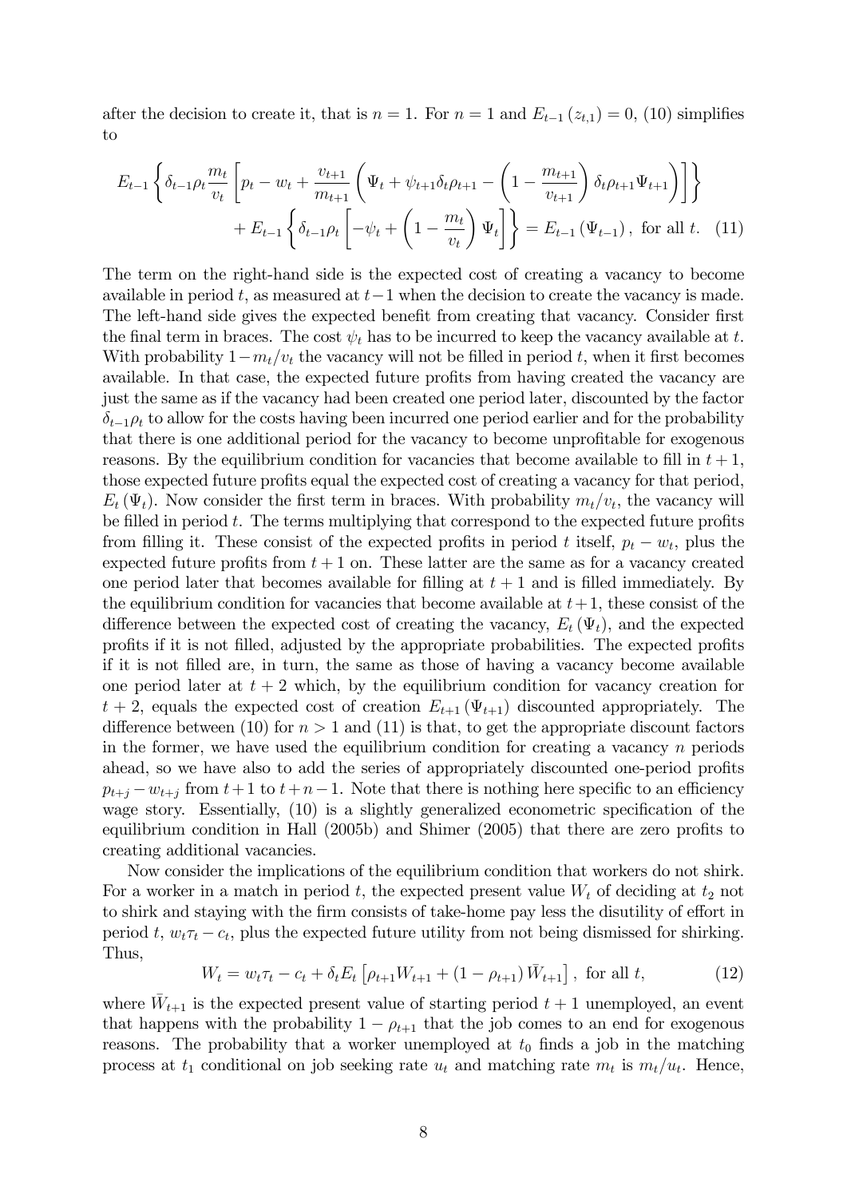after the decision to create it, that is $n = 1$. For $n = 1$ and $E_{t-1}(z_{t,1}) = 0$, (10) simplifies to

$$E_{t-1}\left\{\delta_{t-1}\rho_t \frac{m_t}{v_t}\left[p_t - w_t + \frac{v_{t+1}}{m_{t+1}}\left(\Psi_t + \psi_{t+1}\delta_t\rho_{t+1} - \left(1 - \frac{m_{t+1}}{v_{t+1}}\right)\delta_t\rho_{t+1}\Psi_{t+1}\right)\right]\right\} + E_{t-1}\left\{\delta_{t-1}\rho_t\left[-\psi_t + \left(1 - \frac{m_t}{v_t}\right)\Psi_t\right]\right\} = E_{t-1}(\Psi_{t-1}), \text{ for all } t. \quad (11)$$

The term on the right-hand side is the expected cost of creating a vacancy to become available in period $t$, as measured at $t-1$ when the decision to create the vacancy is made. The left-hand side gives the expected benefit from creating that vacancy. Consider first the final term in braces. The cost $\psi_t$ has to be incurred to keep the vacancy available at $t$. With probability $1 - m_t/v_t$ the vacancy will not be filled in period $t$, when it first becomes available. In that case, the expected future profits from having created the vacancy are just the same as if the vacancy had been created one period later, discounted by the factor $\delta_{t-1}\rho_t$ to allow for the costs having been incurred one period earlier and for the probability that there is one additional period for the vacancy to become unprofitable for exogenous reasons. By the equilibrium condition for vacancies that become available to fill in $t+1$, those expected future profits equal the expected cost of creating a vacancy for that period, $E_t(\Psi_t)$. Now consider the first term in braces. With probability $m_t/v_t$, the vacancy will be filled in period $t$. The terms multiplying that correspond to the expected future profits from filling it. These consist of the expected profits in period $t$ itself, $p_t - w_t$, plus the expected future profits from $t+1$ on. These latter are the same as for a vacancy created one period later that becomes available for filling at $t+1$ and is filled immediately. By the equilibrium condition for vacancies that become available at $t+1$, these consist of the difference between the expected cost of creating the vacancy, $E_t(\Psi_t)$, and the expected profits if it is not filled, adjusted by the appropriate probabilities. The expected profits if it is not filled are, in turn, the same as those of having a vacancy become available one period later at $t+2$ which, by the equilibrium condition for vacancy creation for $t+2$, equals the expected cost of creation $E_{t+1}(\Psi_{t+1})$ discounted appropriately. The difference between (10) for $n > 1$ and (11) is that, to get the appropriate discount factors in the former, we have used the equilibrium condition for creating a vacancy $n$ periods ahead, so we have also to add the series of appropriately discounted one-period profits $p_{t+j} - w_{t+j}$ from $t+1$ to $t+n-1$. Note that there is nothing here specific to an efficiency wage story. Essentially, (10) is a slightly generalized econometric specification of the equilibrium condition in Hall (2005b) and Shimer (2005) that there are zero profits to creating additional vacancies.

Now consider the implications of the equilibrium condition that workers do not shirk. For a worker in a match in period $t$, the expected present value $W_t$ of deciding at $t_2$ not to shirk and staying with the firm consists of take-home pay less the disutility of effort in period $t$, $w_t\tau_t - c_t$, plus the expected future utility from not being dismissed for shirking. Thus,

$$W_t = w_t\tau_t - c_t + \delta_t E_t\left[\rho_{t+1}W_{t+1} + (1 - \rho_{t+1})\bar{W}_{t+1}\right], \text{ for all } t, \quad (12)$$

where $\bar{W}_{t+1}$ is the expected present value of starting period $t+1$ unemployed, an event that happens with the probability $1 - \rho_{t+1}$ that the job comes to an end for exogenous reasons. The probability that a worker unemployed at $t_0$ finds a job in the matching process at $t_1$ conditional on job seeking rate $u_t$ and matching rate $m_t$ is $m_t/u_t$. Hence,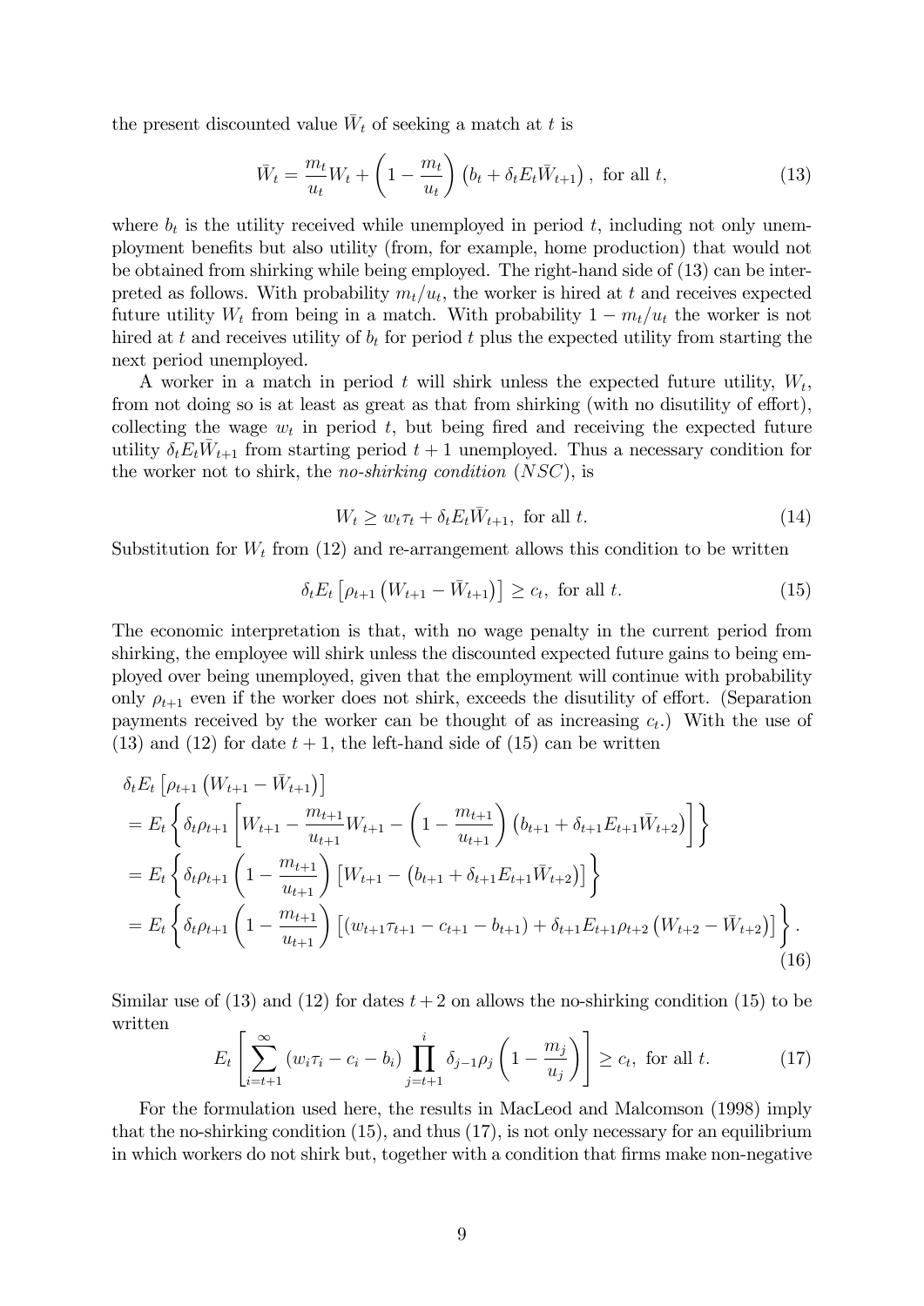the present discounted value $\bar{W}_t$ of seeking a match at $t$ is

$$\bar{W}_t = \frac{m_t}{u_t} W_t + \left(1 - \frac{m_t}{u_t}\right)\left(b_t + \delta_t E_t \bar{W}_{t+1}\right), \text{ for all } t, \tag{13}$$

where $b_t$ is the utility received while unemployed in period $t$, including not only unemployment benefits but also utility (from, for example, home production) that would not be obtained from shirking while being employed. The right-hand side of (13) can be interpreted as follows. With probability $m_t/u_t$, the worker is hired at $t$ and receives expected future utility $W_t$ from being in a match. With probability $1 - m_t/u_t$ the worker is not hired at $t$ and receives utility of $b_t$ for period $t$ plus the expected utility from starting the next period unemployed.

A worker in a match in period $t$ will shirk unless the expected future utility, $W_t$, from not doing so is at least as great as that from shirking (with no disutility of effort), collecting the wage $w_t$ in period $t$, but being fired and receiving the expected future utility $\delta_t E_t \bar{W}_{t+1}$ from starting period $t+1$ unemployed. Thus a necessary condition for the worker not to shirk, the *no-shirking condition* (*NSC*), is

$$W_t \geq w_t \tau_t + \delta_t E_t \bar{W}_{t+1}, \text{ for all } t. \tag{14}$$

Substitution for $W_t$ from (12) and re-arrangement allows this condition to be written

$$\delta_t E_t \left[\rho_{t+1}\left(W_{t+1} - \bar{W}_{t+1}\right)\right] \geq c_t, \text{ for all } t. \tag{15}$$

The economic interpretation is that, with no wage penalty in the current period from shirking, the employee will shirk unless the discounted expected future gains to being employed over being unemployed, given that the employment will continue with probability only $\rho_{t+1}$ even if the worker does not shirk, exceeds the disutility of effort. (Separation payments received by the worker can be thought of as increasing $c_t$.) With the use of (13) and (12) for date $t+1$, the left-hand side of (15) can be written

$$\begin{aligned}
&\delta_t E_t \left[\rho_{t+1}\left(W_{t+1} - \bar{W}_{t+1}\right)\right] \\
&= E_t \left\{ \delta_t \rho_{t+1} \left[ W_{t+1} - \frac{m_{t+1}}{u_{t+1}} W_{t+1} - \left(1 - \frac{m_{t+1}}{u_{t+1}}\right)\left(b_{t+1} + \delta_{t+1} E_{t+1} \bar{W}_{t+2}\right) \right] \right\} \\
&= E_t \left\{ \delta_t \rho_{t+1} \left(1 - \frac{m_{t+1}}{u_{t+1}}\right) \left[ W_{t+1} - \left(b_{t+1} + \delta_{t+1} E_{t+1} \bar{W}_{t+2}\right) \right] \right\} \\
&= E_t \left\{ \delta_t \rho_{t+1} \left(1 - \frac{m_{t+1}}{u_{t+1}}\right) \left[ \left(w_{t+1}\tau_{t+1} - c_{t+1} - b_{t+1}\right) + \delta_{t+1} E_{t+1} \rho_{t+2} \left(W_{t+2} - \bar{W}_{t+2}\right) \right] \right\}.
\end{aligned} \tag{16}$$

Similar use of (13) and (12) for dates $t+2$ on allows the no-shirking condition (15) to be written

$$E_t \left[ \sum_{i=t+1}^{\infty} \left(w_i \tau_i - c_i - b_i\right) \prod_{j=t+1}^{i} \delta_{j-1} \rho_j \left(1 - \frac{m_j}{u_j}\right) \right] \geq c_t, \text{ for all } t. \tag{17}$$

For the formulation used here, the results in MacLeod and Malcomson (1998) imply that the no-shirking condition (15), and thus (17), is not only necessary for an equilibrium in which workers do not shirk but, together with a condition that firms make non-negative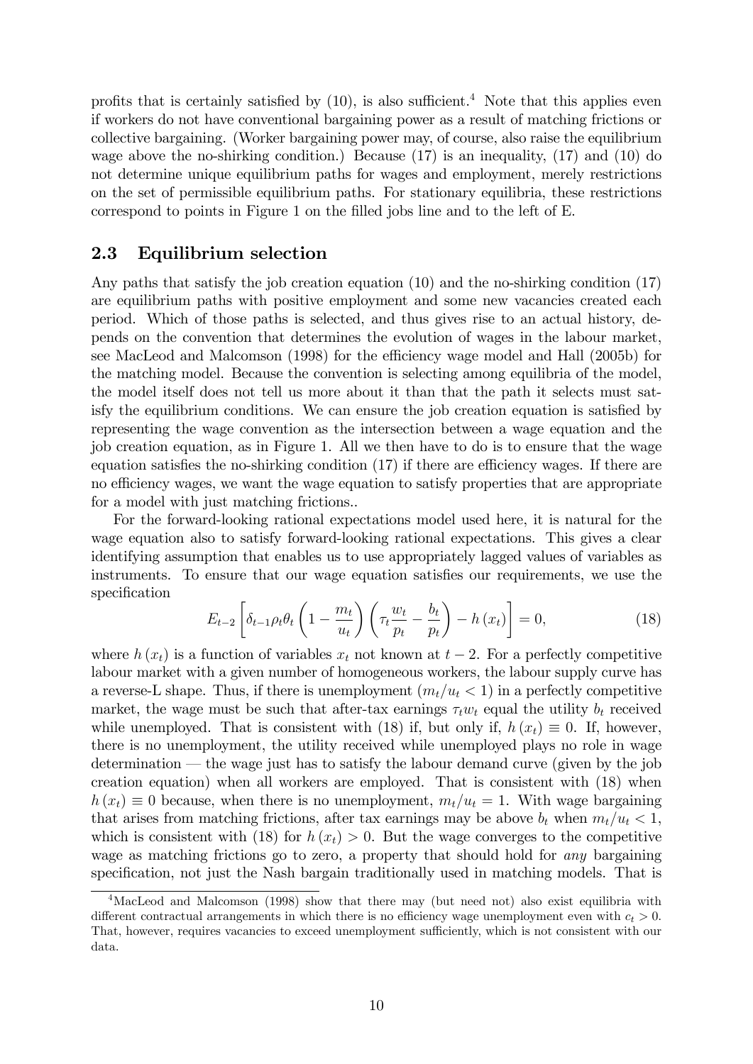profits that is certainly satisfied by (10), is also sufficient.[4] Note that this applies even if workers do not have conventional bargaining power as a result of matching frictions or collective bargaining. (Worker bargaining power may, of course, also raise the equilibrium wage above the no-shirking condition.) Because (17) is an inequality, (17) and (10) do not determine unique equilibrium paths for wages and employment, merely restrictions on the set of permissible equilibrium paths. For stationary equilibria, these restrictions correspond to points in Figure 1 on the filled jobs line and to the left of E.

## 2.3 Equilibrium selection

Any paths that satisfy the job creation equation (10) and the no-shirking condition (17) are equilibrium paths with positive employment and some new vacancies created each period. Which of those paths is selected, and thus gives rise to an actual history, depends on the convention that determines the evolution of wages in the labour market, see MacLeod and Malcomson (1998) for the efficiency wage model and Hall (2005b) for the matching model. Because the convention is selecting among equilibria of the model, the model itself does not tell us more about it than that the path it selects must satisfy the equilibrium conditions. We can ensure the job creation equation is satisfied by representing the wage convention as the intersection between a wage equation and the job creation equation, as in Figure 1. All we then have to do is to ensure that the wage equation satisfies the no-shirking condition (17) if there are efficiency wages. If there are no efficiency wages, we want the wage equation to satisfy properties that are appropriate for a model with just matching frictions..

For the forward-looking rational expectations model used here, it is natural for the wage equation also to satisfy forward-looking rational expectations. This gives a clear identifying assumption that enables us to use appropriately lagged values of variables as instruments. To ensure that our wage equation satisfies our requirements, we use the specification

$$E_{t-2}\left[\delta_{t-1}\rho_t\theta_t\left(1-\frac{m_t}{u_t}\right)\left(\tau_t\frac{w_t}{p_t}-\frac{b_t}{p_t}\right)-h\left(x_t\right)\right]=0, \tag{18}$$

where $h\left(x_t\right)$ is a function of variables $x_t$ not known at $t-2$. For a perfectly competitive labour market with a given number of homogeneous workers, the labour supply curve has a reverse-L shape. Thus, if there is unemployment ($m_t/u_t<1$) in a perfectly competitive market, the wage must be such that after-tax earnings $\tau_t w_t$ equal the utility $b_t$ received while unemployed. That is consistent with (18) if, but only if, $h\left(x_t\right)\equiv 0$. If, however, there is no unemployment, the utility received while unemployed plays no role in wage determination — the wage just has to satisfy the labour demand curve (given by the job creation equation) when all workers are employed. That is consistent with (18) when $h\left(x_t\right)\equiv 0$ because, when there is no unemployment, $m_t/u_t=1$. With wage bargaining that arises from matching frictions, after tax earnings may be above $b_t$ when $m_t/u_t<1$, which is consistent with (18) for $h\left(x_t\right)>0$. But the wage converges to the competitive wage as matching frictions go to zero, a property that should hold for *any* bargaining specification, not just the Nash bargain traditionally used in matching models. That is

[4] MacLeod and Malcomson (1998) show that there may (but need not) also exist equilibria with different contractual arrangements in which there is no efficiency wage unemployment even with $c_t>0$. That, however, requires vacancies to exceed unemployment sufficiently, which is not consistent with our data.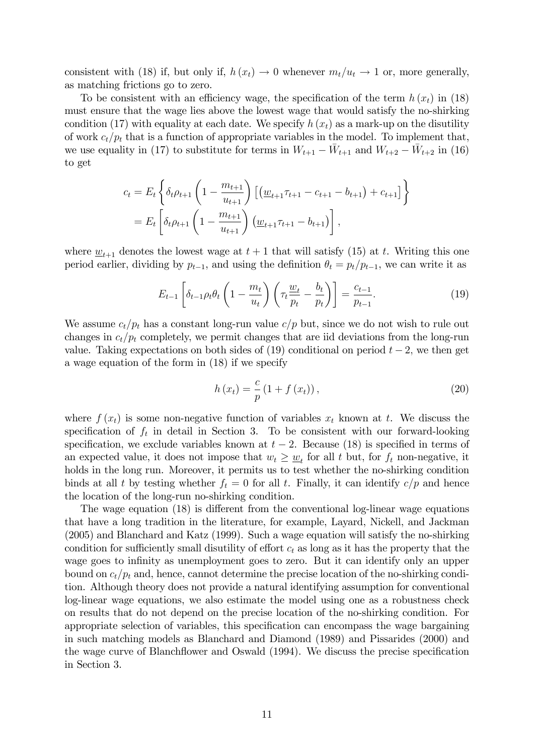consistent with (18) if, but only if, $h(x_t) \to 0$ whenever $m_t/u_t \to 1$ or, more generally, as matching frictions go to zero.

To be consistent with an efficiency wage, the specification of the term $h(x_t)$ in (18) must ensure that the wage lies above the lowest wage that would satisfy the no-shirking condition (17) with equality at each date. We specify $h(x_t)$ as a mark-up on the disutility of work $c_t/p_t$ that is a function of appropriate variables in the model. To implement that, we use equality in (17) to substitute for terms in $W_{t+1} - \bar{W}_{t+1}$ and $W_{t+2} - \bar{W}_{t+2}$ in (16) to get

$$
\begin{aligned}
c_t &= E_t \left\{ \delta_t \rho_{t+1} \left(1 - \frac{m_{t+1}}{u_{t+1}}\right) \left[ \left( \underline{w}_{t+1} \tau_{t+1} - c_{t+1} - b_{t+1} \right) + c_{t+1} \right] \right\} \\
&= E_t \left[ \delta_t \rho_{t+1} \left(1 - \frac{m_{t+1}}{u_{t+1}}\right) \left( \underline{w}_{t+1} \tau_{t+1} - b_{t+1} \right) \right],
\end{aligned}
$$

where $\underline{w}_{t+1}$ denotes the lowest wage at $t+1$ that will satisfy (15) at $t$. Writing this one period earlier, dividing by $p_{t-1}$, and using the definition $\theta_t = p_t/p_{t-1}$, we can write it as

$$
E_{t-1} \left[ \delta_{t-1} \rho_t \theta_t \left(1 - \frac{m_t}{u_t}\right) \left( \tau_t \frac{\underline{w}_t}{p_t} - \frac{b_t}{p_t} \right) \right] = \frac{c_{t-1}}{p_{t-1}}. \tag{19}
$$

We assume $c_t/p_t$ has a constant long-run value $c/p$ but, since we do not wish to rule out changes in $c_t/p_t$ completely, we permit changes that are iid deviations from the long-run value. Taking expectations on both sides of (19) conditional on period $t-2$, we then get a wage equation of the form in (18) if we specify

$$
h(x_t) = \frac{c}{p} \left(1 + f(x_t)\right), \tag{20}
$$

where $f(x_t)$ is some non-negative function of variables $x_t$ known at $t$. We discuss the specification of $f_t$ in detail in Section 3. To be consistent with our forward-looking specification, we exclude variables known at $t-2$. Because (18) is specified in terms of an expected value, it does not impose that $w_t \geq \underline{w}_t$ for all $t$ but, for $f_t$ non-negative, it holds in the long run. Moreover, it permits us to test whether the no-shirking condition binds at all $t$ by testing whether $f_t = 0$ for all $t$. Finally, it can identify $c/p$ and hence the location of the long-run no-shirking condition.

The wage equation (18) is different from the conventional log-linear wage equations that have a long tradition in the literature, for example, Layard, Nickell, and Jackman (2005) and Blanchard and Katz (1999). Such a wage equation will satisfy the no-shirking condition for sufficiently small disutility of effort $c_t$ as long as it has the property that the wage goes to infinity as unemployment goes to zero. But it can identify only an upper bound on $c_t/p_t$ and, hence, cannot determine the precise location of the no-shirking condition. Although theory does not provide a natural identifying assumption for conventional log-linear wage equations, we also estimate the model using one as a robustness check on results that do not depend on the precise location of the no-shirking condition. For appropriate selection of variables, this specification can encompass the wage bargaining in such matching models as Blanchard and Diamond (1989) and Pissarides (2000) and the wage curve of Blanchflower and Oswald (1994). We discuss the precise specification in Section 3.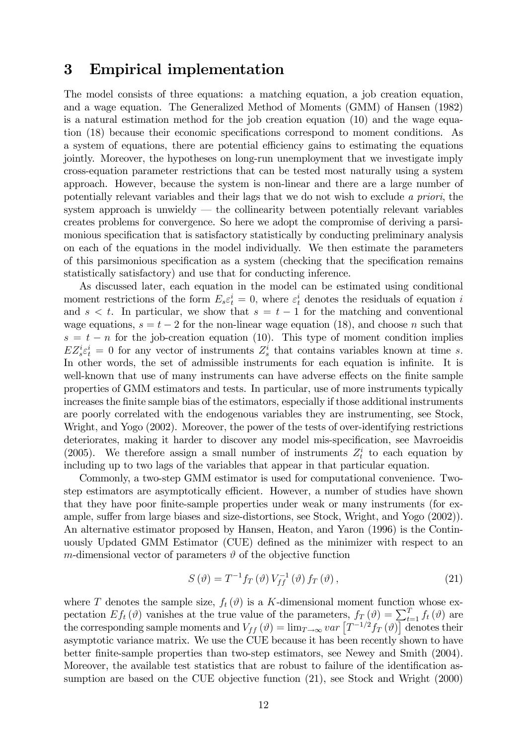## 3 Empirical implementation

The model consists of three equations: a matching equation, a job creation equation, and a wage equation. The Generalized Method of Moments (GMM) of Hansen (1982) is a natural estimation method for the job creation equation (10) and the wage equation (18) because their economic specifications correspond to moment conditions. As a system of equations, there are potential efficiency gains to estimating the equations jointly. Moreover, the hypotheses on long-run unemployment that we investigate imply cross-equation parameter restrictions that can be tested most naturally using a system approach. However, because the system is non-linear and there are a large number of potentially relevant variables and their lags that we do not wish to exclude *a priori*, the system approach is unwieldy — the collinearity between potentially relevant variables creates problems for convergence. So here we adopt the compromise of deriving a parsimonious specification that is satisfactory statistically by conducting preliminary analysis on each of the equations in the model individually. We then estimate the parameters of this parsimonious specification as a system (checking that the specification remains statistically satisfactory) and use that for conducting inference.

As discussed later, each equation in the model can be estimated using conditional moment restrictions of the form $E_s\varepsilon_t^i = 0$, where $\varepsilon_t^i$ denotes the residuals of equation $i$ and $s < t$. In particular, we show that $s = t - 1$ for the matching and conventional wage equations, $s = t - 2$ for the non-linear wage equation (18), and choose $n$ such that $s = t - n$ for the job-creation equation (10). This type of moment condition implies $EZ_s^i\varepsilon_t^i = 0$ for any vector of instruments $Z_s^i$ that contains variables known at time $s$. In other words, the set of admissible instruments for each equation is infinite. It is well-known that use of many instruments can have adverse effects on the finite sample properties of GMM estimators and tests. In particular, use of more instruments typically increases the finite sample bias of the estimators, especially if those additional instruments are poorly correlated with the endogenous variables they are instrumenting, see Stock, Wright, and Yogo (2002). Moreover, the power of the tests of over-identifying restrictions deteriorates, making it harder to discover any model mis-specification, see Mavroeidis (2005). We therefore assign a small number of instruments $Z_t^i$ to each equation by including up to two lags of the variables that appear in that particular equation.

Commonly, a two-step GMM estimator is used for computational convenience. Two-step estimators are asymptotically efficient. However, a number of studies have shown that they have poor finite-sample properties under weak or many instruments (for example, suffer from large biases and size-distortions, see Stock, Wright, and Yogo (2002)). An alternative estimator proposed by Hansen, Heaton, and Yaron (1996) is the Continuously Updated GMM Estimator (CUE) defined as the minimizer with respect to an $m$-dimensional vector of parameters $\vartheta$ of the objective function

$$S(\vartheta) = T^{-1} f_T(\vartheta) V_{ff}^{-1}(\vartheta) f_T(\vartheta), \tag{21}$$

where $T$ denotes the sample size, $f_t(\vartheta)$ is a $K$-dimensional moment function whose expectation $Ef_t(\vartheta)$ vanishes at the true value of the parameters, $f_T(\vartheta) = \sum_{t=1}^{T} f_t(\vartheta)$ are the corresponding sample moments and $V_{ff}(\vartheta) = \lim_{T\to\infty} var\left[T^{-1/2} f_T(\vartheta)\right]$ denotes their asymptotic variance matrix. We use the CUE because it has been recently shown to have better finite-sample properties than two-step estimators, see Newey and Smith (2004). Moreover, the available test statistics that are robust to failure of the identification assumption are based on the CUE objective function (21), see Stock and Wright (2000)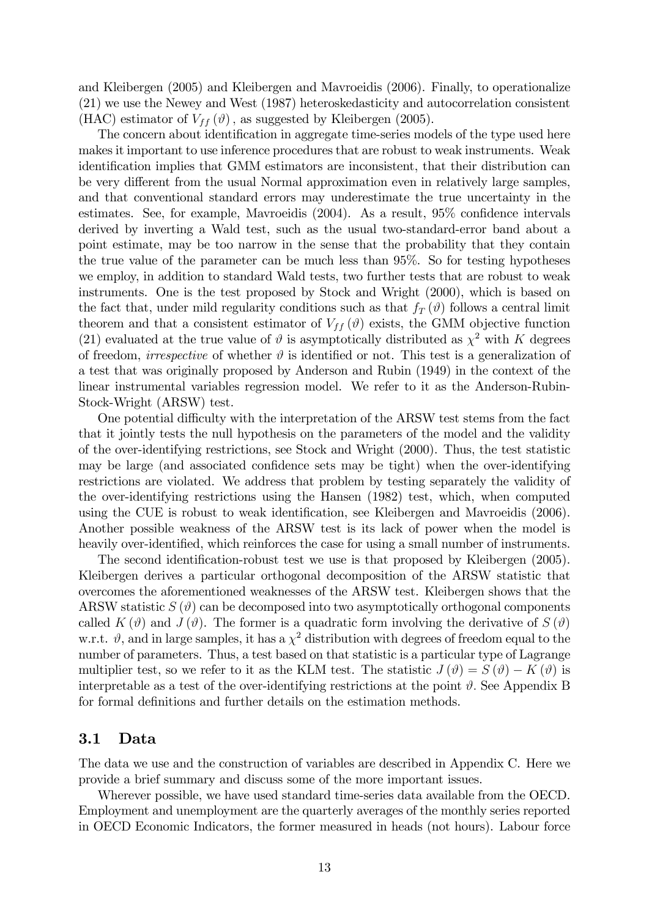and Kleibergen (2005) and Kleibergen and Mavroeidis (2006). Finally, to operationalize (21) we use the Newey and West (1987) heteroskedasticity and autocorrelation consistent (HAC) estimator of $V_{ff}(\vartheta)$, as suggested by Kleibergen (2005).

The concern about identification in aggregate time-series models of the type used here makes it important to use inference procedures that are robust to weak instruments. Weak identification implies that GMM estimators are inconsistent, that their distribution can be very different from the usual Normal approximation even in relatively large samples, and that conventional standard errors may underestimate the true uncertainty in the estimates. See, for example, Mavroeidis (2004). As a result, 95% confidence intervals derived by inverting a Wald test, such as the usual two-standard-error band about a point estimate, may be too narrow in the sense that the probability that they contain the true value of the parameter can be much less than 95%. So for testing hypotheses we employ, in addition to standard Wald tests, two further tests that are robust to weak instruments. One is the test proposed by Stock and Wright (2000), which is based on the fact that, under mild regularity conditions such as that $f_T(\vartheta)$ follows a central limit theorem and that a consistent estimator of $V_{ff}(\vartheta)$ exists, the GMM objective function (21) evaluated at the true value of $\vartheta$ is asymptotically distributed as $\chi^2$ with $K$ degrees of freedom, *irrespective* of whether $\vartheta$ is identified or not. This test is a generalization of a test that was originally proposed by Anderson and Rubin (1949) in the context of the linear instrumental variables regression model. We refer to it as the Anderson-Rubin-Stock-Wright (ARSW) test.

One potential difficulty with the interpretation of the ARSW test stems from the fact that it jointly tests the null hypothesis on the parameters of the model and the validity of the over-identifying restrictions, see Stock and Wright (2000). Thus, the test statistic may be large (and associated confidence sets may be tight) when the over-identifying restrictions are violated. We address that problem by testing separately the validity of the over-identifying restrictions using the Hansen (1982) test, which, when computed using the CUE is robust to weak identification, see Kleibergen and Mavroeidis (2006). Another possible weakness of the ARSW test is its lack of power when the model is heavily over-identified, which reinforces the case for using a small number of instruments.

The second identification-robust test we use is that proposed by Kleibergen (2005). Kleibergen derives a particular orthogonal decomposition of the ARSW statistic that overcomes the aforementioned weaknesses of the ARSW test. Kleibergen shows that the ARSW statistic $S(\vartheta)$ can be decomposed into two asymptotically orthogonal components called $K(\vartheta)$ and $J(\vartheta)$. The former is a quadratic form involving the derivative of $S(\vartheta)$ w.r.t. $\vartheta$, and in large samples, it has a $\chi^2$ distribution with degrees of freedom equal to the number of parameters. Thus, a test based on that statistic is a particular type of Lagrange multiplier test, so we refer to it as the KLM test. The statistic $J(\vartheta) = S(\vartheta) - K(\vartheta)$ is interpretable as a test of the over-identifying restrictions at the point $\vartheta$. See Appendix B for formal definitions and further details on the estimation methods.

### 3.1 Data

The data we use and the construction of variables are described in Appendix C. Here we provide a brief summary and discuss some of the more important issues.

Wherever possible, we have used standard time-series data available from the OECD. Employment and unemployment are the quarterly averages of the monthly series reported in OECD Economic Indicators, the former measured in heads (not hours). Labour force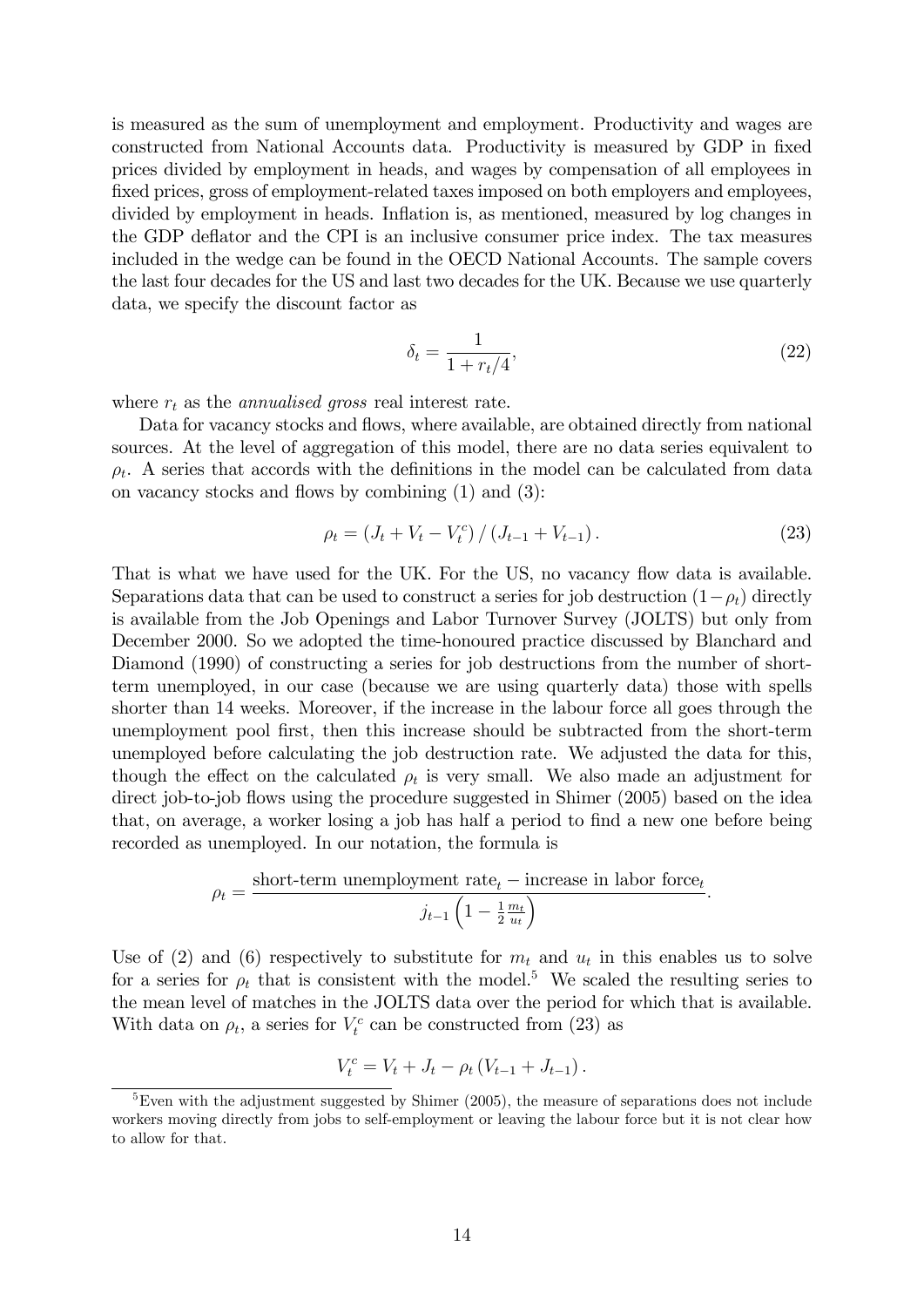is measured as the sum of unemployment and employment. Productivity and wages are constructed from National Accounts data. Productivity is measured by GDP in fixed prices divided by employment in heads, and wages by compensation of all employees in fixed prices, gross of employment-related taxes imposed on both employers and employees, divided by employment in heads. Inflation is, as mentioned, measured by log changes in the GDP deflator and the CPI is an inclusive consumer price index. The tax measures included in the wedge can be found in the OECD National Accounts. The sample covers the last four decades for the US and last two decades for the UK. Because we use quarterly data, we specify the discount factor as

$$\delta_t = \frac{1}{1 + r_t/4}, \tag{22}$$

where $r_t$ as the *annualised gross* real interest rate.

Data for vacancy stocks and flows, where available, are obtained directly from national sources. At the level of aggregation of this model, there are no data series equivalent to $\rho_t$. A series that accords with the definitions in the model can be calculated from data on vacancy stocks and flows by combining (1) and (3):

$$\rho_t = \left(J_t + V_t - V_t^c\right) / \left(J_{t-1} + V_{t-1}\right). \tag{23}$$

That is what we have used for the UK. For the US, no vacancy flow data is available. Separations data that can be used to construct a series for job destruction $(1 - \rho_t)$ directly is available from the Job Openings and Labor Turnover Survey (JOLTS) but only from December 2000. So we adopted the time-honoured practice discussed by Blanchard and Diamond (1990) of constructing a series for job destructions from the number of short-term unemployed, in our case (because we are using quarterly data) those with spells shorter than 14 weeks. Moreover, if the increase in the labour force all goes through the unemployment pool first, then this increase should be subtracted from the short-term unemployed before calculating the job destruction rate. We adjusted the data for this, though the effect on the calculated $\rho_t$ is very small. We also made an adjustment for direct job-to-job flows using the procedure suggested in Shimer (2005) based on the idea that, on average, a worker losing a job has half a period to find a new one before being recorded as unemployed. In our notation, the formula is

$$\rho_t = \frac{\text{short-term unemployment rate}_t - \text{increase in labor force}_t}{j_{t-1}\left(1 - \frac{1}{2}\frac{m_t}{u_t}\right)}.$$

Use of (2) and (6) respectively to substitute for $m_t$ and $u_t$ in this enables us to solve for a series for $\rho_t$ that is consistent with the model.[5] We scaled the resulting series to the mean level of matches in the JOLTS data over the period for which that is available. With data on $\rho_t$, a series for $V_t^c$ can be constructed from (23) as

$$V_t^c = V_t + J_t - \rho_t \left(V_{t-1} + J_{t-1}\right).$$

[5] Even with the adjustment suggested by Shimer (2005), the measure of separations does not include workers moving directly from jobs to self-employment or leaving the labour force but it is not clear how to allow for that.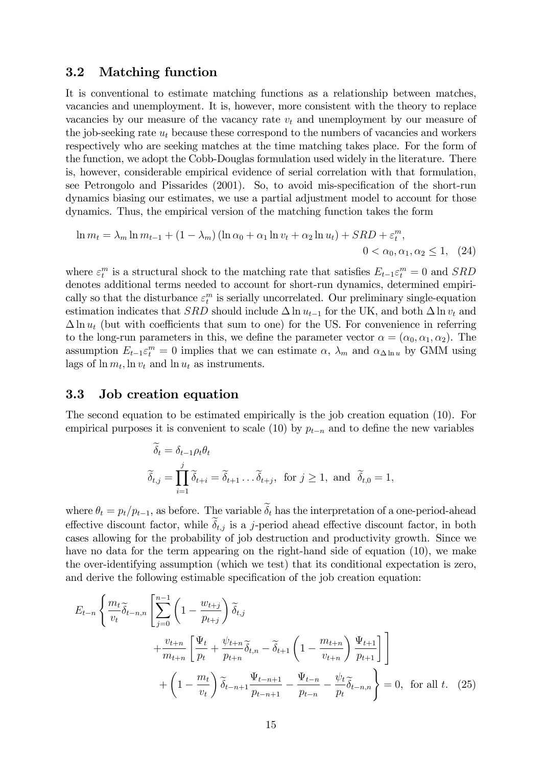### 3.2 Matching function

It is conventional to estimate matching functions as a relationship between matches, vacancies and unemployment. It is, however, more consistent with the theory to replace vacancies by our measure of the vacancy rate $v_t$ and unemployment by our measure of the job-seeking rate $u_t$ because these correspond to the numbers of vacancies and workers respectively who are seeking matches at the time matching takes place. For the form of the function, we adopt the Cobb-Douglas formulation used widely in the literature. There is, however, considerable empirical evidence of serial correlation with that formulation, see Petrongolo and Pissarides (2001). So, to avoid mis-specification of the short-run dynamics biasing our estimates, we use a partial adjustment model to account for those dynamics. Thus, the empirical version of the matching function takes the form

$$\ln m_t = \lambda_m \ln m_{t-1} + (1 - \lambda_m)(\ln \alpha_0 + \alpha_1 \ln v_t + \alpha_2 \ln u_t) + SRD + \varepsilon_t^m, \qquad 0 < \alpha_0, \alpha_1, \alpha_2 \leq 1, \quad (24)$$

where $\varepsilon_t^m$ is a structural shock to the matching rate that satisfies $E_{t-1}\varepsilon_t^m = 0$ and $SRD$ denotes additional terms needed to account for short-run dynamics, determined empirically so that the disturbance $\varepsilon_t^m$ is serially uncorrelated. Our preliminary single-equation estimation indicates that $SRD$ should include $\Delta \ln u_{t-1}$ for the UK, and both $\Delta \ln v_t$ and $\Delta \ln u_t$ (but with coefficients that sum to one) for the US. For convenience in referring to the long-run parameters in this, we define the parameter vector $\alpha = (\alpha_0, \alpha_1, \alpha_2)$. The assumption $E_{t-1}\varepsilon_t^m = 0$ implies that we can estimate $\alpha$, $\lambda_m$ and $\alpha_{\Delta \ln u}$ by GMM using lags of $\ln m_t, \ln v_t$ and $\ln u_t$ as instruments.

### 3.3 Job creation equation

The second equation to be estimated empirically is the job creation equation (10). For empirical purposes it is convenient to scale (10) by $p_{t-n}$ and to define the new variables

$$\widetilde{\delta}_t = \delta_{t-1}\rho_t\theta_t$$

$$\widetilde{\delta}_{t,j} = \prod_{i=1}^{j} \widetilde{\delta}_{t+i} = \widetilde{\delta}_{t+1} \ldots \widetilde{\delta}_{t+j}, \text{ for } j \geq 1, \text{ and } \widetilde{\delta}_{t,0} = 1,$$

where $\theta_t = p_t/p_{t-1}$, as before. The variable $\widetilde{\delta}_t$ has the interpretation of a one-period-ahead effective discount factor, while $\widetilde{\delta}_{t,j}$ is a $j$-period ahead effective discount factor, in both cases allowing for the probability of job destruction and productivity growth. Since we have no data for the term appearing on the right-hand side of equation (10), we make the over-identifying assumption (which we test) that its conditional expectation is zero, and derive the following estimable specification of the job creation equation:

$$E_{t-n}\left\{ \frac{m_t}{v_t}\widetilde{\delta}_{t-n,n}\left[ \sum_{j=0}^{n-1}\left(1 - \frac{w_{t+j}}{p_{t+j}}\right)\widetilde{\delta}_{t,j} + \frac{v_{t+n}}{m_{t+n}}\left[\frac{\Psi_t}{p_t} + \frac{\psi_{t+n}}{p_{t+n}}\widetilde{\delta}_{t,n} - \widetilde{\delta}_{t+1}\left(1 - \frac{m_{t+n}}{v_{t+n}}\right)\frac{\Psi_{t+1}}{p_{t+1}}\right]\right] + \left(1 - \frac{m_t}{v_t}\right)\widetilde{\delta}_{t-n+1}\frac{\Psi_{t-n+1}}{p_{t-n+1}} - \frac{\Psi_{t-n}}{p_{t-n}} - \frac{\psi_t}{p_t}\widetilde{\delta}_{t-n,n} \right\} = 0, \text{ for all } t. \quad (25)$$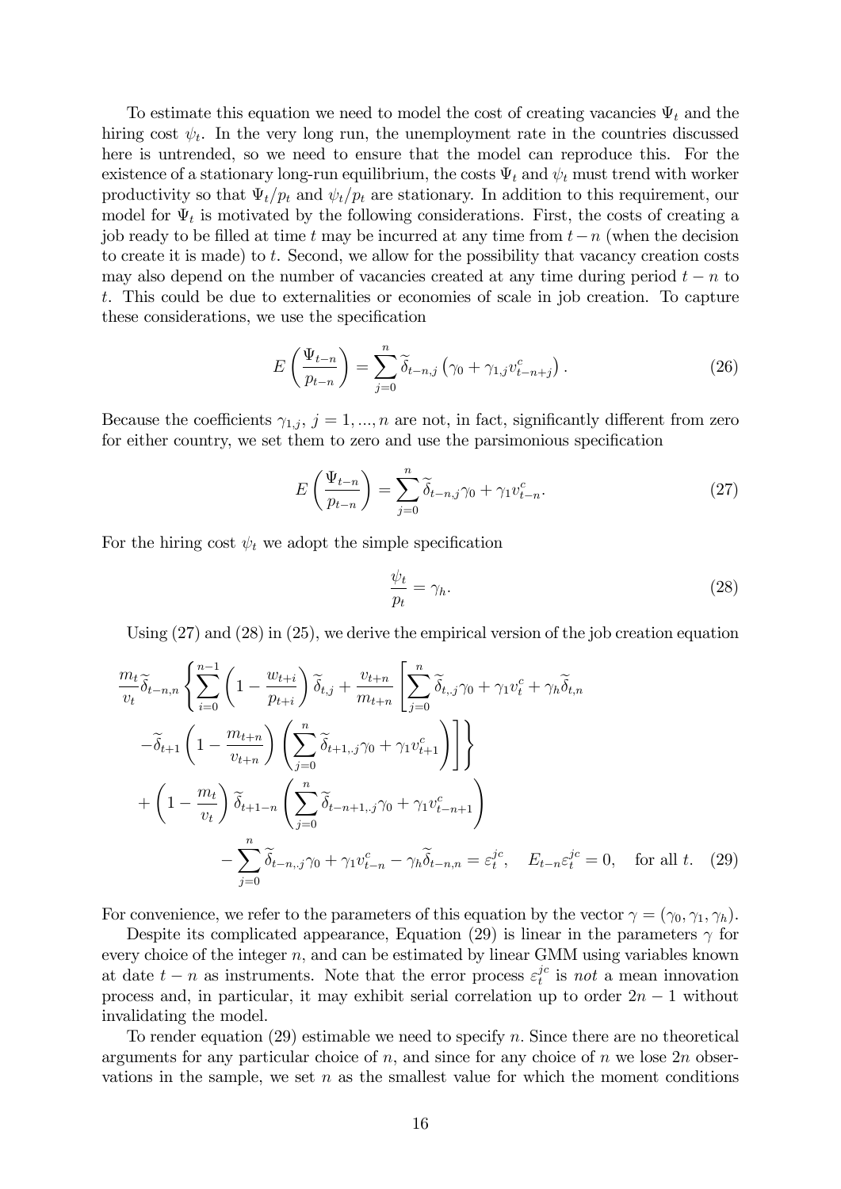To estimate this equation we need to model the cost of creating vacancies $\Psi_t$ and the hiring cost $\psi_t$. In the very long run, the unemployment rate in the countries discussed here is untrended, so we need to ensure that the model can reproduce this. For the existence of a stationary long-run equilibrium, the costs $\Psi_t$ and $\psi_t$ must trend with worker productivity so that $\Psi_t/p_t$ and $\psi_t/p_t$ are stationary. In addition to this requirement, our model for $\Psi_t$ is motivated by the following considerations. First, the costs of creating a job ready to be filled at time $t$ may be incurred at any time from $t-n$ (when the decision to create it is made) to $t$. Second, we allow for the possibility that vacancy creation costs may also depend on the number of vacancies created at any time during period $t-n$ to $t$. This could be due to externalities or economies of scale in job creation. To capture these considerations, we use the specification

$$E\left(\frac{\Psi_{t-n}}{p_{t-n}}\right) = \sum_{j=0}^{n} \widetilde{\delta}_{t-n,j}\left(\gamma_0 + \gamma_{1,j} v_{t-n+j}^c\right). \tag{26}$$

Because the coefficients $\gamma_{1,j}$, $j = 1, ..., n$ are not, in fact, significantly different from zero for either country, we set them to zero and use the parsimonious specification

$$E\left(\frac{\Psi_{t-n}}{p_{t-n}}\right) = \sum_{j=0}^{n} \widetilde{\delta}_{t-n,j}\gamma_0 + \gamma_1 v_{t-n}^c. \tag{27}$$

For the hiring cost $\psi_t$ we adopt the simple specification

$$\frac{\psi_t}{p_t} = \gamma_h. \tag{28}$$

Using (27) and (28) in (25), we derive the empirical version of the job creation equation

$$\begin{aligned}
&\frac{m_t}{v_t}\widetilde{\delta}_{t-n,n}\left\{\sum_{i=0}^{n-1}\left(1-\frac{w_{t+i}}{p_{t+i}}\right)\widetilde{\delta}_{t,j} + \frac{v_{t+n}}{m_{t+n}}\left[\sum_{j=0}^{n}\widetilde{\delta}_{t,,j}\gamma_0 + \gamma_1 v_t^c + \gamma_h\widetilde{\delta}_{t,n}\right.\right.\\
&\quad\left.\left.-\widetilde{\delta}_{t+1}\left(1-\frac{m_{t+n}}{v_{t+n}}\right)\left(\sum_{j=0}^{n}\widetilde{\delta}_{t+1,,j}\gamma_0 + \gamma_1 v_{t+1}^c\right)\right]\right\}\\
&\quad+\left(1-\frac{m_t}{v_t}\right)\widetilde{\delta}_{t+1-n}\left(\sum_{j=0}^{n}\widetilde{\delta}_{t-n+1,,j}\gamma_0 + \gamma_1 v_{t-n+1}^c\right)\\
&\qquad -\sum_{j=0}^{n}\widetilde{\delta}_{t-n,,j}\gamma_0 + \gamma_1 v_{t-n}^c - \gamma_h\widetilde{\delta}_{t-n,n} = \varepsilon_t^{jc}, \quad E_{t-n}\varepsilon_t^{jc} = 0, \quad \text{for all } t.
\end{aligned} \tag{29}$$

For convenience, we refer to the parameters of this equation by the vector $\gamma = (\gamma_0, \gamma_1, \gamma_h)$.

Despite its complicated appearance, Equation (29) is linear in the parameters $\gamma$ for every choice of the integer $n$, and can be estimated by linear GMM using variables known at date $t-n$ as instruments. Note that the error process $\varepsilon_t^{jc}$ is *not* a mean innovation process and, in particular, it may exhibit serial correlation up to order $2n-1$ without invalidating the model.

To render equation (29) estimable we need to specify $n$. Since there are no theoretical arguments for any particular choice of $n$, and since for any choice of $n$ we lose $2n$ observations in the sample, we set $n$ as the smallest value for which the moment conditions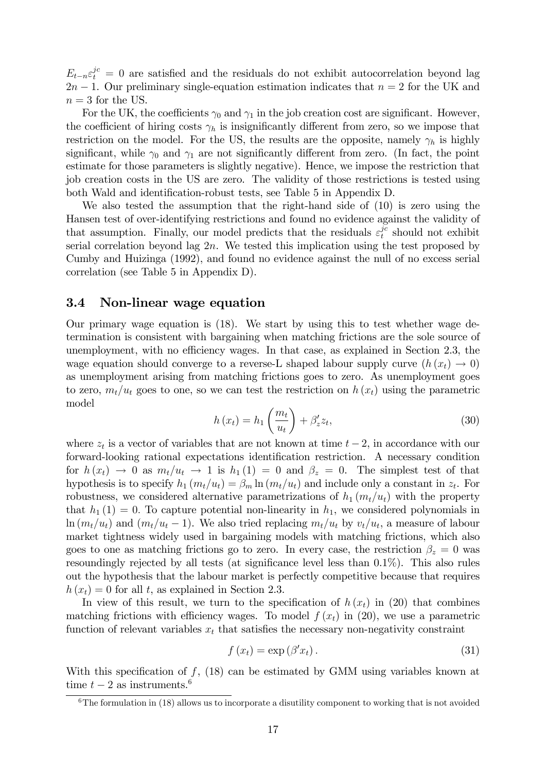$E_{t-n}\varepsilon_t^{jc} = 0$ are satisfied and the residuals do not exhibit autocorrelation beyond lag $2n-1$. Our preliminary single-equation estimation indicates that $n = 2$ for the UK and $n = 3$ for the US.

For the UK, the coefficients $\gamma_0$ and $\gamma_1$ in the job creation cost are significant. However, the coefficient of hiring costs $\gamma_h$ is insignificantly different from zero, so we impose that restriction on the model. For the US, the results are the opposite, namely $\gamma_h$ is highly significant, while $\gamma_0$ and $\gamma_1$ are not significantly different from zero. (In fact, the point estimate for those parameters is slightly negative). Hence, we impose the restriction that job creation costs in the US are zero. The validity of those restrictions is tested using both Wald and identification-robust tests, see Table 5 in Appendix D.

We also tested the assumption that the right-hand side of (10) is zero using the Hansen test of over-identifying restrictions and found no evidence against the validity of that assumption. Finally, our model predicts that the residuals $\varepsilon_t^{jc}$ should not exhibit serial correlation beyond lag $2n$. We tested this implication using the test proposed by Cumby and Huizinga (1992), and found no evidence against the null of no excess serial correlation (see Table 5 in Appendix D).

## 3.4 Non-linear wage equation

Our primary wage equation is (18). We start by using this to test whether wage determination is consistent with bargaining when matching frictions are the sole source of unemployment, with no efficiency wages. In that case, as explained in Section 2.3, the wage equation should converge to a reverse-L shaped labour supply curve ($h(x_t) \to 0$) as unemployment arising from matching frictions goes to zero. As unemployment goes to zero, $m_t/u_t$ goes to one, so we can test the restriction on $h(x_t)$ using the parametric model

$$h(x_t) = h_1\left(\frac{m_t}{u_t}\right) + \beta_z' z_t, \tag{30}$$

where $z_t$ is a vector of variables that are not known at time $t-2$, in accordance with our forward-looking rational expectations identification restriction. A necessary condition for $h(x_t) \to 0$ as $m_t/u_t \to 1$ is $h_1(1) = 0$ and $\beta_z = 0$. The simplest test of that hypothesis is to specify $h_1(m_t/u_t) = \beta_m \ln(m_t/u_t)$ and include only a constant in $z_t$. For robustness, we considered alternative parametrizations of $h_1(m_t/u_t)$ with the property that $h_1(1) = 0$. To capture potential non-linearity in $h_1$, we considered polynomials in $\ln(m_t/u_t)$ and $(m_t/u_t - 1)$. We also tried replacing $m_t/u_t$ by $v_t/u_t$, a measure of labour market tightness widely used in bargaining models with matching frictions, which also goes to one as matching frictions go to zero. In every case, the restriction $\beta_z = 0$ was resoundingly rejected by all tests (at significance level less than 0.1%). This also rules out the hypothesis that the labour market is perfectly competitive because that requires $h(x_t) = 0$ for all $t$, as explained in Section 2.3.

In view of this result, we turn to the specification of $h(x_t)$ in (20) that combines matching frictions with efficiency wages. To model $f(x_t)$ in (20), we use a parametric function of relevant variables $x_t$ that satisfies the necessary non-negativity constraint

$$f(x_t) = \exp(\beta' x_t). \tag{31}$$

With this specification of $f$, (18) can be estimated by GMM using variables known at time $t-2$ as instruments.[6]

[6]The formulation in (18) allows us to incorporate a disutility component to working that is not avoided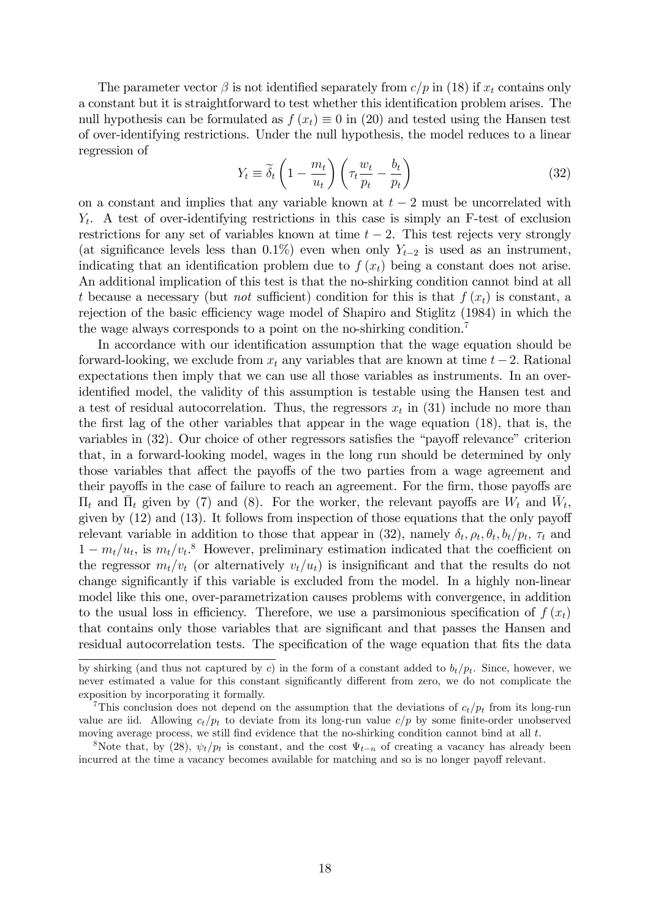The parameter vector $\beta$ is not identified separately from $c/p$ in (18) if $x_t$ contains only a constant but it is straightforward to test whether this identification problem arises. The null hypothesis can be formulated as $f(x_t) \equiv 0$ in (20) and tested using the Hansen test of over-identifying restrictions. Under the null hypothesis, the model reduces to a linear regression of

$$Y_t \equiv \widetilde{\delta}_t \left(1 - \frac{m_t}{u_t}\right)\left(\tau_t \frac{w_t}{p_t} - \frac{b_t}{p_t}\right) \tag{32}$$

on a constant and implies that any variable known at $t-2$ must be uncorrelated with $Y_t$. A test of over-identifying restrictions in this case is simply an F-test of exclusion restrictions for any set of variables known at time $t-2$. This test rejects very strongly (at significance levels less than 0.1%) even when only $Y_{t-2}$ is used as an instrument, indicating that an identification problem due to $f(x_t)$ being a constant does not arise. An additional implication of this test is that the no-shirking condition cannot bind at all $t$ because a necessary (but *not* sufficient) condition for this is that $f(x_t)$ is constant, a rejection of the basic efficiency wage model of Shapiro and Stiglitz (1984) in which the wage always corresponds to a point on the no-shirking condition.[7]

In accordance with our identification assumption that the wage equation should be forward-looking, we exclude from $x_t$ any variables that are known at time $t-2$. Rational expectations then imply that we can use all those variables as instruments. In an over-identified model, the validity of this assumption is testable using the Hansen test and a test of residual autocorrelation. Thus, the regressors $x_t$ in (31) include no more than the first lag of the other variables that appear in the wage equation (18), that is, the variables in (32). Our choice of other regressors satisfies the "payoff relevance" criterion that, in a forward-looking model, wages in the long run should be determined by only those variables that affect the payoffs of the two parties from a wage agreement and their payoffs in the case of failure to reach an agreement. For the firm, those payoffs are $\Pi_t$ and $\bar{\Pi}_t$ given by (7) and (8). For the worker, the relevant payoffs are $W_t$ and $\bar{W}_t$, given by (12) and (13). It follows from inspection of those equations that the only payoff relevant variable in addition to those that appear in (32), namely $\delta_t, \rho_t, \theta_t, b_t/p_t$, $\tau_t$ and $1 - m_t/u_t$, is $m_t/v_t$.[8] However, preliminary estimation indicated that the coefficient on the regressor $m_t/v_t$ (or alternatively $v_t/u_t$) is insignificant and that the results do not change significantly if this variable is excluded from the model. In a highly non-linear model like this one, over-parametrization causes problems with convergence, in addition to the usual loss in efficiency. Therefore, we use a parsimonious specification of $f(x_t)$ that contains only those variables that are significant and that passes the Hansen and residual autocorrelation tests. The specification of the wage equation that fits the data

---

by shirking (and thus not captured by $c$) in the form of a constant added to $b_t/p_t$. Since, however, we never estimated a value for this constant significantly different from zero, we do not complicate the exposition by incorporating it formally.

[7] This conclusion does not depend on the assumption that the deviations of $c_t/p_t$ from its long-run value are iid. Allowing $c_t/p_t$ to deviate from its long-run value $c/p$ by some finite-order unobserved moving average process, we still find evidence that the no-shirking condition cannot bind at all $t$.

[8] Note that, by (28), $\psi_t/p_t$ is constant, and the cost $\Psi_{t-n}$ of creating a vacancy has already been incurred at the time a vacancy becomes available for matching and so is no longer payoff relevant.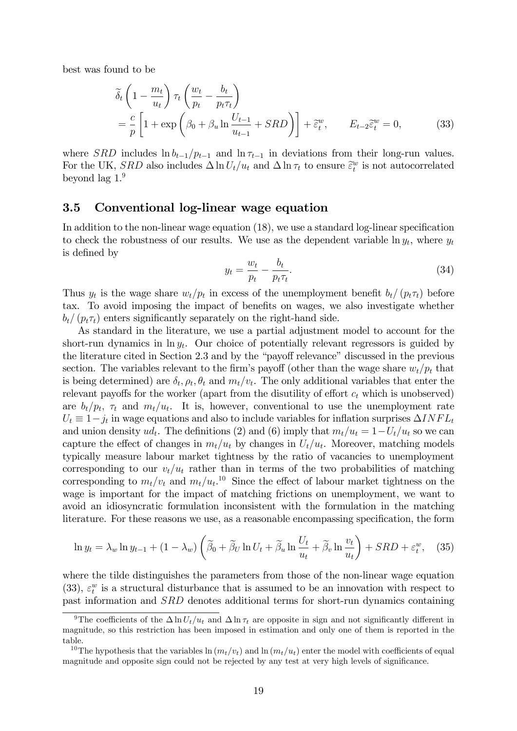best was found to be

$$
\begin{aligned}
&\widetilde{\delta}_t \left(1 - \frac{m_t}{u_t}\right) \tau_t \left(\frac{w_t}{p_t} - \frac{b_t}{p_t \tau_t}\right) \\
&= \frac{c}{p}\left[1 + \exp\left(\beta_0 + \beta_u \ln \frac{U_{t-1}}{u_{t-1}} + SRD\right)\right] + \widetilde{\varepsilon}_t^w, \qquad E_{t-2}\widetilde{\varepsilon}_t^w = 0, \qquad (33)
\end{aligned}
$$

where $SRD$ includes $\ln b_{t-1}/p_{t-1}$ and $\ln \tau_{t-1}$ in deviations from their long-run values. For the UK, $SRD$ also includes $\Delta \ln U_t/u_t$ and $\Delta \ln \tau_t$ to ensure $\widetilde{\varepsilon}_t^w$ is not autocorrelated beyond lag 1.[9]

### 3.5 Conventional log-linear wage equation

In addition to the non-linear wage equation (18), we use a standard log-linear specification to check the robustness of our results. We use as the dependent variable $\ln y_t$, where $y_t$ is defined by

$$
y_t = \frac{w_t}{p_t} - \frac{b_t}{p_t \tau_t}. \qquad (34)
$$

Thus $y_t$ is the wage share $w_t/p_t$ in excess of the unemployment benefit $b_t/(p_t\tau_t)$ before tax. To avoid imposing the impact of benefits on wages, we also investigate whether $b_t/(p_t\tau_t)$ enters significantly separately on the right-hand side.

As standard in the literature, we use a partial adjustment model to account for the short-run dynamics in $\ln y_t$. Our choice of potentially relevant regressors is guided by the literature cited in Section 2.3 and by the "payoff relevance" discussed in the previous section. The variables relevant to the firm's payoff (other than the wage share $w_t/p_t$ that is being determined) are $\delta_t, \rho_t, \theta_t$ and $m_t/v_t$. The only additional variables that enter the relevant payoffs for the worker (apart from the disutility of effort $c_t$ which is unobserved) are $b_t/p_t$, $\tau_t$ and $m_t/u_t$. It is, however, conventional to use the unemployment rate $U_t \equiv 1 - j_t$ in wage equations and also to include variables for inflation surprises $\Delta INFL_t$ and union density $ud_t$. The definitions (2) and (6) imply that $m_t/u_t = 1 - U_t/u_t$ so we can capture the effect of changes in $m_t/u_t$ by changes in $U_t/u_t$. Moreover, matching models typically measure labour market tightness by the ratio of vacancies to unemployment corresponding to our $v_t/u_t$ rather than in terms of the two probabilities of matching corresponding to $m_t/v_t$ and $m_t/u_t$.[10] Since the effect of labour market tightness on the wage is important for the impact of matching frictions on unemployment, we want to avoid an idiosyncratic formulation inconsistent with the formulation in the matching literature. For these reasons we use, as a reasonable encompassing specification, the form

$$
\ln y_t = \lambda_w \ln y_{t-1} + (1 - \lambda_w)\left(\widetilde{\beta}_0 + \widetilde{\beta}_U \ln U_t + \widetilde{\beta}_u \ln \frac{U_t}{u_t} + \widetilde{\beta}_v \ln \frac{v_t}{u_t}\right) + SRD + \varepsilon_t^w, \quad (35)
$$

where the tilde distinguishes the parameters from those of the non-linear wage equation (33), $\varepsilon_t^w$ is a structural disturbance that is assumed to be an innovation with respect to past information and $SRD$ denotes additional terms for short-run dynamics containing

---

[9] The coefficients of the $\Delta \ln U_t/u_t$ and $\Delta \ln \tau_t$ are opposite in sign and not significantly different in magnitude, so this restriction has been imposed in estimation and only one of them is reported in the table.

[10] The hypothesis that the variables $\ln(m_t/v_t)$ and $\ln(m_t/u_t)$ enter the model with coefficients of equal magnitude and opposite sign could not be rejected by any test at very high levels of significance.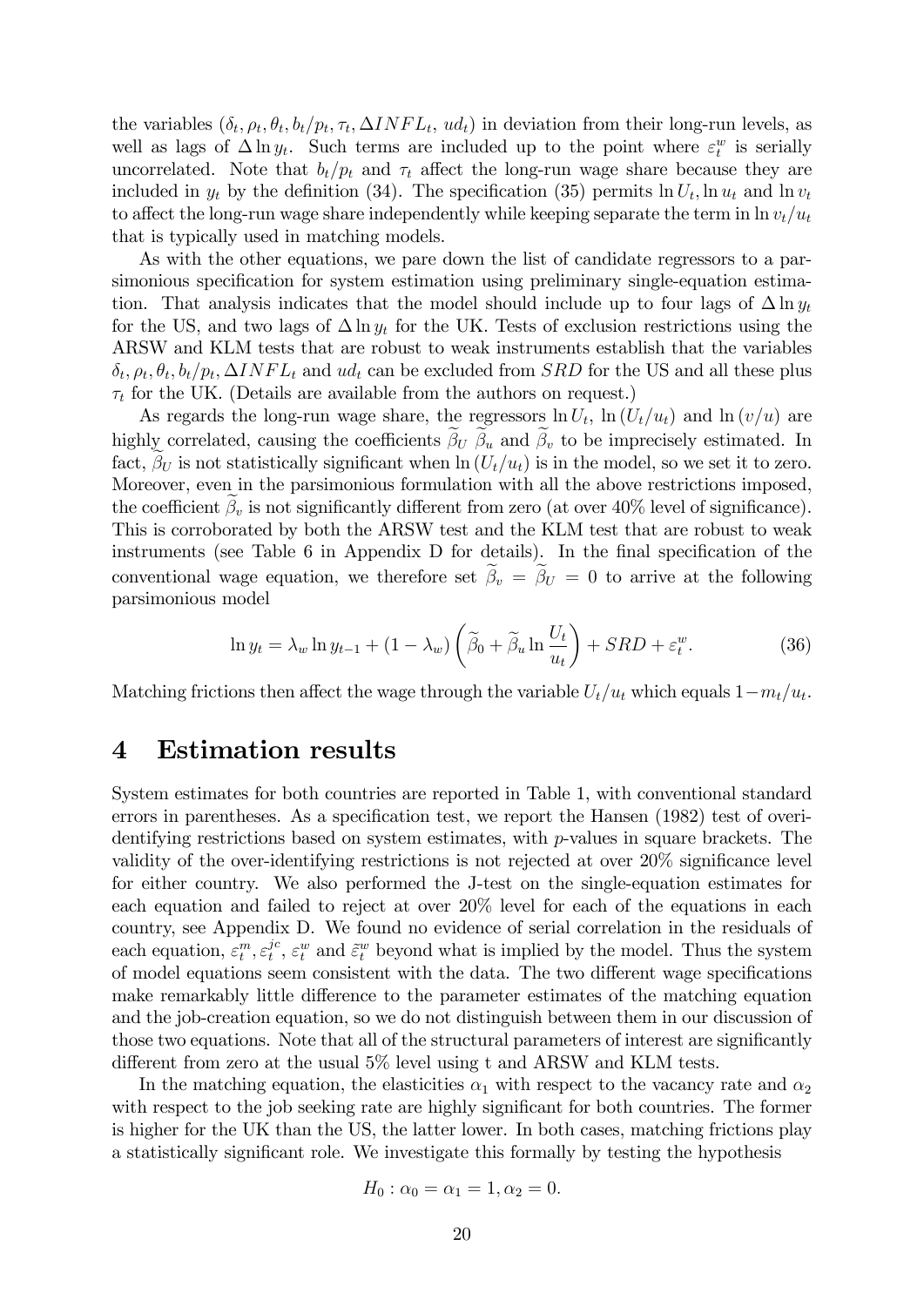the variables ($\delta_t, \rho_t, \theta_t, b_t/p_t, \tau_t, \Delta INFL_t,\ ud_t$) in deviation from their long-run levels, as well as lags of $\Delta \ln y_t$. Such terms are included up to the point where $\varepsilon_t^w$ is serially uncorrelated. Note that $b_t/p_t$ and $\tau_t$ affect the long-run wage share because they are included in $y_t$ by the definition (34). The specification (35) permits $\ln U_t, \ln u_t$ and $\ln v_t$ to affect the long-run wage share independently while keeping separate the term in $\ln v_t/u_t$ that is typically used in matching models.

As with the other equations, we pare down the list of candidate regressors to a parsimonious specification for system estimation using preliminary single-equation estimation. That analysis indicates that the model should include up to four lags of $\Delta \ln y_t$ for the US, and two lags of $\Delta \ln y_t$ for the UK. Tests of exclusion restrictions using the ARSW and KLM tests that are robust to weak instruments establish that the variables $\delta_t, \rho_t, \theta_t, b_t/p_t, \Delta INFL_t$ and $ud_t$ can be excluded from $SRD$ for the US and all these plus $\tau_t$ for the UK. (Details are available from the authors on request.)

As regards the long-run wage share, the regressors $\ln U_t$, $\ln (U_t/u_t)$ and $\ln (v/u)$ are highly correlated, causing the coefficients $\widetilde{\beta}_U$ $\widetilde{\beta}_u$ and $\widetilde{\beta}_v$ to be imprecisely estimated. In fact, $\widetilde{\beta}_U$ is not statistically significant when $\ln (U_t/u_t)$ is in the model, so we set it to zero. Moreover, even in the parsimonious formulation with all the above restrictions imposed, the coefficient $\widetilde{\beta}_v$ is not significantly different from zero (at over 40% level of significance). This is corroborated by both the ARSW test and the KLM test that are robust to weak instruments (see Table 6 in Appendix D for details). In the final specification of the conventional wage equation, we therefore set $\widetilde{\beta}_v = \widetilde{\beta}_U = 0$ to arrive at the following parsimonious model

$$\ln y_t = \lambda_w \ln y_{t-1} + (1-\lambda_w)\left(\widetilde{\beta}_0 + \widetilde{\beta}_u \ln \frac{U_t}{u_t}\right) + SRD + \varepsilon_t^w. \tag{36}$$

Matching frictions then affect the wage through the variable $U_t/u_t$ which equals $1-m_t/u_t$.

# 4 Estimation results

System estimates for both countries are reported in Table 1, with conventional standard errors in parentheses. As a specification test, we report the Hansen (1982) test of overidentifying restrictions based on system estimates, with $p$-values in square brackets. The validity of the over-identifying restrictions is not rejected at over 20% significance level for either country. We also performed the J-test on the single-equation estimates for each equation and failed to reject at over 20% level for each of the equations in each country, see Appendix D. We found no evidence of serial correlation in the residuals of each equation, $\varepsilon_t^m, \varepsilon_t^{jc}$, $\varepsilon_t^w$ and $\widetilde{\varepsilon}_t^w$ beyond what is implied by the model. Thus the system of model equations seem consistent with the data. The two different wage specifications make remarkably little difference to the parameter estimates of the matching equation and the job-creation equation, so we do not distinguish between them in our discussion of those two equations. Note that all of the structural parameters of interest are significantly different from zero at the usual 5% level using t and ARSW and KLM tests.

In the matching equation, the elasticities $\alpha_1$ with respect to the vacancy rate and $\alpha_2$ with respect to the job seeking rate are highly significant for both countries. The former is higher for the UK than the US, the latter lower. In both cases, matching frictions play a statistically significant role. We investigate this formally by testing the hypothesis

$$H_0 : \alpha_0 = \alpha_1 = 1, \alpha_2 = 0.$$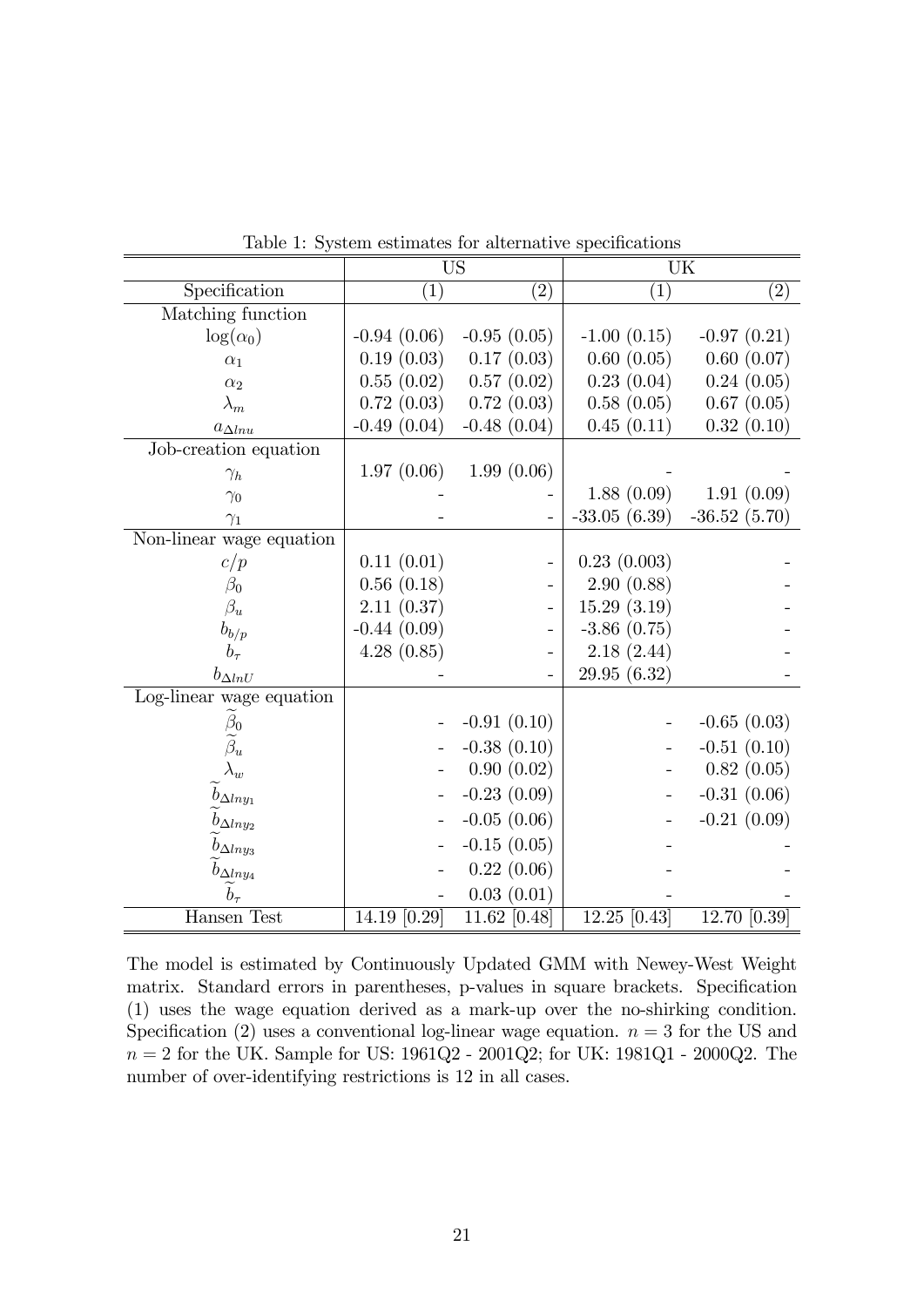Table 1: System estimates for alternative specifications

| | US | | UK | |
|---|---|---|---|---|
| Specification | (1) | (2) | (1) | (2) |
| Matching function | | | | |
| $\log(\alpha_0)$ | -0.94 (0.06) | -0.95 (0.05) | -1.00 (0.15) | -0.97 (0.21) |
| $\alpha_1$ | 0.19 (0.03) | 0.17 (0.03) | 0.60 (0.05) | 0.60 (0.07) |
| $\alpha_2$ | 0.55 (0.02) | 0.57 (0.02) | 0.23 (0.04) | 0.24 (0.05) |
| $\lambda_m$ | 0.72 (0.03) | 0.72 (0.03) | 0.58 (0.05) | 0.67 (0.05) |
| $a_{\Delta lnu}$ | -0.49 (0.04) | -0.48 (0.04) | 0.45 (0.11) | 0.32 (0.10) |
| Job-creation equation | | | | |
| $\gamma_h$ | 1.97 (0.06) | 1.99 (0.06) | - | - |
| $\gamma_0$ | - | - | 1.88 (0.09) | 1.91 (0.09) |
| $\gamma_1$ | - | - | -33.05 (6.39) | -36.52 (5.70) |
| Non-linear wage equation | | | | |
| $c/p$ | 0.11 (0.01) | - | 0.23 (0.003) | - |
| $\beta_0$ | 0.56 (0.18) | - | 2.90 (0.88) | - |
| $\beta_u$ | 2.11 (0.37) | - | 15.29 (3.19) | - |
| $b_{b/p}$ | -0.44 (0.09) | - | -3.86 (0.75) | - |
| $b_\tau$ | 4.28 (0.85) | - | 2.18 (2.44) | - |
| $b_{\Delta lnU}$ | - | - | 29.95 (6.32) | - |
| Log-linear wage equation | | | | |
| $\widetilde{\beta}_0$ | - | -0.91 (0.10) | - | -0.65 (0.03) |
| $\widetilde{\beta}_u$ | - | -0.38 (0.10) | - | -0.51 (0.10) |
| $\lambda_w$ | - | 0.90 (0.02) | - | 0.82 (0.05) |
| $\widetilde{b}_{\Delta lny_1}$ | - | -0.23 (0.09) | - | -0.31 (0.06) |
| $\widetilde{b}_{\Delta lny_2}$ | - | -0.05 (0.06) | - | -0.21 (0.09) |
| $\widetilde{b}_{\Delta lny_3}$ | - | -0.15 (0.05) | - | - |
| $\widetilde{b}_{\Delta lny_4}$ | - | 0.22 (0.06) | - | - |
| $\widetilde{b}_\tau$ | - | 0.03 (0.01) | - | - |
| Hansen Test | 14.19 [0.29] | 11.62 [0.48] | 12.25 [0.43] | 12.70 [0.39] |

The model is estimated by Continuously Updated GMM with Newey-West Weight matrix. Standard errors in parentheses, p-values in square brackets. Specification (1) uses the wage equation derived as a mark-up over the no-shirking condition. Specification (2) uses a conventional log-linear wage equation. $n = 3$ for the US and $n = 2$ for the UK. Sample for US: 1961Q2 - 2001Q2; for UK: 1981Q1 - 2000Q2. The number of over-identifying restrictions is 12 in all cases.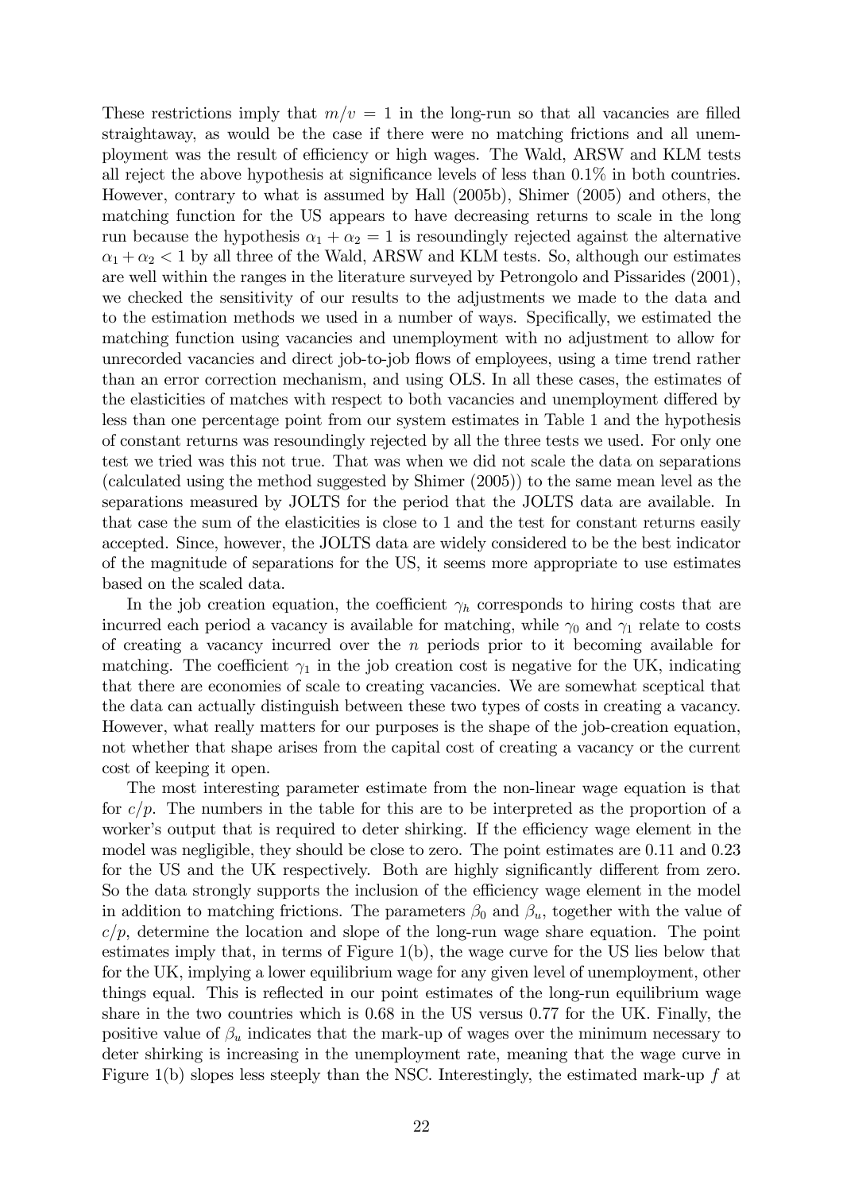These restrictions imply that $m/v = 1$ in the long-run so that all vacancies are filled straightaway, as would be the case if there were no matching frictions and all unemployment was the result of efficiency or high wages. The Wald, ARSW and KLM tests all reject the above hypothesis at significance levels of less than 0.1% in both countries. However, contrary to what is assumed by Hall (2005b), Shimer (2005) and others, the matching function for the US appears to have decreasing returns to scale in the long run because the hypothesis $\alpha_1 + \alpha_2 = 1$ is resoundingly rejected against the alternative $\alpha_1 + \alpha_2 < 1$ by all three of the Wald, ARSW and KLM tests. So, although our estimates are well within the ranges in the literature surveyed by Petrongolo and Pissarides (2001), we checked the sensitivity of our results to the adjustments we made to the data and to the estimation methods we used in a number of ways. Specifically, we estimated the matching function using vacancies and unemployment with no adjustment to allow for unrecorded vacancies and direct job-to-job flows of employees, using a time trend rather than an error correction mechanism, and using OLS. In all these cases, the estimates of the elasticities of matches with respect to both vacancies and unemployment differed by less than one percentage point from our system estimates in Table 1 and the hypothesis of constant returns was resoundingly rejected by all the three tests we used. For only one test we tried was this not true. That was when we did not scale the data on separations (calculated using the method suggested by Shimer (2005)) to the same mean level as the separations measured by JOLTS for the period that the JOLTS data are available. In that case the sum of the elasticities is close to 1 and the test for constant returns easily accepted. Since, however, the JOLTS data are widely considered to be the best indicator of the magnitude of separations for the US, it seems more appropriate to use estimates based on the scaled data.

In the job creation equation, the coefficient $\gamma_h$ corresponds to hiring costs that are incurred each period a vacancy is available for matching, while $\gamma_0$ and $\gamma_1$ relate to costs of creating a vacancy incurred over the $n$ periods prior to it becoming available for matching. The coefficient $\gamma_1$ in the job creation cost is negative for the UK, indicating that there are economies of scale to creating vacancies. We are somewhat sceptical that the data can actually distinguish between these two types of costs in creating a vacancy. However, what really matters for our purposes is the shape of the job-creation equation, not whether that shape arises from the capital cost of creating a vacancy or the current cost of keeping it open.

The most interesting parameter estimate from the non-linear wage equation is that for $c/p$. The numbers in the table for this are to be interpreted as the proportion of a worker's output that is required to deter shirking. If the efficiency wage element in the model was negligible, they should be close to zero. The point estimates are 0.11 and 0.23 for the US and the UK respectively. Both are highly significantly different from zero. So the data strongly supports the inclusion of the efficiency wage element in the model in addition to matching frictions. The parameters $\beta_0$ and $\beta_u$, together with the value of $c/p$, determine the location and slope of the long-run wage share equation. The point estimates imply that, in terms of Figure 1(b), the wage curve for the US lies below that for the UK, implying a lower equilibrium wage for any given level of unemployment, other things equal. This is reflected in our point estimates of the long-run equilibrium wage share in the two countries which is 0.68 in the US versus 0.77 for the UK. Finally, the positive value of $\beta_u$ indicates that the mark-up of wages over the minimum necessary to deter shirking is increasing in the unemployment rate, meaning that the wage curve in Figure 1(b) slopes less steeply than the NSC. Interestingly, the estimated mark-up $f$ at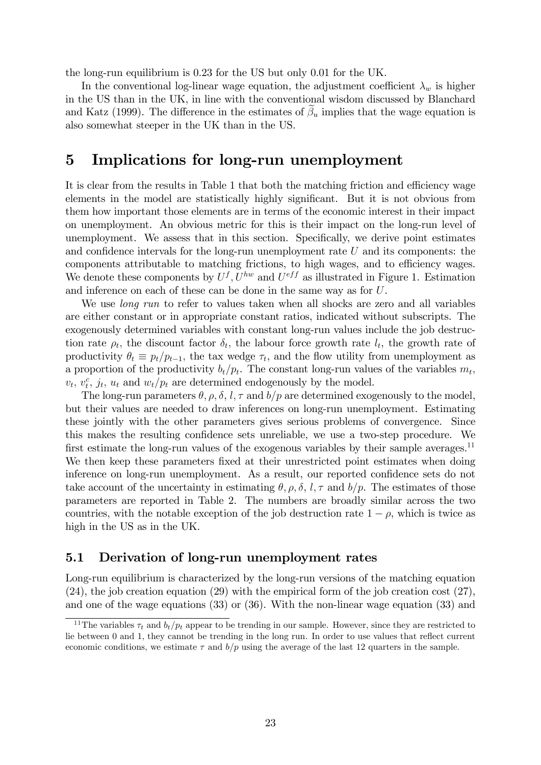the long-run equilibrium is 0.23 for the US but only 0.01 for the UK.

In the conventional log-linear wage equation, the adjustment coefficient $\lambda_w$ is higher in the US than in the UK, in line with the conventional wisdom discussed by Blanchard and Katz (1999). The difference in the estimates of $\widetilde{\beta}_u$ implies that the wage equation is also somewhat steeper in the UK than in the US.

# 5 Implications for long-run unemployment

It is clear from the results in Table 1 that both the matching friction and efficiency wage elements in the model are statistically highly significant. But it is not obvious from them how important those elements are in terms of the economic interest in their impact on unemployment. An obvious metric for this is their impact on the long-run level of unemployment. We assess that in this section. Specifically, we derive point estimates and confidence intervals for the long-run unemployment rate $U$ and its components: the components attributable to matching frictions, to high wages, and to efficiency wages. We denote these components by $U^f, U^{hw}$ and $U^{eff}$ as illustrated in Figure 1. Estimation and inference on each of these can be done in the same way as for $U$.

We use *long run* to refer to values taken when all shocks are zero and all variables are either constant or in appropriate constant ratios, indicated without subscripts. The exogenously determined variables with constant long-run values include the job destruction rate $\rho_t$, the discount factor $\delta_t$, the labour force growth rate $l_t$, the growth rate of productivity $\theta_t \equiv p_t/p_{t-1}$, the tax wedge $\tau_t$, and the flow utility from unemployment as a proportion of the productivity $b_t/p_t$. The constant long-run values of the variables $m_t$, $v_t$, $v_t^c$, $j_t$, $u_t$ and $w_t/p_t$ are determined endogenously by the model.

The long-run parameters $\theta, \rho, \delta, l, \tau$ and $b/p$ are determined exogenously to the model, but their values are needed to draw inferences on long-run unemployment. Estimating these jointly with the other parameters gives serious problems of convergence. Since this makes the resulting confidence sets unreliable, we use a two-step procedure. We first estimate the long-run values of the exogenous variables by their sample averages.[11] We then keep these parameters fixed at their unrestricted point estimates when doing inference on long-run unemployment. As a result, our reported confidence sets do not take account of the uncertainty in estimating $\theta, \rho, \delta, l, \tau$ and $b/p$. The estimates of those parameters are reported in Table 2. The numbers are broadly similar across the two countries, with the notable exception of the job destruction rate $1 - \rho$, which is twice as high in the US as in the UK.

## 5.1 Derivation of long-run unemployment rates

Long-run equilibrium is characterized by the long-run versions of the matching equation (24), the job creation equation (29) with the empirical form of the job creation cost (27), and one of the wage equations (33) or (36). With the non-linear wage equation (33) and

[11] The variables $\tau_t$ and $b_t/p_t$ appear to be trending in our sample. However, since they are restricted to lie between 0 and 1, they cannot be trending in the long run. In order to use values that reflect current economic conditions, we estimate $\tau$ and $b/p$ using the average of the last 12 quarters in the sample.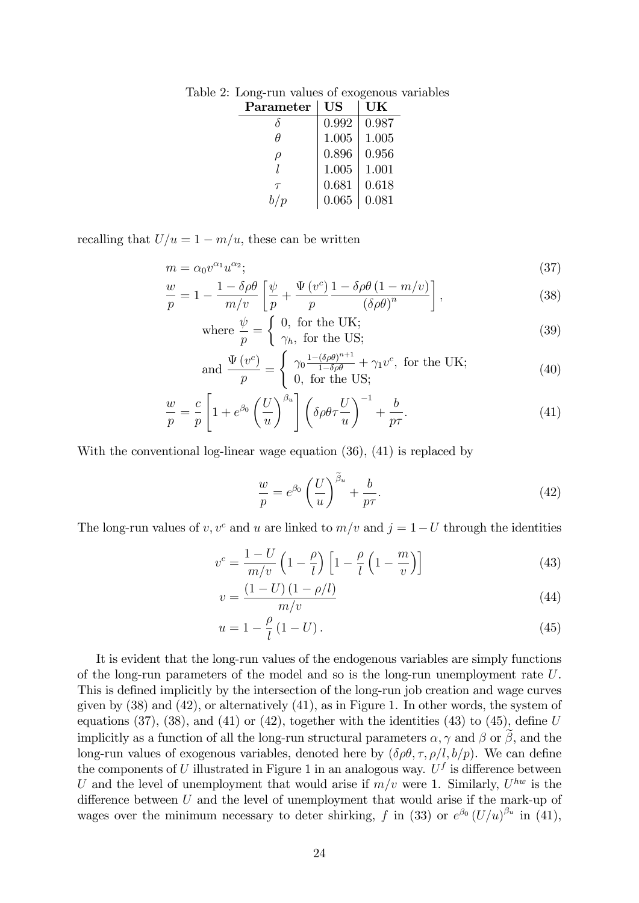Table 2: Long-run values of exogenous variables

| Parameter | US | UK |
|---|---|---|
| $\delta$ | 0.992 | 0.987 |
| $\theta$ | 1.005 | 1.005 |
| $\rho$ | 0.896 | 0.956 |
| $l$ | 1.005 | 1.001 |
| $\tau$ | 0.681 | 0.618 |
| $b/p$ | 0.065 | 0.081 |

recalling that $U/u = 1 - m/u$, these can be written

$$m = \alpha_0 v^{\alpha_1} u^{\alpha_2}; \tag{37}$$

$$\frac{w}{p} = 1 - \frac{1 - \delta\rho\theta}{m/v}\left[\frac{\psi}{p} + \frac{\Psi(v^c)}{p}\frac{1 - \delta\rho\theta(1 - m/v)}{(\delta\rho\theta)^n}\right], \tag{38}$$

$$\text{where } \frac{\psi}{p} = \begin{cases} 0, \text{ for the UK;} \\ \gamma_h, \text{ for the US;} \end{cases} \tag{39}$$

$$\text{and } \frac{\Psi(v^c)}{p} = \begin{cases} \gamma_0 \frac{1-(\delta\rho\theta)^{n+1}}{1-\delta\rho\theta} + \gamma_1 v^c, \text{ for the UK;} \\ 0, \text{ for the US;} \end{cases} \tag{40}$$

$$\frac{w}{p} = \frac{c}{p}\left[1 + e^{\beta_0}\left(\frac{U}{u}\right)^{\beta_u}\right]\left(\delta\rho\theta\tau\frac{U}{u}\right)^{-1} + \frac{b}{p\tau}. \tag{41}$$

With the conventional log-linear wage equation (36), (41) is replaced by

$$\frac{w}{p} = e^{\beta_0}\left(\frac{U}{u}\right)^{\widetilde{\beta}_u} + \frac{b}{p\tau}. \tag{42}$$

The long-run values of $v, v^c$ and $u$ are linked to $m/v$ and $j = 1 - U$ through the identities

$$v^c = \frac{1-U}{m/v}\left(1 - \frac{\rho}{l}\right)\left[1 - \frac{\rho}{l}\left(1 - \frac{m}{v}\right)\right] \tag{43}$$

$$v = \frac{(1-U)(1-\rho/l)}{m/v} \tag{44}$$

$$u = 1 - \frac{\rho}{l}(1-U). \tag{45}$$

It is evident that the long-run values of the endogenous variables are simply functions of the long-run parameters of the model and so is the long-run unemployment rate $U$. This is defined implicitly by the intersection of the long-run job creation and wage curves given by (38) and (42), or alternatively (41), as in Figure 1. In other words, the system of equations (37), (38), and (41) or (42), together with the identities (43) to (45), define $U$ implicitly as a function of all the long-run structural parameters $\alpha, \gamma$ and $\beta$ or $\widetilde{\beta}$, and the long-run values of exogenous variables, denoted here by $(\delta\rho\theta, \tau, \rho/l, b/p)$. We can define the components of $U$ illustrated in Figure 1 in an analogous way. $U^f$ is difference between $U$ and the level of unemployment that would arise if $m/v$ were 1. Similarly, $U^{hw}$ is the difference between $U$ and the level of unemployment that would arise if the mark-up of wages over the minimum necessary to deter shirking, $f$ in (33) or $e^{\beta_0}(U/u)^{\beta_u}$ in (41),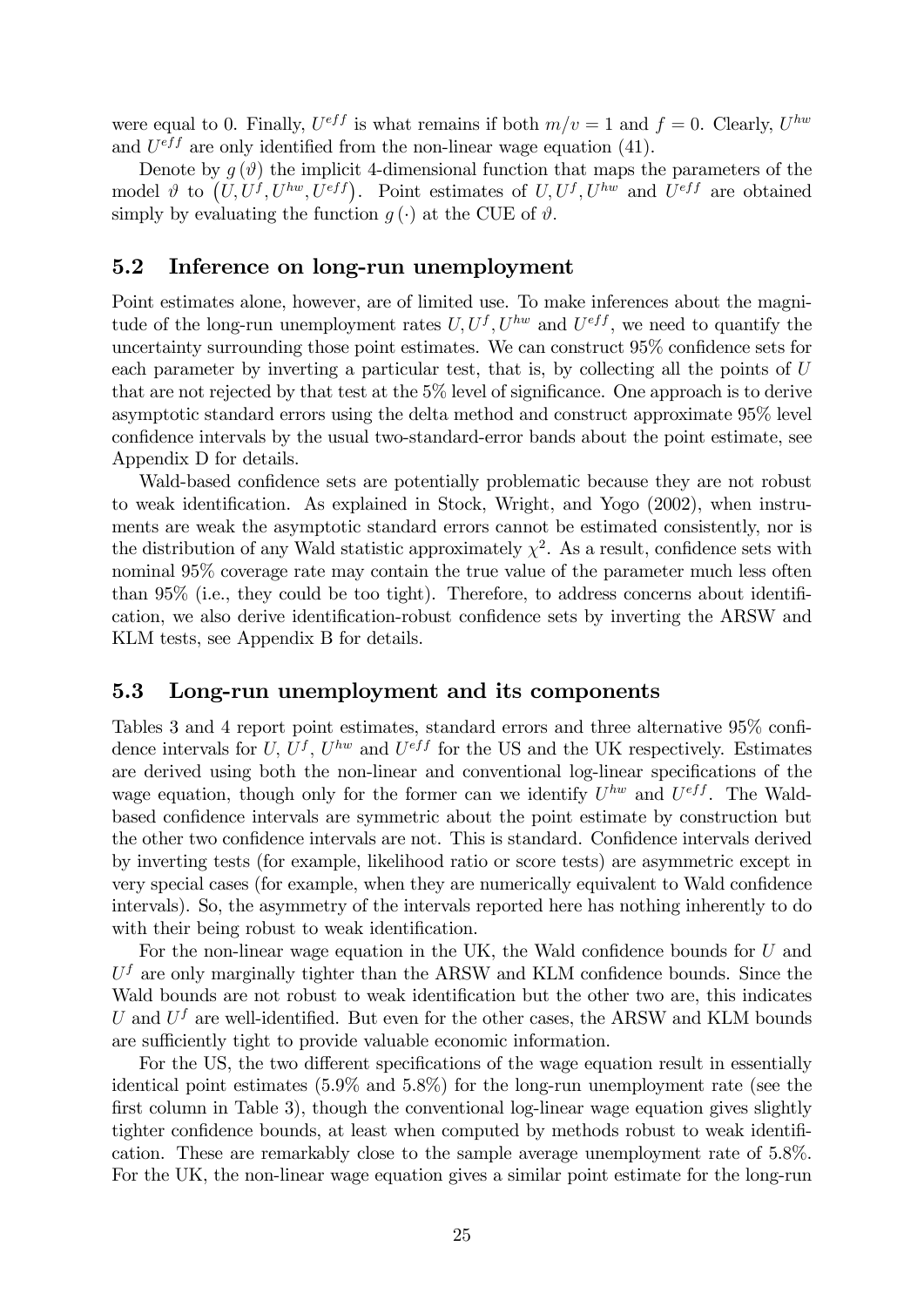were equal to 0. Finally, $U^{eff}$ is what remains if both $m/v = 1$ and $f = 0$. Clearly, $U^{hw}$ and $U^{eff}$ are only identified from the non-linear wage equation (41).

Denote by $g(\vartheta)$ the implicit 4-dimensional function that maps the parameters of the model $\vartheta$ to $\left(U, U^f, U^{hw}, U^{eff}\right)$. Point estimates of $U, U^f, U^{hw}$ and $U^{eff}$ are obtained simply by evaluating the function $g(\cdot)$ at the CUE of $\vartheta$.

## 5.2 Inference on long-run unemployment

Point estimates alone, however, are of limited use. To make inferences about the magnitude of the long-run unemployment rates $U, U^f, U^{hw}$ and $U^{eff}$, we need to quantify the uncertainty surrounding those point estimates. We can construct 95% confidence sets for each parameter by inverting a particular test, that is, by collecting all the points of $U$ that are not rejected by that test at the 5% level of significance. One approach is to derive asymptotic standard errors using the delta method and construct approximate 95% level confidence intervals by the usual two-standard-error bands about the point estimate, see Appendix D for details.

Wald-based confidence sets are potentially problematic because they are not robust to weak identification. As explained in Stock, Wright, and Yogo (2002), when instruments are weak the asymptotic standard errors cannot be estimated consistently, nor is the distribution of any Wald statistic approximately $\chi^2$. As a result, confidence sets with nominal 95% coverage rate may contain the true value of the parameter much less often than 95% (i.e., they could be too tight). Therefore, to address concerns about identification, we also derive identification-robust confidence sets by inverting the ARSW and KLM tests, see Appendix B for details.

## 5.3 Long-run unemployment and its components

Tables 3 and 4 report point estimates, standard errors and three alternative 95% confidence intervals for $U$, $U^f$, $U^{hw}$ and $U^{eff}$ for the US and the UK respectively. Estimates are derived using both the non-linear and conventional log-linear specifications of the wage equation, though only for the former can we identify $U^{hw}$ and $U^{eff}$. The Wald-based confidence intervals are symmetric about the point estimate by construction but the other two confidence intervals are not. This is standard. Confidence intervals derived by inverting tests (for example, likelihood ratio or score tests) are asymmetric except in very special cases (for example, when they are numerically equivalent to Wald confidence intervals). So, the asymmetry of the intervals reported here has nothing inherently to do with their being robust to weak identification.

For the non-linear wage equation in the UK, the Wald confidence bounds for $U$ and $U^f$ are only marginally tighter than the ARSW and KLM confidence bounds. Since the Wald bounds are not robust to weak identification but the other two are, this indicates $U$ and $U^f$ are well-identified. But even for the other cases, the ARSW and KLM bounds are sufficiently tight to provide valuable economic information.

For the US, the two different specifications of the wage equation result in essentially identical point estimates (5.9% and 5.8%) for the long-run unemployment rate (see the first column in Table 3), though the conventional log-linear wage equation gives slightly tighter confidence bounds, at least when computed by methods robust to weak identification. These are remarkably close to the sample average unemployment rate of 5.8%. For the UK, the non-linear wage equation gives a similar point estimate for the long-run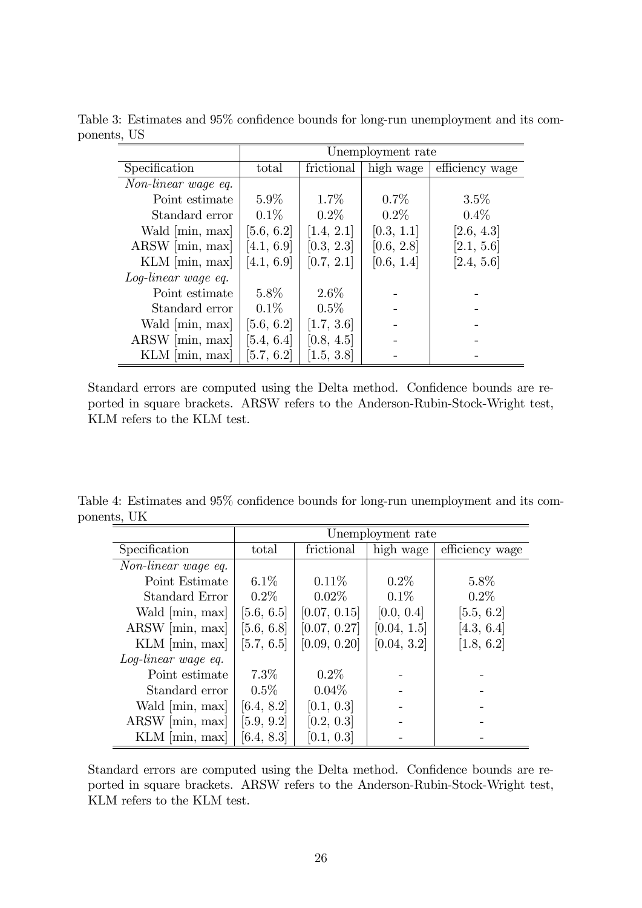Table 3: Estimates and 95% confidence bounds for long-run unemployment and its components, US

| | Unemployment rate | | | |
|---|---|---|---|---|
| Specification | total | frictional | high wage | efficiency wage |
| *Non-linear wage eq.* | | | | |
| Point estimate | 5.9% | 1.7% | 0.7% | 3.5% |
| Standard error | 0.1% | 0.2% | 0.2% | 0.4% |
| Wald [min, max] | [5.6, 6.2] | [1.4, 2.1] | [0.3, 1.1] | [2.6, 4.3] |
| ARSW [min, max] | [4.1, 6.9] | [0.3, 2.3] | [0.6, 2.8] | [2.1, 5.6] |
| KLM [min, max] | [4.1, 6.9] | [0.7, 2.1] | [0.6, 1.4] | [2.4, 5.6] |
| *Log-linear wage eq.* | | | | |
| Point estimate | 5.8% | 2.6% | - | - |
| Standard error | 0.1% | 0.5% | - | - |
| Wald [min, max] | [5.6, 6.2] | [1.7, 3.6] | - | - |
| ARSW [min, max] | [5.4, 6.4] | [0.8, 4.5] | - | - |
| KLM [min, max] | [5.7, 6.2] | [1.5, 3.8] | - | - |

Standard errors are computed using the Delta method. Confidence bounds are reported in square brackets. ARSW refers to the Anderson-Rubin-Stock-Wright test, KLM refers to the KLM test.

Table 4: Estimates and 95% confidence bounds for long-run unemployment and its components, UK

| | Unemployment rate | | | |
|---|---|---|---|---|
| Specification | total | frictional | high wage | efficiency wage |
| *Non-linear wage eq.* | | | | |
| Point Estimate | 6.1% | 0.11% | 0.2% | 5.8% |
| Standard Error | 0.2% | 0.02% | 0.1% | 0.2% |
| Wald [min, max] | [5.6, 6.5] | [0.07, 0.15] | [0.0, 0.4] | [5.5, 6.2] |
| ARSW [min, max] | [5.6, 6.8] | [0.07, 0.27] | [0.04, 1.5] | [4.3, 6.4] |
| KLM [min, max] | [5.7, 6.5] | [0.09, 0.20] | [0.04, 3.2] | [1.8, 6.2] |
| *Log-linear wage eq.* | | | | |
| Point estimate | 7.3% | 0.2% | - | - |
| Standard error | 0.5% | 0.04% | - | - |
| Wald [min, max] | [6.4, 8.2] | [0.1, 0.3] | - | - |
| ARSW [min, max] | [5.9, 9.2] | [0.2, 0.3] | - | - |
| KLM [min, max] | [6.4, 8.3] | [0.1, 0.3] | - | - |

Standard errors are computed using the Delta method. Confidence bounds are reported in square brackets. ARSW refers to the Anderson-Rubin-Stock-Wright test, KLM refers to the KLM test.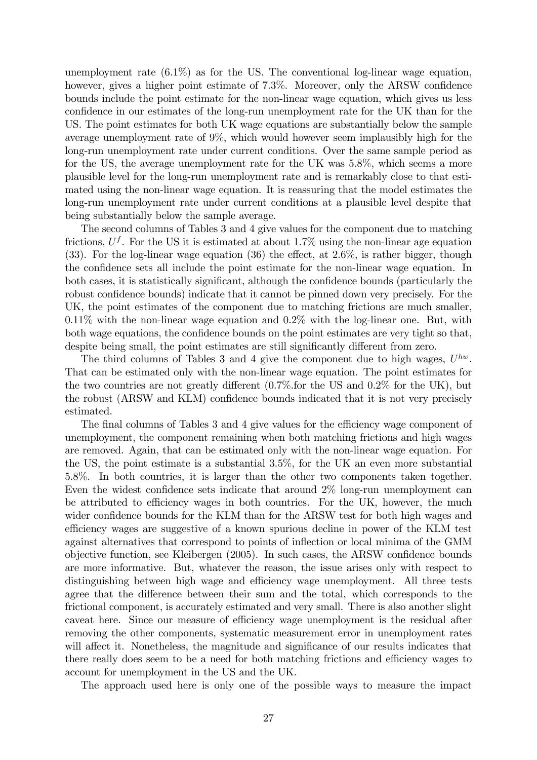unemployment rate (6.1%) as for the US. The conventional log-linear wage equation, however, gives a higher point estimate of 7.3%. Moreover, only the ARSW confidence bounds include the point estimate for the non-linear wage equation, which gives us less confidence in our estimates of the long-run unemployment rate for the UK than for the US. The point estimates for both UK wage equations are substantially below the sample average unemployment rate of 9%, which would however seem implausibly high for the long-run unemployment rate under current conditions. Over the same sample period as for the US, the average unemployment rate for the UK was 5.8%, which seems a more plausible level for the long-run unemployment rate and is remarkably close to that estimated using the non-linear wage equation. It is reassuring that the model estimates the long-run unemployment rate under current conditions at a plausible level despite that being substantially below the sample average.

The second columns of Tables 3 and 4 give values for the component due to matching frictions, $U^f$. For the US it is estimated at about 1.7% using the non-linear age equation (33). For the log-linear wage equation (36) the effect, at 2.6%, is rather bigger, though the confidence sets all include the point estimate for the non-linear wage equation. In both cases, it is statistically significant, although the confidence bounds (particularly the robust confidence bounds) indicate that it cannot be pinned down very precisely. For the UK, the point estimates of the component due to matching frictions are much smaller, 0.11% with the non-linear wage equation and 0.2% with the log-linear one. But, with both wage equations, the confidence bounds on the point estimates are very tight so that, despite being small, the point estimates are still significantly different from zero.

The third columns of Tables 3 and 4 give the component due to high wages, $U^{hw}$. That can be estimated only with the non-linear wage equation. The point estimates for the two countries are not greatly different (0.7%.for the US and 0.2% for the UK), but the robust (ARSW and KLM) confidence bounds indicated that it is not very precisely estimated.

The final columns of Tables 3 and 4 give values for the efficiency wage component of unemployment, the component remaining when both matching frictions and high wages are removed. Again, that can be estimated only with the non-linear wage equation. For the US, the point estimate is a substantial 3.5%, for the UK an even more substantial 5.8%. In both countries, it is larger than the other two components taken together. Even the widest confidence sets indicate that around 2% long-run unemployment can be attributed to efficiency wages in both countries. For the UK, however, the much wider confidence bounds for the KLM than for the ARSW test for both high wages and efficiency wages are suggestive of a known spurious decline in power of the KLM test against alternatives that correspond to points of inflection or local minima of the GMM objective function, see Kleibergen (2005). In such cases, the ARSW confidence bounds are more informative. But, whatever the reason, the issue arises only with respect to distinguishing between high wage and efficiency wage unemployment. All three tests agree that the difference between their sum and the total, which corresponds to the frictional component, is accurately estimated and very small. There is also another slight caveat here. Since our measure of efficiency wage unemployment is the residual after removing the other components, systematic measurement error in unemployment rates will affect it. Nonetheless, the magnitude and significance of our results indicates that there really does seem to be a need for both matching frictions and efficiency wages to account for unemployment in the US and the UK.

The approach used here is only one of the possible ways to measure the impact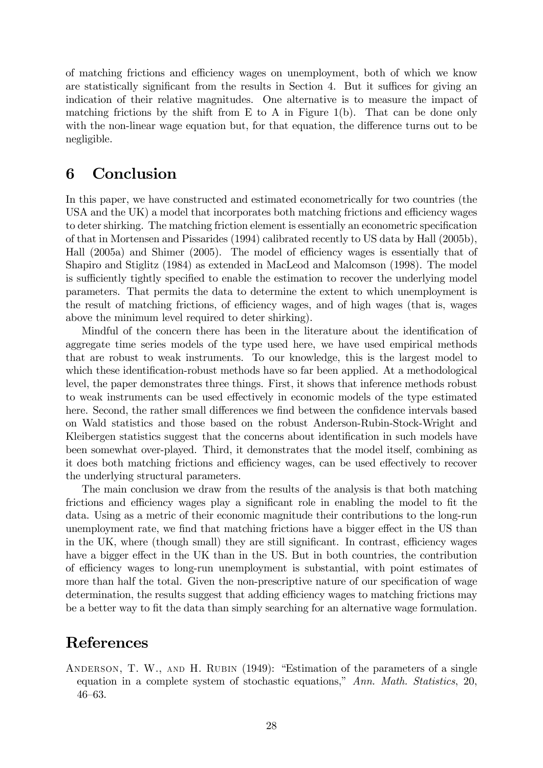of matching frictions and efficiency wages on unemployment, both of which we know are statistically significant from the results in Section 4. But it suffices for giving an indication of their relative magnitudes. One alternative is to measure the impact of matching frictions by the shift from E to A in Figure 1(b). That can be done only with the non-linear wage equation but, for that equation, the difference turns out to be negligible.

# 6 Conclusion

In this paper, we have constructed and estimated econometrically for two countries (the USA and the UK) a model that incorporates both matching frictions and efficiency wages to deter shirking. The matching friction element is essentially an econometric specification of that in Mortensen and Pissarides (1994) calibrated recently to US data by Hall (2005b), Hall (2005a) and Shimer (2005). The model of efficiency wages is essentially that of Shapiro and Stiglitz (1984) as extended in MacLeod and Malcomson (1998). The model is sufficiently tightly specified to enable the estimation to recover the underlying model parameters. That permits the data to determine the extent to which unemployment is the result of matching frictions, of efficiency wages, and of high wages (that is, wages above the minimum level required to deter shirking).

Mindful of the concern there has been in the literature about the identification of aggregate time series models of the type used here, we have used empirical methods that are robust to weak instruments. To our knowledge, this is the largest model to which these identification-robust methods have so far been applied. At a methodological level, the paper demonstrates three things. First, it shows that inference methods robust to weak instruments can be used effectively in economic models of the type estimated here. Second, the rather small differences we find between the confidence intervals based on Wald statistics and those based on the robust Anderson-Rubin-Stock-Wright and Kleibergen statistics suggest that the concerns about identification in such models have been somewhat over-played. Third, it demonstrates that the model itself, combining as it does both matching frictions and efficiency wages, can be used effectively to recover the underlying structural parameters.

The main conclusion we draw from the results of the analysis is that both matching frictions and efficiency wages play a significant role in enabling the model to fit the data. Using as a metric of their economic magnitude their contributions to the long-run unemployment rate, we find that matching frictions have a bigger effect in the US than in the UK, where (though small) they are still significant. In contrast, efficiency wages have a bigger effect in the UK than in the US. But in both countries, the contribution of efficiency wages to long-run unemployment is substantial, with point estimates of more than half the total. Given the non-prescriptive nature of our specification of wage determination, the results suggest that adding efficiency wages to matching frictions may be a better way to fit the data than simply searching for an alternative wage formulation.

# References

Anderson, T. W., and H. Rubin (1949): "Estimation of the parameters of a single equation in a complete system of stochastic equations," *Ann. Math. Statistics*, 20, 46–63.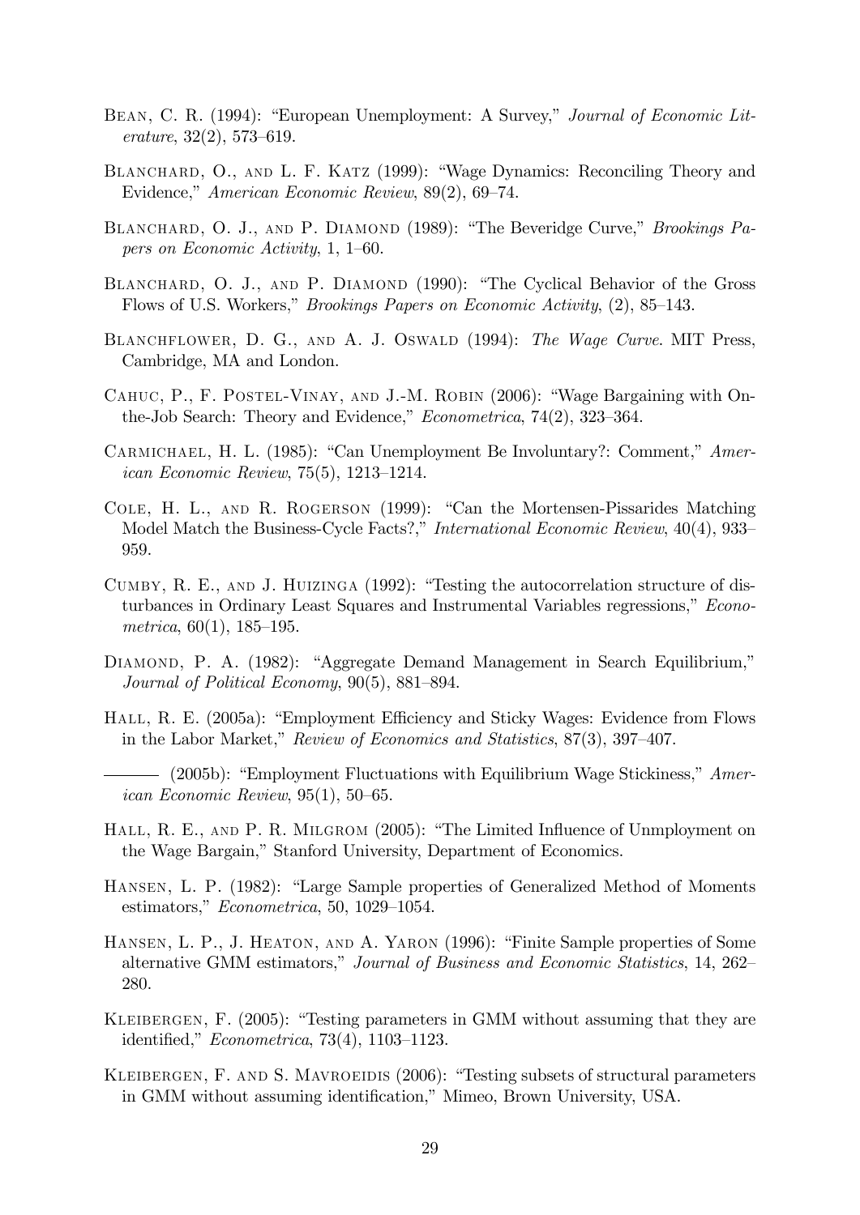Bean, C. R. (1994): "European Unemployment: A Survey," *Journal of Economic Literature*, 32(2), 573–619.

Blanchard, O., and L. F. Katz (1999): "Wage Dynamics: Reconciling Theory and Evidence," *American Economic Review*, 89(2), 69–74.

Blanchard, O. J., and P. Diamond (1989): "The Beveridge Curve," *Brookings Papers on Economic Activity*, 1, 1–60.

Blanchard, O. J., and P. Diamond (1990): "The Cyclical Behavior of the Gross Flows of U.S. Workers," *Brookings Papers on Economic Activity*, (2), 85–143.

Blanchflower, D. G., and A. J. Oswald (1994): *The Wage Curve*. MIT Press, Cambridge, MA and London.

Cahuc, P., F. Postel-Vinay, and J.-M. Robin (2006): "Wage Bargaining with On-the-Job Search: Theory and Evidence," *Econometrica*, 74(2), 323–364.

Carmichael, H. L. (1985): "Can Unemployment Be Involuntary?: Comment," *American Economic Review*, 75(5), 1213–1214.

Cole, H. L., and R. Rogerson (1999): "Can the Mortensen-Pissarides Matching Model Match the Business-Cycle Facts?," *International Economic Review*, 40(4), 933–959.

Cumby, R. E., and J. Huizinga (1992): "Testing the autocorrelation structure of disturbances in Ordinary Least Squares and Instrumental Variables regressions," *Econometrica*, 60(1), 185–195.

Diamond, P. A. (1982): "Aggregate Demand Management in Search Equilibrium," *Journal of Political Economy*, 90(5), 881–894.

Hall, R. E. (2005a): "Employment Efficiency and Sticky Wages: Evidence from Flows in the Labor Market," *Review of Economics and Statistics*, 87(3), 397–407.

——— (2005b): "Employment Fluctuations with Equilibrium Wage Stickiness," *American Economic Review*, 95(1), 50–65.

Hall, R. E., and P. R. Milgrom (2005): "The Limited Influence of Unmployment on the Wage Bargain," Stanford University, Department of Economics.

Hansen, L. P. (1982): "Large Sample properties of Generalized Method of Moments estimators," *Econometrica*, 50, 1029–1054.

Hansen, L. P., J. Heaton, and A. Yaron (1996): "Finite Sample properties of Some alternative GMM estimators," *Journal of Business and Economic Statistics*, 14, 262–280.

Kleibergen, F. (2005): "Testing parameters in GMM without assuming that they are identified," *Econometrica*, 73(4), 1103–1123.

Kleibergen, F. and S. Mavroeidis (2006): "Testing subsets of structural parameters in GMM without assuming identification," Mimeo, Brown University, USA.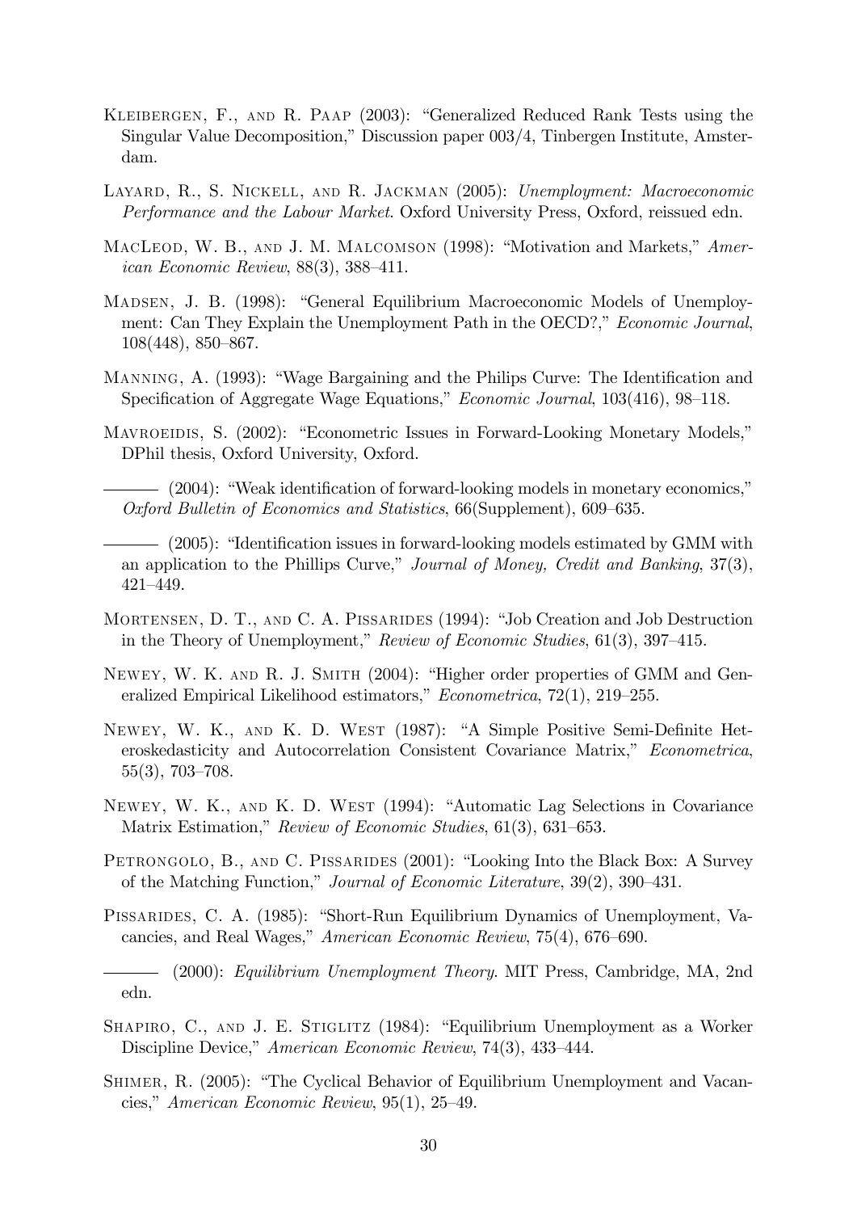Kleibergen, F., and R. Paap (2003): "Generalized Reduced Rank Tests using the Singular Value Decomposition," Discussion paper 003/4, Tinbergen Institute, Amsterdam.

Layard, R., S. Nickell, and R. Jackman (2005): *Unemployment: Macroeconomic Performance and the Labour Market*. Oxford University Press, Oxford, reissued edn.

MacLeod, W. B., and J. M. Malcomson (1998): "Motivation and Markets," *American Economic Review*, 88(3), 388–411.

Madsen, J. B. (1998): "General Equilibrium Macroeconomic Models of Unemployment: Can They Explain the Unemployment Path in the OECD?," *Economic Journal*, 108(448), 850–867.

Manning, A. (1993): "Wage Bargaining and the Philips Curve: The Identification and Specification of Aggregate Wage Equations," *Economic Journal*, 103(416), 98–118.

Mavroeidis, S. (2002): "Econometric Issues in Forward-Looking Monetary Models," DPhil thesis, Oxford University, Oxford.

——— (2004): "Weak identification of forward-looking models in monetary economics," *Oxford Bulletin of Economics and Statistics*, 66(Supplement), 609–635.

——— (2005): "Identification issues in forward-looking models estimated by GMM with an application to the Phillips Curve," *Journal of Money, Credit and Banking*, 37(3), 421–449.

Mortensen, D. T., and C. A. Pissarides (1994): "Job Creation and Job Destruction in the Theory of Unemployment," *Review of Economic Studies*, 61(3), 397–415.

Newey, W. K. and R. J. Smith (2004): "Higher order properties of GMM and Generalized Empirical Likelihood estimators," *Econometrica*, 72(1), 219–255.

Newey, W. K., and K. D. West (1987): "A Simple Positive Semi-Definite Heteroskedasticity and Autocorrelation Consistent Covariance Matrix," *Econometrica*, 55(3), 703–708.

Newey, W. K., and K. D. West (1994): "Automatic Lag Selections in Covariance Matrix Estimation," *Review of Economic Studies*, 61(3), 631–653.

Petrongolo, B., and C. Pissarides (2001): "Looking Into the Black Box: A Survey of the Matching Function," *Journal of Economic Literature*, 39(2), 390–431.

Pissarides, C. A. (1985): "Short-Run Equilibrium Dynamics of Unemployment, Vacancies, and Real Wages," *American Economic Review*, 75(4), 676–690.

——— (2000): *Equilibrium Unemployment Theory*. MIT Press, Cambridge, MA, 2nd edn.

Shapiro, C., and J. E. Stiglitz (1984): "Equilibrium Unemployment as a Worker Discipline Device," *American Economic Review*, 74(3), 433–444.

Shimer, R. (2005): "The Cyclical Behavior of Equilibrium Unemployment and Vacancies," *American Economic Review*, 95(1), 25–49.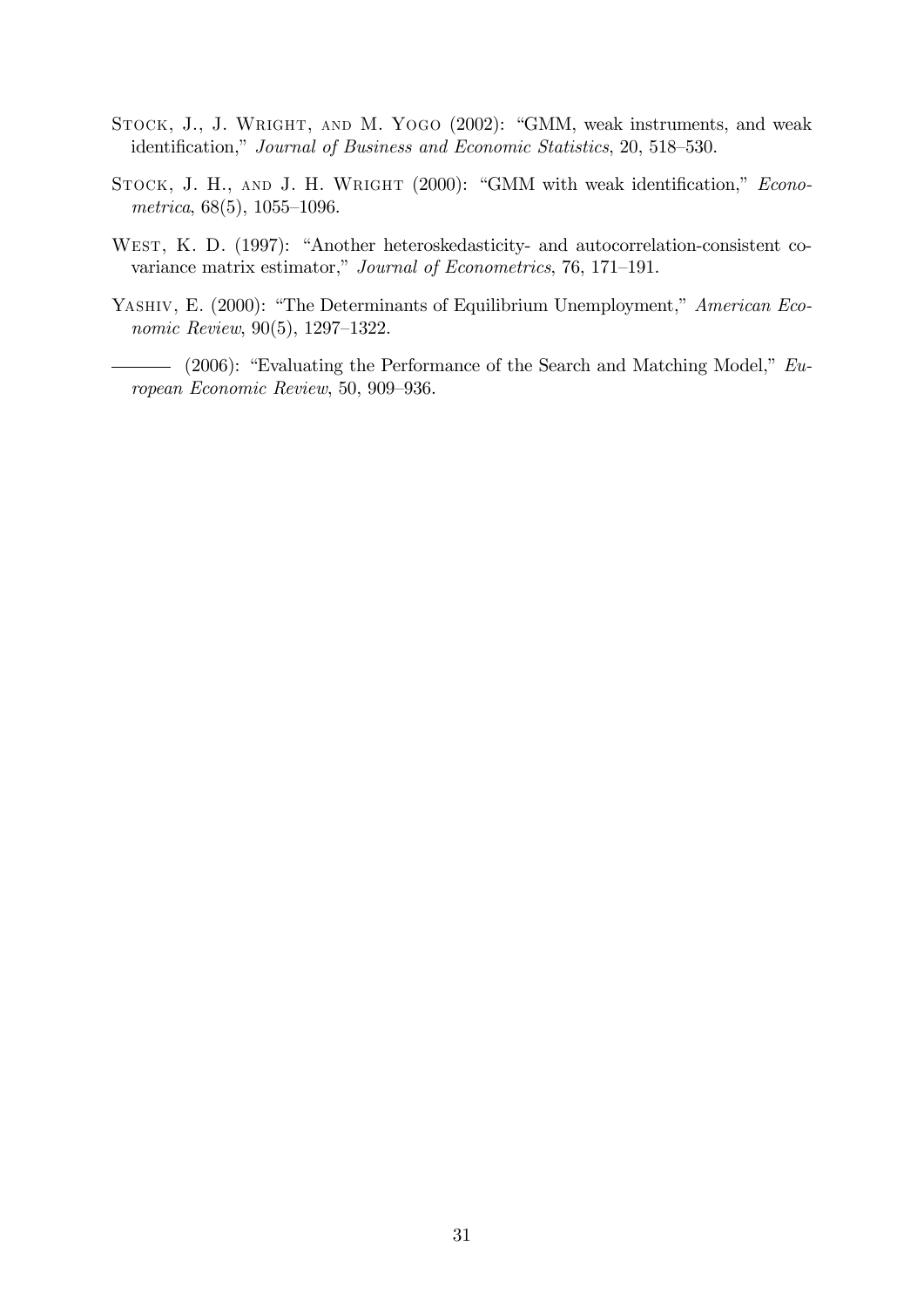Stock, J., J. Wright, and M. Yogo (2002): "GMM, weak instruments, and weak identification," *Journal of Business and Economic Statistics*, 20, 518–530.

Stock, J. H., and J. H. Wright (2000): "GMM with weak identification," *Econometrica*, 68(5), 1055–1096.

West, K. D. (1997): "Another heteroskedasticity- and autocorrelation-consistent covariance matrix estimator," *Journal of Econometrics*, 76, 171–191.

Yashiv, E. (2000): "The Determinants of Equilibrium Unemployment," *American Economic Review*, 90(5), 1297–1322.

——— (2006): "Evaluating the Performance of the Search and Matching Model," *European Economic Review*, 50, 909–936.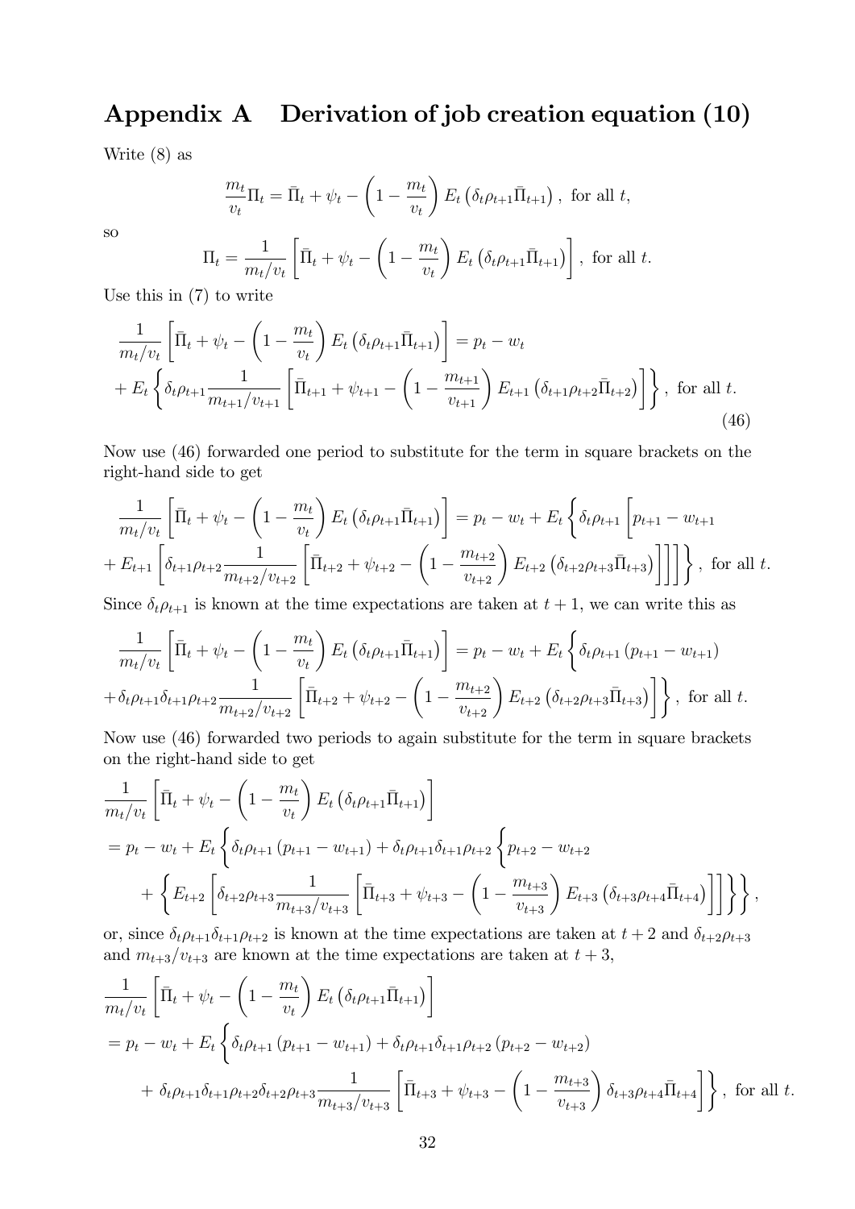# Appendix A Derivation of job creation equation (10)

Write (8) as

$$\frac{m_t}{v_t}\Pi_t = \bar{\Pi}_t + \psi_t - \left(1 - \frac{m_t}{v_t}\right) E_t\left(\delta_t \rho_{t+1} \bar{\Pi}_{t+1}\right), \text{ for all } t,$$

so

$$\Pi_t = \frac{1}{m_t/v_t}\left[\bar{\Pi}_t + \psi_t - \left(1 - \frac{m_t}{v_t}\right) E_t\left(\delta_t \rho_{t+1} \bar{\Pi}_{t+1}\right)\right], \text{ for all } t.$$

Use this in (7) to write

$$\begin{aligned}
&\frac{1}{m_t/v_t}\left[\bar{\Pi}_t + \psi_t - \left(1 - \frac{m_t}{v_t}\right) E_t\left(\delta_t \rho_{t+1} \bar{\Pi}_{t+1}\right)\right] = p_t - w_t \\
&+ E_t\left\{\delta_t \rho_{t+1} \frac{1}{m_{t+1}/v_{t+1}}\left[\bar{\Pi}_{t+1} + \psi_{t+1} - \left(1 - \frac{m_{t+1}}{v_{t+1}}\right) E_{t+1}\left(\delta_{t+1} \rho_{t+2} \bar{\Pi}_{t+2}\right)\right]\right\}, \text{ for all } t.
\end{aligned} \tag{46}$$

Now use (46) forwarded one period to substitute for the term in square brackets on the right-hand side to get

$$\begin{aligned}
&\frac{1}{m_t/v_t}\left[\bar{\Pi}_t + \psi_t - \left(1 - \frac{m_t}{v_t}\right) E_t\left(\delta_t \rho_{t+1} \bar{\Pi}_{t+1}\right)\right] = p_t - w_t + E_t\Bigg\{\delta_t \rho_{t+1}\Bigg[p_{t+1} - w_{t+1} \\
&+ E_{t+1}\left[\delta_{t+1} \rho_{t+2} \frac{1}{m_{t+2}/v_{t+2}}\left[\bar{\Pi}_{t+2} + \psi_{t+2} - \left(1 - \frac{m_{t+2}}{v_{t+2}}\right) E_{t+2}\left(\delta_{t+2} \rho_{t+3} \bar{\Pi}_{t+3}\right)\right]\right]\Bigg]\Bigg\}, \text{ for all } t.
\end{aligned}$$

Since $\delta_t \rho_{t+1}$ is known at the time expectations are taken at $t+1$, we can write this as

$$\begin{aligned}
&\frac{1}{m_t/v_t}\left[\bar{\Pi}_t + \psi_t - \left(1 - \frac{m_t}{v_t}\right) E_t\left(\delta_t \rho_{t+1} \bar{\Pi}_{t+1}\right)\right] = p_t - w_t + E_t\Bigg\{\delta_t \rho_{t+1}\left(p_{t+1} - w_{t+1}\right) \\
&+ \delta_t \rho_{t+1} \delta_{t+1} \rho_{t+2} \frac{1}{m_{t+2}/v_{t+2}}\left[\bar{\Pi}_{t+2} + \psi_{t+2} - \left(1 - \frac{m_{t+2}}{v_{t+2}}\right) E_{t+2}\left(\delta_{t+2} \rho_{t+3} \bar{\Pi}_{t+3}\right)\right]\Bigg\}, \text{ for all } t.
\end{aligned}$$

Now use (46) forwarded two periods to again substitute for the term in square brackets on the right-hand side to get

$$\begin{aligned}
&\frac{1}{m_t/v_t}\left[\bar{\Pi}_t + \psi_t - \left(1 - \frac{m_t}{v_t}\right) E_t\left(\delta_t \rho_{t+1} \bar{\Pi}_{t+1}\right)\right] \\
&= p_t - w_t + E_t\Bigg\{\delta_t \rho_{t+1}\left(p_{t+1} - w_{t+1}\right) + \delta_t \rho_{t+1} \delta_{t+1} \rho_{t+2}\Bigg\{p_{t+2} - w_{t+2} \\
&\quad + \left\{E_{t+2}\left[\delta_{t+2} \rho_{t+3} \frac{1}{m_{t+3}/v_{t+3}}\left[\bar{\Pi}_{t+3} + \psi_{t+3} - \left(1 - \frac{m_{t+3}}{v_{t+3}}\right) E_{t+3}\left(\delta_{t+3} \rho_{t+4} \bar{\Pi}_{t+4}\right)\right]\right]\right\}\Bigg\}\Bigg\},
\end{aligned}$$

or, since $\delta_t \rho_{t+1} \delta_{t+1} \rho_{t+2}$ is known at the time expectations are taken at $t+2$ and $\delta_{t+2} \rho_{t+3}$ and $m_{t+3}/v_{t+3}$ are known at the time expectations are taken at $t+3$,

$$\begin{aligned}
&\frac{1}{m_t/v_t}\left[\bar{\Pi}_t + \psi_t - \left(1 - \frac{m_t}{v_t}\right) E_t\left(\delta_t \rho_{t+1} \bar{\Pi}_{t+1}\right)\right] \\
&= p_t - w_t + E_t\Bigg\{\delta_t \rho_{t+1}\left(p_{t+1} - w_{t+1}\right) + \delta_t \rho_{t+1} \delta_{t+1} \rho_{t+2}\left(p_{t+2} - w_{t+2}\right) \\
&\quad + \delta_t \rho_{t+1} \delta_{t+1} \rho_{t+2} \delta_{t+2} \rho_{t+3} \frac{1}{m_{t+3}/v_{t+3}}\left[\bar{\Pi}_{t+3} + \psi_{t+3} - \left(1 - \frac{m_{t+3}}{v_{t+3}}\right) \delta_{t+3} \rho_{t+4} \bar{\Pi}_{t+4}\right]\Bigg\}, \text{ for all } t.
\end{aligned}$$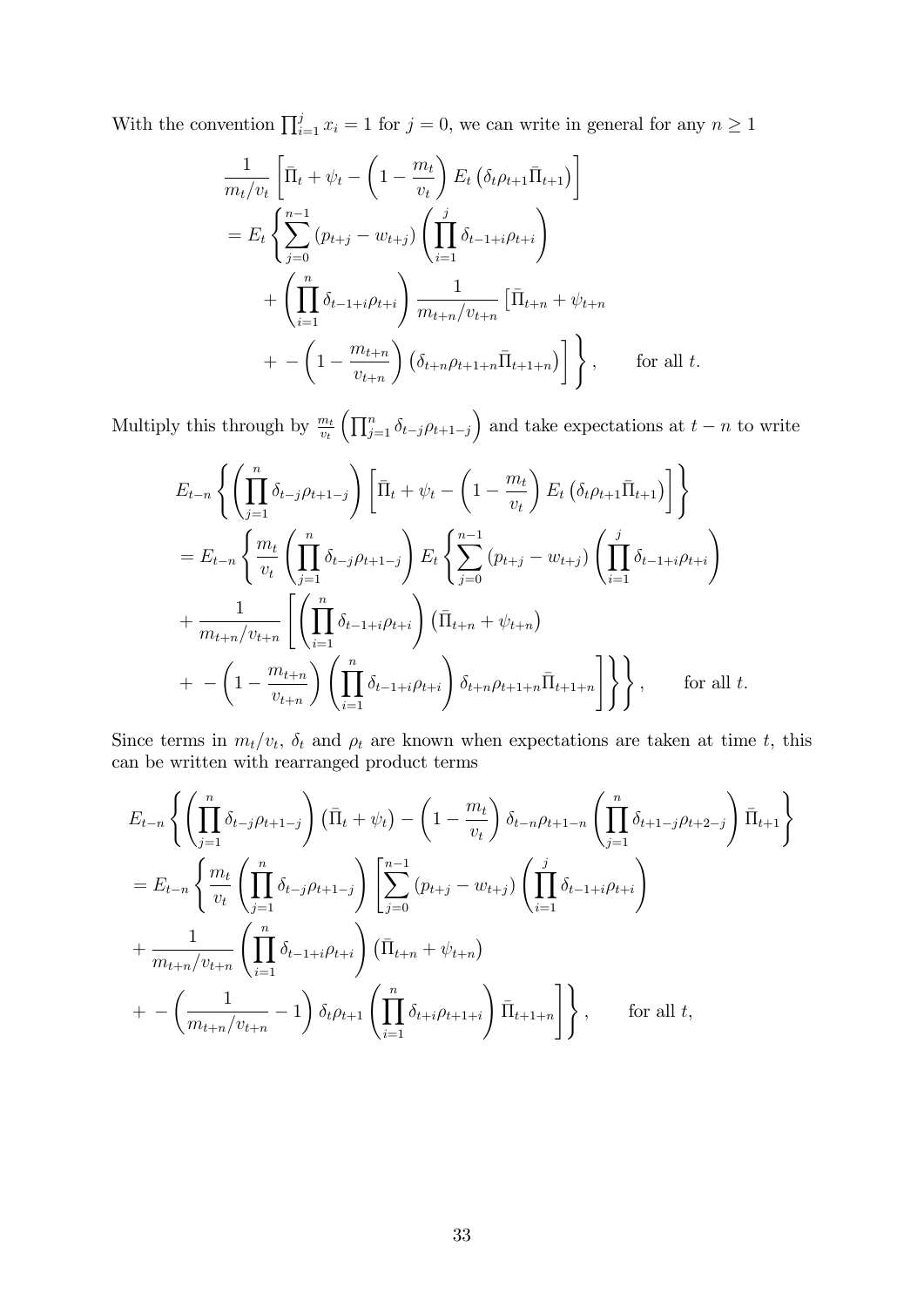With the convention $\prod_{i=1}^{j} x_i = 1$ for $j = 0$, we can write in general for any $n \geq 1$

$$
\begin{aligned}
&\frac{1}{m_t/v_t}\left[\bar{\Pi}_t + \psi_t - \left(1 - \frac{m_t}{v_t}\right) E_t\left(\delta_t \rho_{t+1} \bar{\Pi}_{t+1}\right)\right] \\
&= E_t \left\{ \sum_{j=0}^{n-1} \left(p_{t+j} - w_{t+j}\right) \left(\prod_{i=1}^{j} \delta_{t-1+i} \rho_{t+i}\right) \right. \\
&\quad + \left(\prod_{i=1}^{n} \delta_{t-1+i} \rho_{t+i}\right) \frac{1}{m_{t+n}/v_{t+n}} \left[\bar{\Pi}_{t+n} + \psi_{t+n}\right. \\
&\quad \left.\left. + - \left(1 - \frac{m_{t+n}}{v_{t+n}}\right) \left(\delta_{t+n} \rho_{t+1+n} \bar{\Pi}_{t+1+n}\right)\right] \right\}, \qquad \text{for all } t.
\end{aligned}
$$

Multiply this through by $\frac{m_t}{v_t}\left(\prod_{j=1}^{n} \delta_{t-j} \rho_{t+1-j}\right)$ and take expectations at $t-n$ to write

$$
\begin{aligned}
&E_{t-n} \left\{ \left(\prod_{j=1}^{n} \delta_{t-j} \rho_{t+1-j}\right) \left[\bar{\Pi}_t + \psi_t - \left(1 - \frac{m_t}{v_t}\right) E_t\left(\delta_t \rho_{t+1} \bar{\Pi}_{t+1}\right)\right] \right\} \\
&= E_{t-n} \left\{ \frac{m_t}{v_t} \left(\prod_{j=1}^{n} \delta_{t-j} \rho_{t+1-j}\right) E_t \left\{ \sum_{j=0}^{n-1} \left(p_{t+j} - w_{t+j}\right) \left(\prod_{i=1}^{j} \delta_{t-1+i} \rho_{t+i}\right) \right. \right. \\
&+ \frac{1}{m_{t+n}/v_{t+n}} \left[ \left(\prod_{i=1}^{n} \delta_{t-1+i} \rho_{t+i}\right) \left(\bar{\Pi}_{t+n} + \psi_{t+n}\right) \right. \\
&+ \left.\left.\left. - \left(1 - \frac{m_{t+n}}{v_{t+n}}\right) \left(\prod_{i=1}^{n} \delta_{t-1+i} \rho_{t+i}\right) \delta_{t+n} \rho_{t+1+n} \bar{\Pi}_{t+1+n} \right] \right\} \right\}, \qquad \text{for all } t.
\end{aligned}
$$

Since terms in $m_t/v_t$, $\delta_t$ and $\rho_t$ are known when expectations are taken at time $t$, this can be written with rearranged product terms

$$
\begin{aligned}
&E_{t-n} \left\{ \left(\prod_{j=1}^{n} \delta_{t-j} \rho_{t+1-j}\right) \left(\bar{\Pi}_t + \psi_t\right) - \left(1 - \frac{m_t}{v_t}\right) \delta_{t-n} \rho_{t+1-n} \left(\prod_{j=1}^{n} \delta_{t+1-j} \rho_{t+2-j}\right) \bar{\Pi}_{t+1} \right\} \\
&= E_{t-n} \left\{ \frac{m_t}{v_t} \left(\prod_{j=1}^{n} \delta_{t-j} \rho_{t+1-j}\right) \left[ \sum_{j=0}^{n-1} \left(p_{t+j} - w_{t+j}\right) \left(\prod_{i=1}^{j} \delta_{t-1+i} \rho_{t+i}\right) \right. \right. \\
&+ \frac{1}{m_{t+n}/v_{t+n}} \left(\prod_{i=1}^{n} \delta_{t-1+i} \rho_{t+i}\right) \left(\bar{\Pi}_{t+n} + \psi_{t+n}\right) \\
&+ \left.\left. - \left(\frac{1}{m_{t+n}/v_{t+n}} - 1\right) \delta_t \rho_{t+1} \left(\prod_{i=1}^{n} \delta_{t+i} \rho_{t+1+i}\right) \bar{\Pi}_{t+1+n} \right] \right\}, \qquad \text{for all } t,
\end{aligned}
$$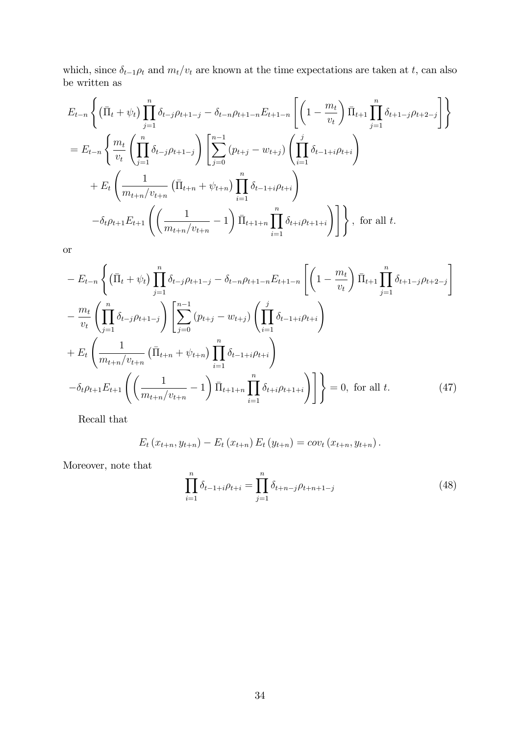which, since $\delta_{t-1}\rho_t$ and $m_t/v_t$ are known at the time expectations are taken at $t$, can also be written as

$$
\begin{aligned}
& E_{t-n}\left\{\left(\bar{\Pi}_t+\psi_t\right)\prod_{j=1}^{n}\delta_{t-j}\rho_{t+1-j}-\delta_{t-n}\rho_{t+1-n}E_{t+1-n}\left[\left(1-\frac{m_t}{v_t}\right)\bar{\Pi}_{t+1}\prod_{j=1}^{n}\delta_{t+1-j}\rho_{t+2-j}\right]\right\} \\
&= E_{t-n}\left\{\frac{m_t}{v_t}\left(\prod_{j=1}^{n}\delta_{t-j}\rho_{t+1-j}\right)\left[\sum_{j=0}^{n-1}\left(p_{t+j}-w_{t+j}\right)\left(\prod_{i=1}^{j}\delta_{t-1+i}\rho_{t+i}\right)\right.\right. \\
&\quad + E_t\left(\frac{1}{m_{t+n}/v_{t+n}}\left(\bar{\Pi}_{t+n}+\psi_{t+n}\right)\prod_{i=1}^{n}\delta_{t-1+i}\rho_{t+i}\right) \\
&\quad \left.\left. -\delta_t\rho_{t+1}E_{t+1}\left(\left(\frac{1}{m_{t+n}/v_{t+n}}-1\right)\bar{\Pi}_{t+1+n}\prod_{i=1}^{n}\delta_{t+i}\rho_{t+1+i}\right)\right]\right\}, \text{ for all } t.
\end{aligned}
$$

or

$$
\begin{aligned}
&- E_{t-n}\left\{\left(\bar{\Pi}_t+\psi_t\right)\prod_{j=1}^{n}\delta_{t-j}\rho_{t+1-j}-\delta_{t-n}\rho_{t+1-n}E_{t+1-n}\left[\left(1-\frac{m_t}{v_t}\right)\bar{\Pi}_{t+1}\prod_{j=1}^{n}\delta_{t+1-j}\rho_{t+2-j}\right]\right. \\
&- \frac{m_t}{v_t}\left(\prod_{j=1}^{n}\delta_{t-j}\rho_{t+1-j}\right)\left[\sum_{j=0}^{n-1}\left(p_{t+j}-w_{t+j}\right)\left(\prod_{i=1}^{j}\delta_{t-1+i}\rho_{t+i}\right)\right. \\
&+ E_t\left(\frac{1}{m_{t+n}/v_{t+n}}\left(\bar{\Pi}_{t+n}+\psi_{t+n}\right)\prod_{i=1}^{n}\delta_{t-1+i}\rho_{t+i}\right) \\
&\left.\left. -\delta_t\rho_{t+1}E_{t+1}\left(\left(\frac{1}{m_{t+n}/v_{t+n}}-1\right)\bar{\Pi}_{t+1+n}\prod_{i=1}^{n}\delta_{t+i}\rho_{t+1+i}\right)\right]\right\} = 0, \text{ for all } t. \qquad (47)
\end{aligned}
$$

Recall that

$$
E_t\left(x_{t+n},y_{t+n}\right)-E_t\left(x_{t+n}\right)E_t\left(y_{t+n}\right)=cov_t\left(x_{t+n},y_{t+n}\right).
$$

Moreover, note that

$$
\prod_{i=1}^{n}\delta_{t-1+i}\rho_{t+i}=\prod_{j=1}^{n}\delta_{t+n-j}\rho_{t+n+1-j} \qquad (48)
$$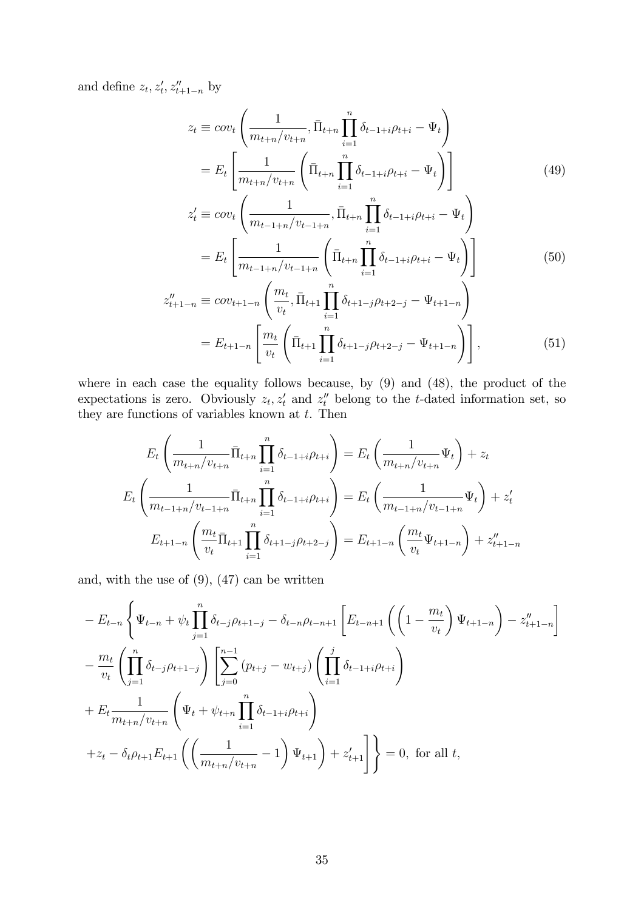and define $z_t, z_t', z_{t+1-n}''$ by

$$
\begin{aligned}
z_t &\equiv cov_t \left( \frac{1}{m_{t+n}/v_{t+n}}, \bar{\Pi}_{t+n} \prod_{i=1}^{n} \delta_{t-1+i}\rho_{t+i} - \Psi_t \right) \\
&= E_t \left[ \frac{1}{m_{t+n}/v_{t+n}} \left( \bar{\Pi}_{t+n} \prod_{i=1}^{n} \delta_{t-1+i}\rho_{t+i} - \Psi_t \right) \right] \qquad (49) \\
z_t' &\equiv cov_t \left( \frac{1}{m_{t-1+n}/v_{t-1+n}}, \bar{\Pi}_{t+n} \prod_{i=1}^{n} \delta_{t-1+i}\rho_{t+i} - \Psi_t \right) \\
&= E_t \left[ \frac{1}{m_{t-1+n}/v_{t-1+n}} \left( \bar{\Pi}_{t+n} \prod_{i=1}^{n} \delta_{t-1+i}\rho_{t+i} - \Psi_t \right) \right] \qquad (50) \\
z_{t+1-n}'' &\equiv cov_{t+1-n} \left( \frac{m_t}{v_t}, \bar{\Pi}_{t+1} \prod_{i=1}^{n} \delta_{t+1-j}\rho_{t+2-j} - \Psi_{t+1-n} \right) \\
&= E_{t+1-n} \left[ \frac{m_t}{v_t} \left( \bar{\Pi}_{t+1} \prod_{i=1}^{n} \delta_{t+1-j}\rho_{t+2-j} - \Psi_{t+1-n} \right) \right], \qquad (51)
\end{aligned}
$$

where in each case the equality follows because, by (9) and (48), the product of the expectations is zero. Obviously $z_t, z_t'$ and $z_t''$ belong to the $t$-dated information set, so they are functions of variables known at $t$. Then

$$
\begin{aligned}
E_t \left( \frac{1}{m_{t+n}/v_{t+n}} \bar{\Pi}_{t+n} \prod_{i=1}^{n} \delta_{t-1+i}\rho_{t+i} \right) &= E_t \left( \frac{1}{m_{t+n}/v_{t+n}} \Psi_t \right) + z_t \\
E_t \left( \frac{1}{m_{t-1+n}/v_{t-1+n}} \bar{\Pi}_{t+n} \prod_{i=1}^{n} \delta_{t-1+i}\rho_{t+i} \right) &= E_t \left( \frac{1}{m_{t-1+n}/v_{t-1+n}} \Psi_t \right) + z_t' \\
E_{t+1-n} \left( \frac{m_t}{v_t} \bar{\Pi}_{t+1} \prod_{i=1}^{n} \delta_{t+1-j}\rho_{t+2-j} \right) &= E_{t+1-n} \left( \frac{m_t}{v_t} \Psi_{t+1-n} \right) + z_{t+1-n}''
\end{aligned}
$$

and, with the use of (9), (47) can be written

$$
\begin{aligned}
&- E_{t-n} \Bigg\{ \Psi_{t-n} + \psi_t \prod_{j=1}^{n} \delta_{t-j}\rho_{t+1-j} - \delta_{t-n}\rho_{t-n+1} \left[ E_{t-n+1} \left( \left( 1 - \frac{m_t}{v_t} \right) \Psi_{t+1-n} \right) - z_{t+1-n}'' \right] \\
&- \frac{m_t}{v_t} \left( \prod_{j=1}^{n} \delta_{t-j}\rho_{t+1-j} \right) \left[ \sum_{j=0}^{n-1} \left( p_{t+j} - w_{t+j} \right) \left( \prod_{i=1}^{j} \delta_{t-1+i}\rho_{t+i} \right) \right. \\
&+ E_t \frac{1}{m_{t+n}/v_{t+n}} \left( \Psi_t + \psi_{t+n} \prod_{i=1}^{n} \delta_{t-1+i}\rho_{t+i} \right) \\
&\left. + z_t - \delta_t \rho_{t+1} E_{t+1} \left( \left( \frac{1}{m_{t+n}/v_{t+n}} - 1 \right) \Psi_{t+1} \right) + z_{t+1}' \right] \Bigg\} = 0, \text{ for all } t,
\end{aligned}
$$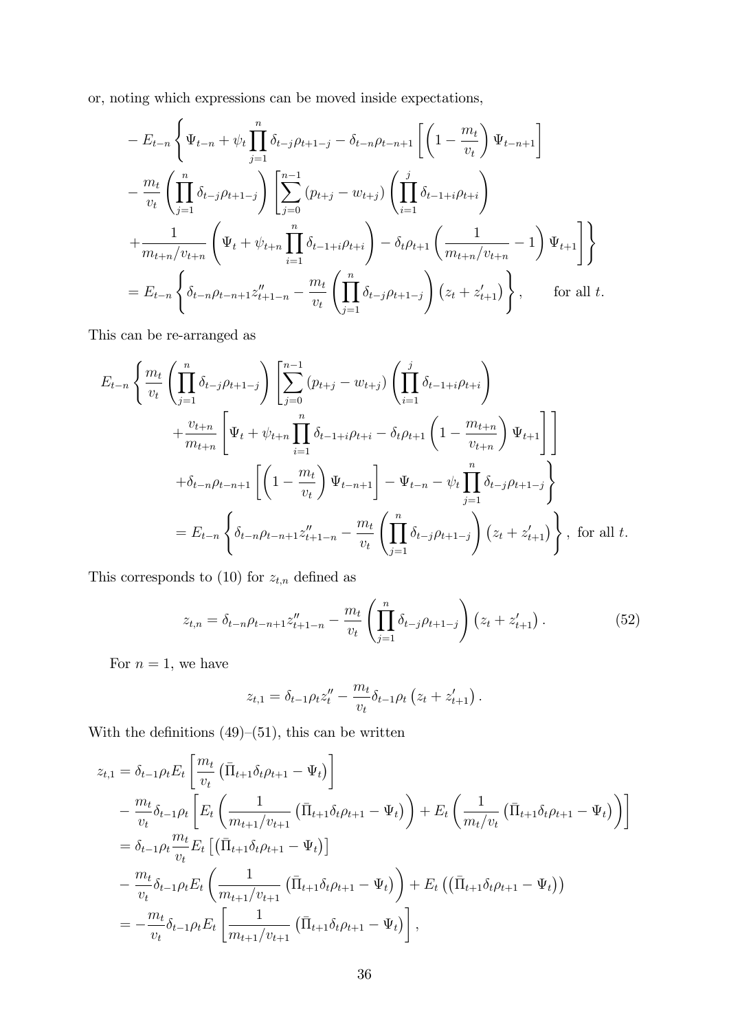or, noting which expressions can be moved inside expectations,

$$
\begin{aligned}
&- E_{t-n}\Bigg\{ \Psi_{t-n} + \psi_t \prod_{j=1}^{n} \delta_{t-j}\rho_{t+1-j} - \delta_{t-n}\rho_{t-n+1}\left[\left(1-\frac{m_t}{v_t}\right)\Psi_{t-n+1}\right] \\
&- \frac{m_t}{v_t}\left(\prod_{j=1}^{n}\delta_{t-j}\rho_{t+1-j}\right)\Bigg[\sum_{j=0}^{n-1}\left(p_{t+j}-w_{t+j}\right)\left(\prod_{i=1}^{j}\delta_{t-1+i}\rho_{t+i}\right) \\
&+ \frac{1}{m_{t+n}/v_{t+n}}\left(\Psi_t + \psi_{t+n}\prod_{i=1}^{n}\delta_{t-1+i}\rho_{t+i}\right) - \delta_t\rho_{t+1}\left(\frac{1}{m_{t+n}/v_{t+n}}-1\right)\Psi_{t+1}\Bigg]\Bigg\} \\
&= E_{t-n}\left\{\delta_{t-n}\rho_{t-n+1}z''_{t+1-n} - \frac{m_t}{v_t}\left(\prod_{j=1}^{n}\delta_{t-j}\rho_{t+1-j}\right)\left(z_t + z'_{t+1}\right)\right\}, \qquad \text{for all } t.
\end{aligned}
$$

This can be re-arranged as

$$
\begin{aligned}
E_{t-n}\Bigg\{ &\frac{m_t}{v_t}\left(\prod_{j=1}^{n}\delta_{t-j}\rho_{t+1-j}\right)\Bigg[\sum_{j=0}^{n-1}\left(p_{t+j}-w_{t+j}\right)\left(\prod_{i=1}^{j}\delta_{t-1+i}\rho_{t+i}\right) \\
&+ \frac{v_{t+n}}{m_{t+n}}\left[\Psi_t + \psi_{t+n}\prod_{i=1}^{n}\delta_{t-1+i}\rho_{t+i} - \delta_t\rho_{t+1}\left(1-\frac{m_{t+n}}{v_{t+n}}\right)\Psi_{t+1}\right]\Bigg] \\
&+ \delta_{t-n}\rho_{t-n+1}\left[\left(1-\frac{m_t}{v_t}\right)\Psi_{t-n+1}\right] - \Psi_{t-n} - \psi_t\prod_{j=1}^{n}\delta_{t-j}\rho_{t+1-j}\Bigg\} \\
&= E_{t-n}\left\{\delta_{t-n}\rho_{t-n+1}z''_{t+1-n} - \frac{m_t}{v_t}\left(\prod_{j=1}^{n}\delta_{t-j}\rho_{t+1-j}\right)\left(z_t + z'_{t+1}\right)\right\}, \text{ for all } t.
\end{aligned}
$$

This corresponds to (10) for $z_{t,n}$ defined as

$$
z_{t,n} = \delta_{t-n}\rho_{t-n+1}z''_{t+1-n} - \frac{m_t}{v_t}\left(\prod_{j=1}^{n}\delta_{t-j}\rho_{t+1-j}\right)\left(z_t + z'_{t+1}\right). \tag{52}
$$

For $n = 1$, we have

$$
z_{t,1} = \delta_{t-1}\rho_t z''_t - \frac{m_t}{v_t}\delta_{t-1}\rho_t\left(z_t + z'_{t+1}\right).
$$

With the definitions (49)–(51), this can be written

$$
\begin{aligned}
z_{t,1} &= \delta_{t-1}\rho_t E_t\left[\frac{m_t}{v_t}\left(\bar{\Pi}_{t+1}\delta_t\rho_{t+1} - \Psi_t\right)\right] \\
&\quad - \frac{m_t}{v_t}\delta_{t-1}\rho_t\left[E_t\left(\frac{1}{m_{t+1}/v_{t+1}}\left(\bar{\Pi}_{t+1}\delta_t\rho_{t+1} - \Psi_t\right)\right) + E_t\left(\frac{1}{m_t/v_t}\left(\bar{\Pi}_{t+1}\delta_t\rho_{t+1} - \Psi_t\right)\right)\right] \\
&= \delta_{t-1}\rho_t\frac{m_t}{v_t}E_t\left[\left(\bar{\Pi}_{t+1}\delta_t\rho_{t+1} - \Psi_t\right)\right] \\
&\quad - \frac{m_t}{v_t}\delta_{t-1}\rho_t E_t\left(\frac{1}{m_{t+1}/v_{t+1}}\left(\bar{\Pi}_{t+1}\delta_t\rho_{t+1} - \Psi_t\right)\right) + E_t\left(\left(\bar{\Pi}_{t+1}\delta_t\rho_{t+1} - \Psi_t\right)\right) \\
&= -\frac{m_t}{v_t}\delta_{t-1}\rho_t E_t\left[\frac{1}{m_{t+1}/v_{t+1}}\left(\bar{\Pi}_{t+1}\delta_t\rho_{t+1} - \Psi_t\right)\right],
\end{aligned}
$$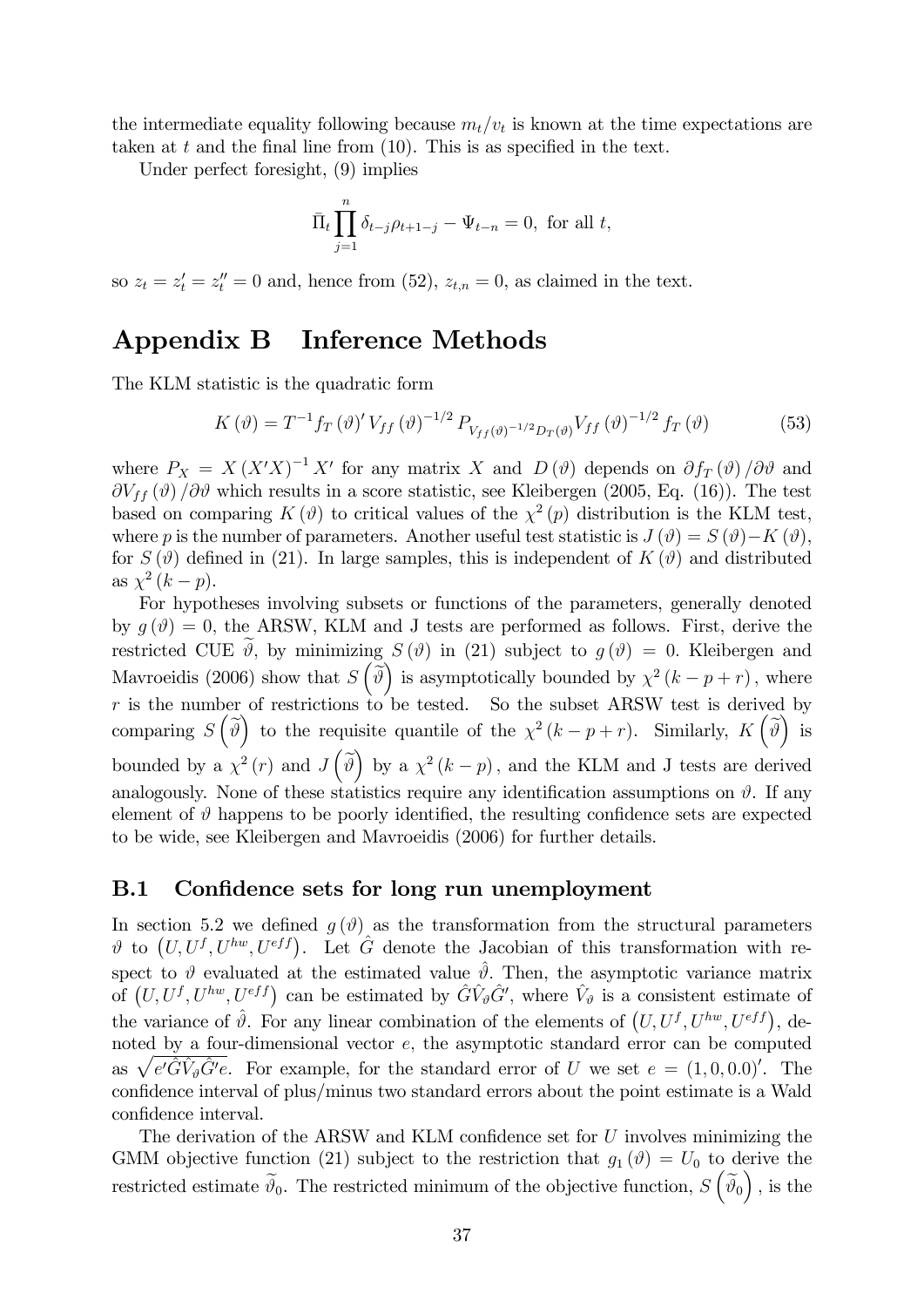the intermediate equality following because $m_t/v_t$ is known at the time expectations are taken at $t$ and the final line from (10). This is as specified in the text.

Under perfect foresight, (9) implies

$$\bar{\Pi}_t \prod_{j=1}^{n} \delta_{t-j}\rho_{t+1-j} - \Psi_{t-n} = 0, \text{ for all } t,$$

so $z_t = z_t' = z_t'' = 0$ and, hence from (52), $z_{t,n} = 0$, as claimed in the text.

# Appendix B Inference Methods

The KLM statistic is the quadratic form

$$K(\vartheta) = T^{-1} f_T(\vartheta)' V_{ff}(\vartheta)^{-1/2} P_{V_{ff}(\vartheta)^{-1/2} D_T(\vartheta)} V_{ff}(\vartheta)^{-1/2} f_T(\vartheta) \tag{53}$$

where $P_X = X(X'X)^{-1}X'$ for any matrix $X$ and $D(\vartheta)$ depends on $\partial f_T(\vartheta)/\partial\vartheta$ and $\partial V_{ff}(\vartheta)/\partial\vartheta$ which results in a score statistic, see Kleibergen (2005, Eq. (16)). The test based on comparing $K(\vartheta)$ to critical values of the $\chi^2(p)$ distribution is the KLM test, where $p$ is the number of parameters. Another useful test statistic is $J(\vartheta) = S(\vartheta) - K(\vartheta)$, for $S(\vartheta)$ defined in (21). In large samples, this is independent of $K(\vartheta)$ and distributed as $\chi^2(k-p)$.

For hypotheses involving subsets or functions of the parameters, generally denoted by $g(\vartheta) = 0$, the ARSW, KLM and J tests are performed as follows. First, derive the restricted CUE $\widetilde{\vartheta}$, by minimizing $S(\vartheta)$ in (21) subject to $g(\vartheta) = 0$. Kleibergen and Mavroeidis (2006) show that $S\left(\widetilde{\vartheta}\right)$ is asymptotically bounded by $\chi^2(k-p+r)$, where $r$ is the number of restrictions to be tested. So the subset ARSW test is derived by comparing $S\left(\widetilde{\vartheta}\right)$ to the requisite quantile of the $\chi^2(k-p+r)$. Similarly, $K\left(\widetilde{\vartheta}\right)$ is bounded by a $\chi^2(r)$ and $J\left(\widetilde{\vartheta}\right)$ by a $\chi^2(k-p)$, and the KLM and J tests are derived analogously. None of these statistics require any identification assumptions on $\vartheta$. If any element of $\vartheta$ happens to be poorly identified, the resulting confidence sets are expected to be wide, see Kleibergen and Mavroeidis (2006) for further details.

## B.1 Confidence sets for long run unemployment

In section 5.2 we defined $g(\vartheta)$ as the transformation from the structural parameters $\vartheta$ to $\left(U, U^f, U^{hw}, U^{eff}\right)$. Let $\hat{G}$ denote the Jacobian of this transformation with respect to $\vartheta$ evaluated at the estimated value $\hat{\vartheta}$. Then, the asymptotic variance matrix of $\left(U, U^f, U^{hw}, U^{eff}\right)$ can be estimated by $\hat{G}\hat{V}_\vartheta\hat{G}'$, where $\hat{V}_\vartheta$ is a consistent estimate of the variance of $\hat{\vartheta}$. For any linear combination of the elements of $\left(U, U^f, U^{hw}, U^{eff}\right)$, denoted by a four-dimensional vector $e$, the asymptotic standard error can be computed as $\sqrt{e'\hat{G}\hat{V}_\vartheta\hat{G}'e}$. For example, for the standard error of $U$ we set $e = (1, 0, 0.0)'$. The confidence interval of plus/minus two standard errors about the point estimate is a Wald confidence interval.

The derivation of the ARSW and KLM confidence set for $U$ involves minimizing the GMM objective function (21) subject to the restriction that $g_1(\vartheta) = U_0$ to derive the restricted estimate $\widetilde{\vartheta}_0$. The restricted minimum of the objective function, $S\left(\widetilde{\vartheta}_0\right)$, is the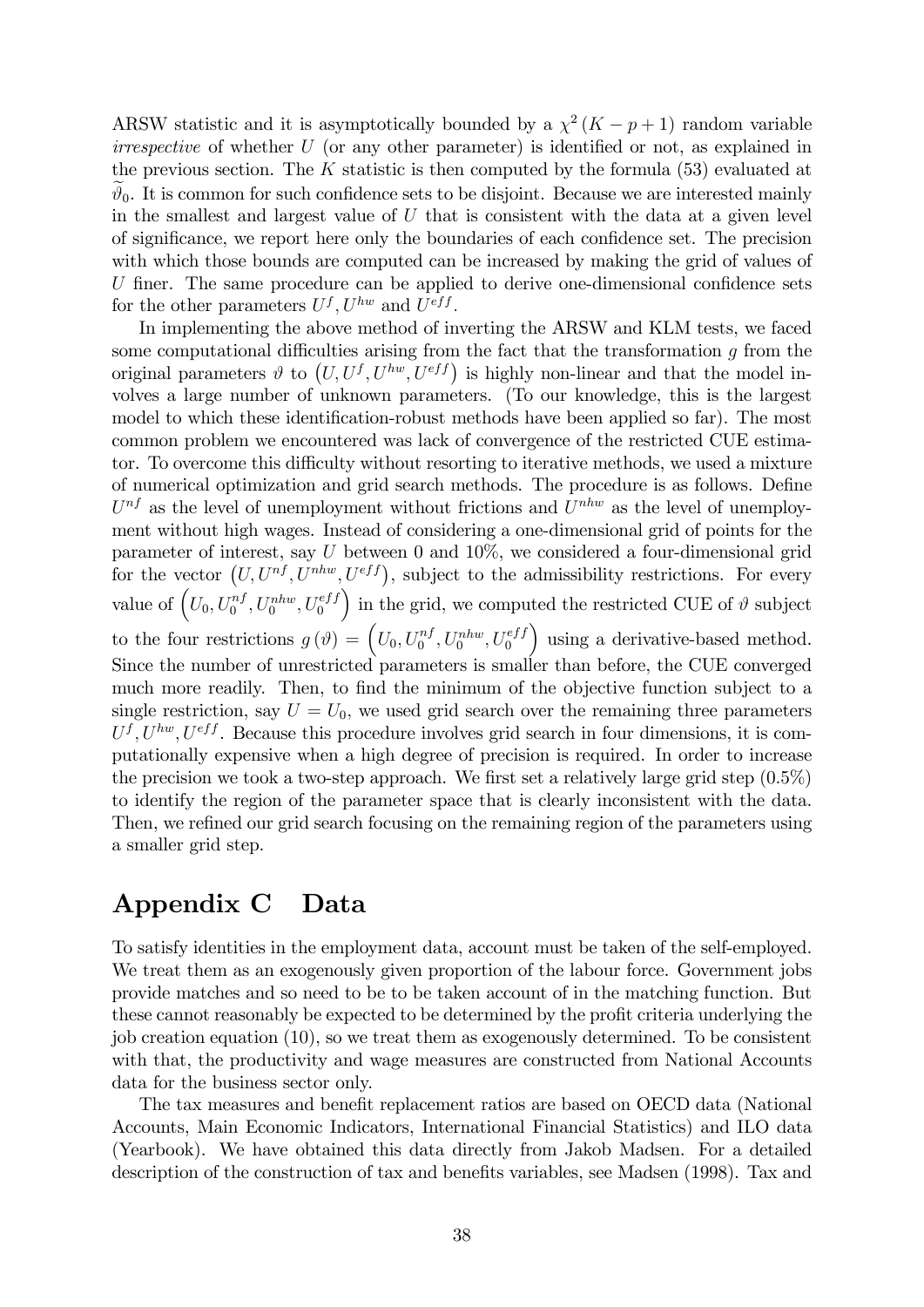ARSW statistic and it is asymptotically bounded by a $\chi^2(K-p+1)$ random variable *irrespective* of whether $U$ (or any other parameter) is identified or not, as explained in the previous section. The $K$ statistic is then computed by the formula (53) evaluated at $\widetilde{\vartheta}_0$. It is common for such confidence sets to be disjoint. Because we are interested mainly in the smallest and largest value of $U$ that is consistent with the data at a given level of significance, we report here only the boundaries of each confidence set. The precision with which those bounds are computed can be increased by making the grid of values of $U$ finer. The same procedure can be applied to derive one-dimensional confidence sets for the other parameters $U^f, U^{hw}$ and $U^{eff}$.

In implementing the above method of inverting the ARSW and KLM tests, we faced some computational difficulties arising from the fact that the transformation $g$ from the original parameters $\vartheta$ to $\left(U, U^f, U^{hw}, U^{eff}\right)$ is highly non-linear and that the model involves a large number of unknown parameters. (To our knowledge, this is the largest model to which these identification-robust methods have been applied so far). The most common problem we encountered was lack of convergence of the restricted CUE estimator. To overcome this difficulty without resorting to iterative methods, we used a mixture of numerical optimization and grid search methods. The procedure is as follows. Define $U^{nf}$ as the level of unemployment without frictions and $U^{nhw}$ as the level of unemployment without high wages. Instead of considering a one-dimensional grid of points for the parameter of interest, say $U$ between 0 and 10%, we considered a four-dimensional grid for the vector $\left(U, U^{nf}, U^{nhw}, U^{eff}\right)$, subject to the admissibility restrictions. For every value of $\left(U_0, U_0^{nf}, U_0^{nhw}, U_0^{eff}\right)$ in the grid, we computed the restricted CUE of $\vartheta$ subject to the four restrictions $g(\vartheta) = \left(U_0, U_0^{nf}, U_0^{nhw}, U_0^{eff}\right)$ using a derivative-based method. Since the number of unrestricted parameters is smaller than before, the CUE converged much more readily. Then, to find the minimum of the objective function subject to a single restriction, say $U = U_0$, we used grid search over the remaining three parameters $U^f, U^{hw}, U^{eff}$. Because this procedure involves grid search in four dimensions, it is computationally expensive when a high degree of precision is required. In order to increase the precision we took a two-step approach. We first set a relatively large grid step (0.5%) to identify the region of the parameter space that is clearly inconsistent with the data. Then, we refined our grid search focusing on the remaining region of the parameters using a smaller grid step.

# Appendix C Data

To satisfy identities in the employment data, account must be taken of the self-employed. We treat them as an exogenously given proportion of the labour force. Government jobs provide matches and so need to be to be taken account of in the matching function. But these cannot reasonably be expected to be determined by the profit criteria underlying the job creation equation (10), so we treat them as exogenously determined. To be consistent with that, the productivity and wage measures are constructed from National Accounts data for the business sector only.

The tax measures and benefit replacement ratios are based on OECD data (National Accounts, Main Economic Indicators, International Financial Statistics) and ILO data (Yearbook). We have obtained this data directly from Jakob Madsen. For a detailed description of the construction of tax and benefits variables, see Madsen (1998). Tax and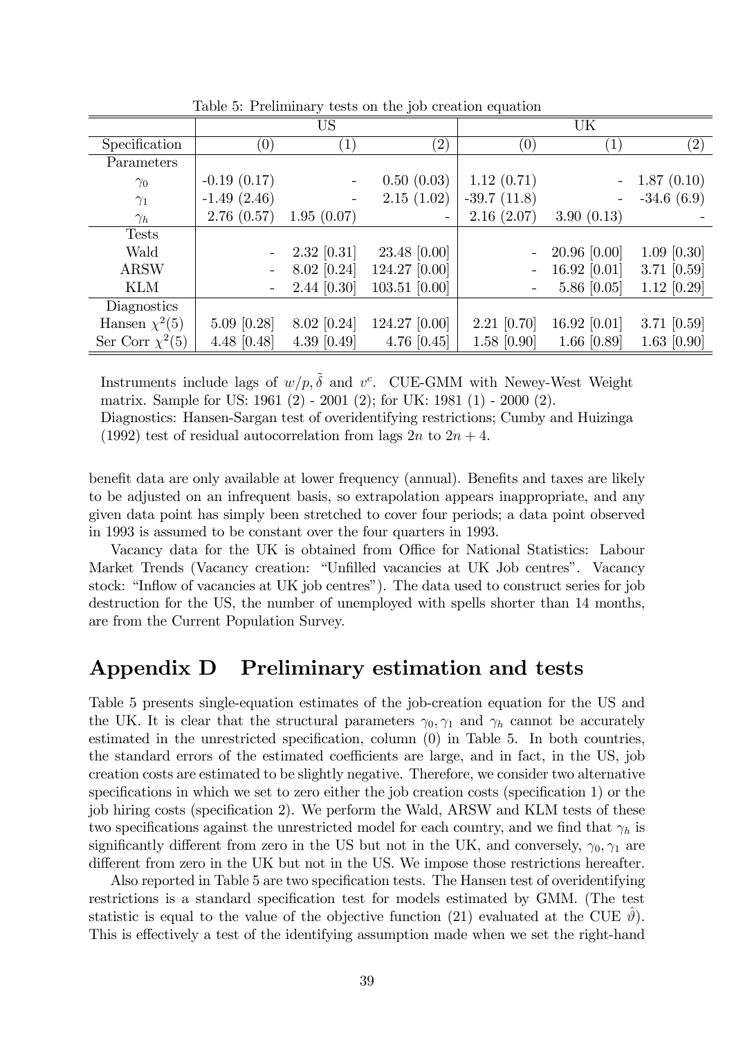Table 5: Preliminary tests on the job creation equation

| | US | | | UK | | |
|---|---|---|---|---|---|---|
| Specification | (0) | (1) | (2) | (0) | (1) | (2) |
| Parameters | | | | | | |
| $\gamma_0$ | -0.19 (0.17) | - | 0.50 (0.03) | 1.12 (0.71) | - | 1.87 (0.10) |
| $\gamma_1$ | -1.49 (2.46) | - | 2.15 (1.02) | -39.7 (11.8) | - | -34.6 (6.9) |
| $\gamma_h$ | 2.76 (0.57) | 1.95 (0.07) | - | 2.16 (2.07) | 3.90 (0.13) | - |
| Tests | | | | | | |
| Wald | - | 2.32 [0.31] | 23.48 [0.00] | - | 20.96 [0.00] | 1.09 [0.30] |
| ARSW | - | 8.02 [0.24] | 124.27 [0.00] | - | 16.92 [0.01] | 3.71 [0.59] |
| KLM | - | 2.44 [0.30] | 103.51 [0.00] | - | 5.86 [0.05] | 1.12 [0.29] |
| Diagnostics | | | | | | |
| Hansen $\chi^2(5)$ | 5.09 [0.28] | 8.02 [0.24] | 124.27 [0.00] | 2.21 [0.70] | 16.92 [0.01] | 3.71 [0.59] |
| Ser Corr $\chi^2(5)$ | 4.48 [0.48] | 4.39 [0.49] | 4.76 [0.45] | 1.58 [0.90] | 1.66 [0.89] | 1.63 [0.90] |

Instruments include lags of $w/p, \tilde{\delta}$ and $v^c$. CUE-GMM with Newey-West Weight matrix. Sample for US: 1961 (2) - 2001 (2); for UK: 1981 (1) - 2000 (2).
Diagnostics: Hansen-Sargan test of overidentifying restrictions; Cumby and Huizinga (1992) test of residual autocorrelation from lags $2n$ to $2n + 4$.

benefit data are only available at lower frequency (annual). Benefits and taxes are likely to be adjusted on an infrequent basis, so extrapolation appears inappropriate, and any given data point has simply been stretched to cover four periods; a data point observed in 1993 is assumed to be constant over the four quarters in 1993.

Vacancy data for the UK is obtained from Office for National Statistics: Labour Market Trends (Vacancy creation: "Unfilled vacancies at UK Job centres". Vacancy stock: "Inflow of vacancies at UK job centres"). The data used to construct series for job destruction for the US, the number of unemployed with spells shorter than 14 months, are from the Current Population Survey.

# Appendix D  Preliminary estimation and tests

Table 5 presents single-equation estimates of the job-creation equation for the US and the UK. It is clear that the structural parameters $\gamma_0, \gamma_1$ and $\gamma_h$ cannot be accurately estimated in the unrestricted specification, column (0) in Table 5. In both countries, the standard errors of the estimated coefficients are large, and in fact, in the US, job creation costs are estimated to be slightly negative. Therefore, we consider two alternative specifications in which we set to zero either the job creation costs (specification 1) or the job hiring costs (specification 2). We perform the Wald, ARSW and KLM tests of these two specifications against the unrestricted model for each country, and we find that $\gamma_h$ is significantly different from zero in the US but not in the UK, and conversely, $\gamma_0, \gamma_1$ are different from zero in the UK but not in the US. We impose those restrictions hereafter.

Also reported in Table 5 are two specification tests. The Hansen test of overidentifying restrictions is a standard specification test for models estimated by GMM. (The test statistic is equal to the value of the objective function (21) evaluated at the CUE $\hat{\vartheta}$). This is effectively a test of the identifying assumption made when we set the right-hand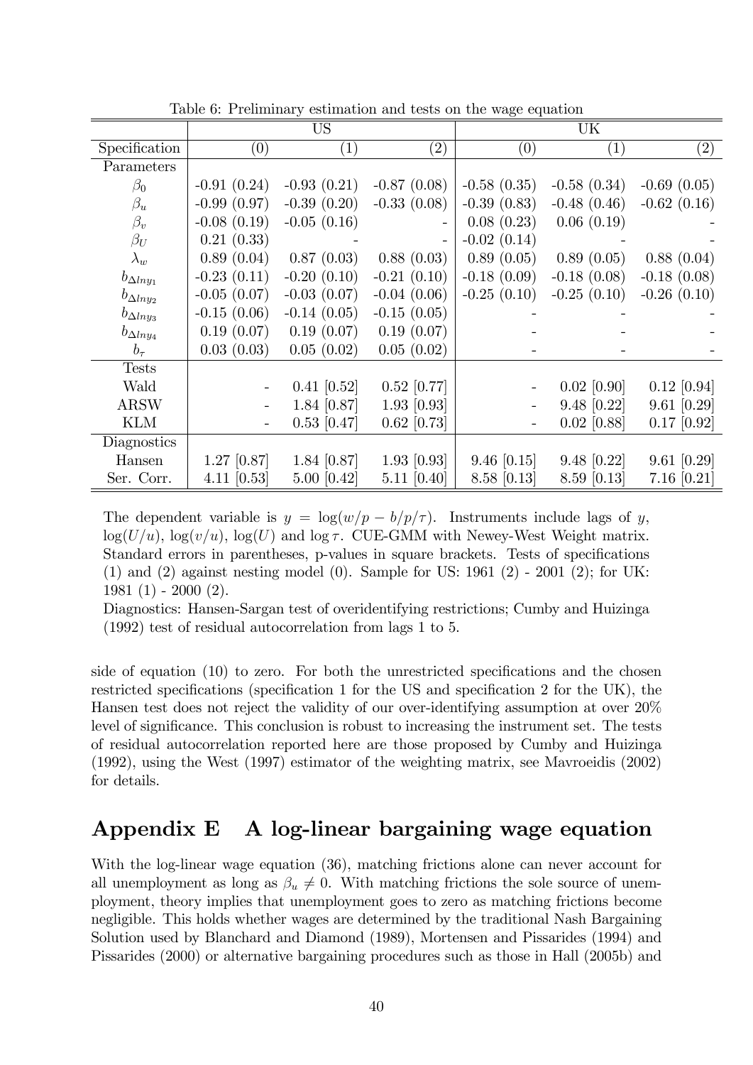Table 6: Preliminary estimation and tests on the wage equation

| | US | | | UK | | |
|---|---|---|---|---|---|---|
| Specification | (0) | (1) | (2) | (0) | (1) | (2) |
| Parameters | | | | | | |
| $\beta_0$ | -0.91 (0.24) | -0.93 (0.21) | -0.87 (0.08) | -0.58 (0.35) | -0.58 (0.34) | -0.69 (0.05) |
| $\beta_u$ | -0.99 (0.97) | -0.39 (0.20) | -0.33 (0.08) | -0.39 (0.83) | -0.48 (0.46) | -0.62 (0.16) |
| $\beta_v$ | -0.08 (0.19) | -0.05 (0.16) | - | 0.08 (0.23) | 0.06 (0.19) | - |
| $\beta_U$ | 0.21 (0.33) | - | - | -0.02 (0.14) | - | - |
| $\lambda_w$ | 0.89 (0.04) | 0.87 (0.03) | 0.88 (0.03) | 0.89 (0.05) | 0.89 (0.05) | 0.88 (0.04) |
| $b_{\Delta lny_1}$ | -0.23 (0.11) | -0.20 (0.10) | -0.21 (0.10) | -0.18 (0.09) | -0.18 (0.08) | -0.18 (0.08) |
| $b_{\Delta lny_2}$ | -0.05 (0.07) | -0.03 (0.07) | -0.04 (0.06) | -0.25 (0.10) | -0.25 (0.10) | -0.26 (0.10) |
| $b_{\Delta lny_3}$ | -0.15 (0.06) | -0.14 (0.05) | -0.15 (0.05) | - | - | - |
| $b_{\Delta lny_4}$ | 0.19 (0.07) | 0.19 (0.07) | 0.19 (0.07) | - | - | - |
| $b_\tau$ | 0.03 (0.03) | 0.05 (0.02) | 0.05 (0.02) | - | - | - |
| Tests | | | | | | |
| Wald | - | 0.41 [0.52] | 0.52 [0.77] | - | 0.02 [0.90] | 0.12 [0.94] |
| ARSW | - | 1.84 [0.87] | 1.93 [0.93] | - | 9.48 [0.22] | 9.61 [0.29] |
| KLM | - | 0.53 [0.47] | 0.62 [0.73] | - | 0.02 [0.88] | 0.17 [0.92] |
| Diagnostics | | | | | | |
| Hansen | 1.27 [0.87] | 1.84 [0.87] | 1.93 [0.93] | 9.46 [0.15] | 9.48 [0.22] | 9.61 [0.29] |
| Ser. Corr. | 4.11 [0.53] | 5.00 [0.42] | 5.11 [0.40] | 8.58 [0.13] | 8.59 [0.13] | 7.16 [0.21] |

The dependent variable is $y = \log(w/p - b/p/\tau)$. Instruments include lags of $y$, $\log(U/u)$, $\log(v/u)$, $\log(U)$ and $\log\tau$. CUE-GMM with Newey-West Weight matrix. Standard errors in parentheses, p-values in square brackets. Tests of specifications (1) and (2) against nesting model (0). Sample for US: 1961 (2) - 2001 (2); for UK: 1981 (1) - 2000 (2).

Diagnostics: Hansen-Sargan test of overidentifying restrictions; Cumby and Huizinga (1992) test of residual autocorrelation from lags 1 to 5.

side of equation (10) to zero. For both the unrestricted specifications and the chosen restricted specifications (specification 1 for the US and specification 2 for the UK), the Hansen test does not reject the validity of our over-identifying assumption at over 20% level of significance. This conclusion is robust to increasing the instrument set. The tests of residual autocorrelation reported here are those proposed by Cumby and Huizinga (1992), using the West (1997) estimator of the weighting matrix, see Mavroeidis (2002) for details.

## Appendix E A log-linear bargaining wage equation

With the log-linear wage equation (36), matching frictions alone can never account for all unemployment as long as $\beta_u \neq 0$. With matching frictions the sole source of unemployment, theory implies that unemployment goes to zero as matching frictions become negligible. This holds whether wages are determined by the traditional Nash Bargaining Solution used by Blanchard and Diamond (1989), Mortensen and Pissarides (1994) and Pissarides (2000) or alternative bargaining procedures such as those in Hall (2005b) and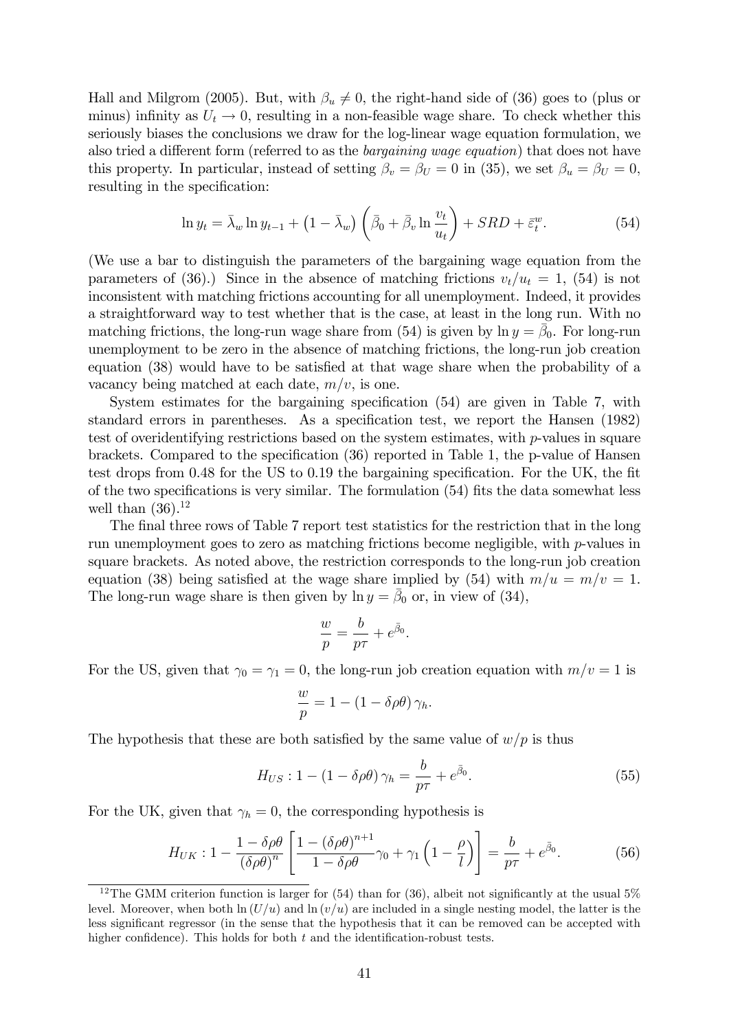Hall and Milgrom (2005). But, with $\beta_u \neq 0$, the right-hand side of (36) goes to (plus or minus) infinity as $U_t \to 0$, resulting in a non-feasible wage share. To check whether this seriously biases the conclusions we draw for the log-linear wage equation formulation, we also tried a different form (referred to as the *bargaining wage equation*) that does not have this property. In particular, instead of setting $\beta_v = \beta_U = 0$ in (35), we set $\beta_u = \beta_U = 0$, resulting in the specification:

$$\ln y_t = \bar{\lambda}_w \ln y_{t-1} + \left(1 - \bar{\lambda}_w\right)\left(\bar{\beta}_0 + \bar{\beta}_v \ln \frac{v_t}{u_t}\right) + SRD + \bar{\varepsilon}_t^w. \tag{54}$$

(We use a bar to distinguish the parameters of the bargaining wage equation from the parameters of (36).) Since in the absence of matching frictions $v_t/u_t = 1$, (54) is not inconsistent with matching frictions accounting for all unemployment. Indeed, it provides a straightforward way to test whether that is the case, at least in the long run. With no matching frictions, the long-run wage share from (54) is given by $\ln y = \bar{\beta}_0$. For long-run unemployment to be zero in the absence of matching frictions, the long-run job creation equation (38) would have to be satisfied at that wage share when the probability of a vacancy being matched at each date, $m/v$, is one.

System estimates for the bargaining specification (54) are given in Table 7, with standard errors in parentheses. As a specification test, we report the Hansen (1982) test of overidentifying restrictions based on the system estimates, with $p$-values in square brackets. Compared to the specification (36) reported in Table 1, the p-value of Hansen test drops from 0.48 for the US to 0.19 the bargaining specification. For the UK, the fit of the two specifications is very similar. The formulation (54) fits the data somewhat less well than (36).[12]

The final three rows of Table 7 report test statistics for the restriction that in the long run unemployment goes to zero as matching frictions become negligible, with $p$-values in square brackets. As noted above, the restriction corresponds to the long-run job creation equation (38) being satisfied at the wage share implied by (54) with $m/u = m/v = 1$. The long-run wage share is then given by $\ln y = \bar{\beta}_0$ or, in view of (34),

$$\frac{w}{p} = \frac{b}{p\tau} + e^{\bar{\beta}_0}.$$

For the US, given that $\gamma_0 = \gamma_1 = 0$, the long-run job creation equation with $m/v = 1$ is

$$\frac{w}{p} = 1 - (1 - \delta\rho\theta)\,\gamma_h.$$

The hypothesis that these are both satisfied by the same value of $w/p$ is thus

$$H_{US} : 1 - (1 - \delta\rho\theta)\,\gamma_h = \frac{b}{p\tau} + e^{\bar{\beta}_0}. \tag{55}$$

For the UK, given that $\gamma_h = 0$, the corresponding hypothesis is

$$H_{UK} : 1 - \frac{1 - \delta\rho\theta}{(\delta\rho\theta)^n}\left[\frac{1 - (\delta\rho\theta)^{n+1}}{1 - \delta\rho\theta}\gamma_0 + \gamma_1\left(1 - \frac{\rho}{l}\right)\right] = \frac{b}{p\tau} + e^{\bar{\beta}_0}. \tag{56}$$

[12] The GMM criterion function is larger for (54) than for (36), albeit not significantly at the usual 5% level. Moreover, when both $\ln(U/u)$ and $\ln(v/u)$ are included in a single nesting model, the latter is the less significant regressor (in the sense that the hypothesis that it can be removed can be accepted with higher confidence). This holds for both $t$ and the identification-robust tests.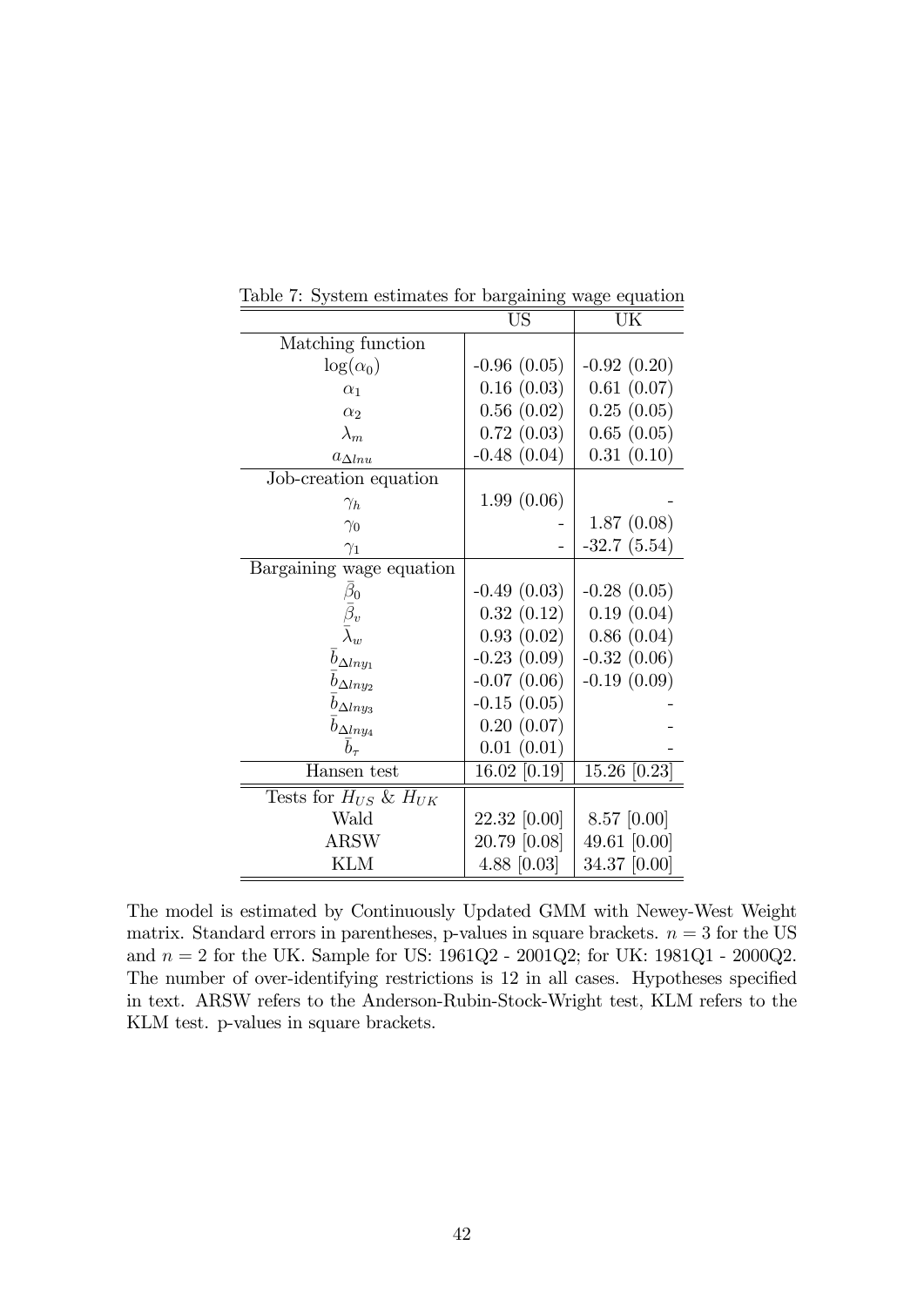Table 7: System estimates for bargaining wage equation

| | US | UK |
|---|---|---|
| Matching function | | |
| $\log(\alpha_0)$ | -0.96 (0.05) | -0.92 (0.20) |
| $\alpha_1$ | 0.16 (0.03) | 0.61 (0.07) |
| $\alpha_2$ | 0.56 (0.02) | 0.25 (0.05) |
| $\lambda_m$ | 0.72 (0.03) | 0.65 (0.05) |
| $a_{\Delta lnu}$ | -0.48 (0.04) | 0.31 (0.10) |
| Job-creation equation | | |
| $\gamma_h$ | 1.99 (0.06) | - |
| $\gamma_0$ | - | 1.87 (0.08) |
| $\gamma_1$ | - | -32.7 (5.54) |
| Bargaining wage equation | | |
| $\bar{\beta}_0$ | -0.49 (0.03) | -0.28 (0.05) |
| $\bar{\beta}_v$ | 0.32 (0.12) | 0.19 (0.04) |
| $\bar{\lambda}_w$ | 0.93 (0.02) | 0.86 (0.04) |
| $\bar{b}_{\Delta lny_1}$ | -0.23 (0.09) | -0.32 (0.06) |
| $\bar{b}_{\Delta lny_2}$ | -0.07 (0.06) | -0.19 (0.09) |
| $\bar{b}_{\Delta lny_3}$ | -0.15 (0.05) | - |
| $\bar{b}_{\Delta lny_4}$ | 0.20 (0.07) | - |
| $\bar{b}_{\tau}$ | 0.01 (0.01) | - |
| Hansen test | 16.02 [0.19] | 15.26 [0.23] |
| Tests for $H_{US}$ & $H_{UK}$ | | |
| Wald | 22.32 [0.00] | 8.57 [0.00] |
| ARSW | 20.79 [0.08] | 49.61 [0.00] |
| KLM | 4.88 [0.03] | 34.37 [0.00] |

The model is estimated by Continuously Updated GMM with Newey-West Weight matrix. Standard errors in parentheses, p-values in square brackets. $n = 3$ for the US and $n = 2$ for the UK. Sample for US: 1961Q2 - 2001Q2; for UK: 1981Q1 - 2000Q2. The number of over-identifying restrictions is 12 in all cases. Hypotheses specified in text. ARSW refers to the Anderson-Rubin-Stock-Wright test, KLM refers to the KLM test. p-values in square brackets.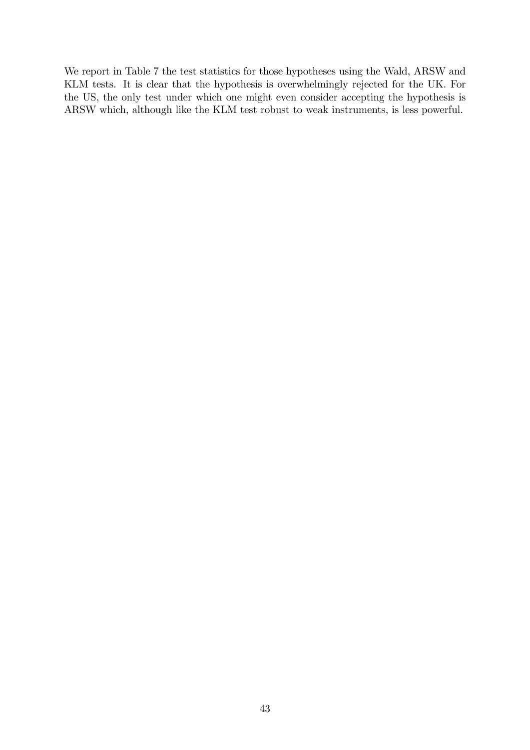We report in Table 7 the test statistics for those hypotheses using the Wald, ARSW and KLM tests. It is clear that the hypothesis is overwhelmingly rejected for the UK. For the US, the only test under which one might even consider accepting the hypothesis is ARSW which, although like the KLM test robust to weak instruments, is less powerful.